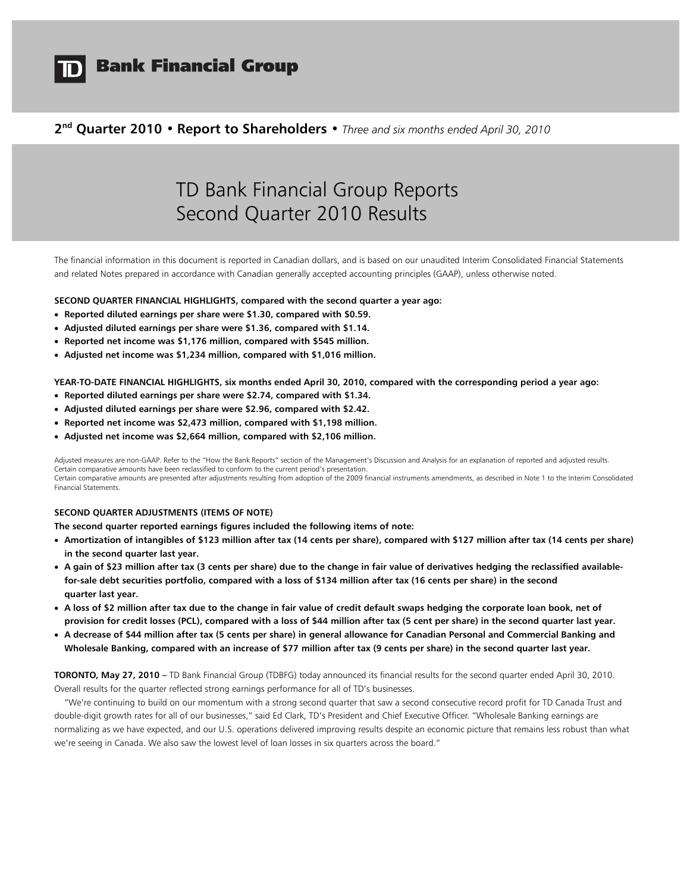# Bank Financial Group

**2[nd] Quarter 2010 • Report to Shareholders •** *Three and six months ended April 30, 2010*

# TD Bank Financial Group Reports Second Quarter 2010 Results

The financial information in this document is reported in Canadian dollars, and is based on our unaudited Interim Consolidated Financial Statements and related Notes prepared in accordance with Canadian generally accepted accounting principles (GAAP), unless otherwise noted.

**SECOND QUARTER FINANCIAL HIGHLIGHTS, compared with the second quarter a year ago:**

- **Reported diluted earnings per share were $1.30, compared with $0.59.**
- **Adjusted diluted earnings per share were $1.36, compared with $1.14.**
- **Reported net income was $1,176 million, compared with $545 million.**
- **Adjusted net income was $1,234 million, compared with $1,016 million.**

**YEAR-TO-DATE FINANCIAL HIGHLIGHTS, six months ended April 30, 2010, compared with the corresponding period a year ago:**

- **Reported diluted earnings per share were $2.74, compared with $1.34.**
- **Adjusted diluted earnings per share were $2.96, compared with $2.42.**
- **Reported net income was $2,473 million, compared with $1,198 million.**
- **Adjusted net income was $2,664 million, compared with $2,106 million.**

Adjusted measures are non-GAAP. Refer to the "How the Bank Reports" section of the Management's Discussion and Analysis for an explanation of reported and adjusted results.
Certain comparative amounts have been reclassified to conform to the current period's presentation.
Certain comparative amounts are presented after adjustments resulting from adoption of the 2009 financial instruments amendments, as described in Note 1 to the Interim Consolidated Financial Statements.

**SECOND QUARTER ADJUSTMENTS (ITEMS OF NOTE)**

**The second quarter reported earnings figures included the following items of note:**

- **Amortization of intangibles of $123 million after tax (14 cents per share), compared with $127 million after tax (14 cents per share) in the second quarter last year.**
- **A gain of $23 million after tax (3 cents per share) due to the change in fair value of derivatives hedging the reclassified available-for-sale debt securities portfolio, compared with a loss of $134 million after tax (16 cents per share) in the second quarter last year.**
- **A loss of $2 million after tax due to the change in fair value of credit default swaps hedging the corporate loan book, net of provision for credit losses (PCL), compared with a loss of $44 million after tax (5 cent per share) in the second quarter last year.**
- **A decrease of $44 million after tax (5 cents per share) in general allowance for Canadian Personal and Commercial Banking and Wholesale Banking, compared with an increase of $77 million after tax (9 cents per share) in the second quarter last year.**

**TORONTO, May 27, 2010 –** TD Bank Financial Group (TDBFG) today announced its financial results for the second quarter ended April 30, 2010. Overall results for the quarter reflected strong earnings performance for all of TD's businesses.

"We're continuing to build on our momentum with a strong second quarter that saw a second consecutive record profit for TD Canada Trust and double-digit growth rates for all of our businesses," said Ed Clark, TD's President and Chief Executive Officer. "Wholesale Banking earnings are normalizing as we have expected, and our U.S. operations delivered improving results despite an economic picture that remains less robust than what we're seeing in Canada. We also saw the lowest level of loan losses in six quarters across the board."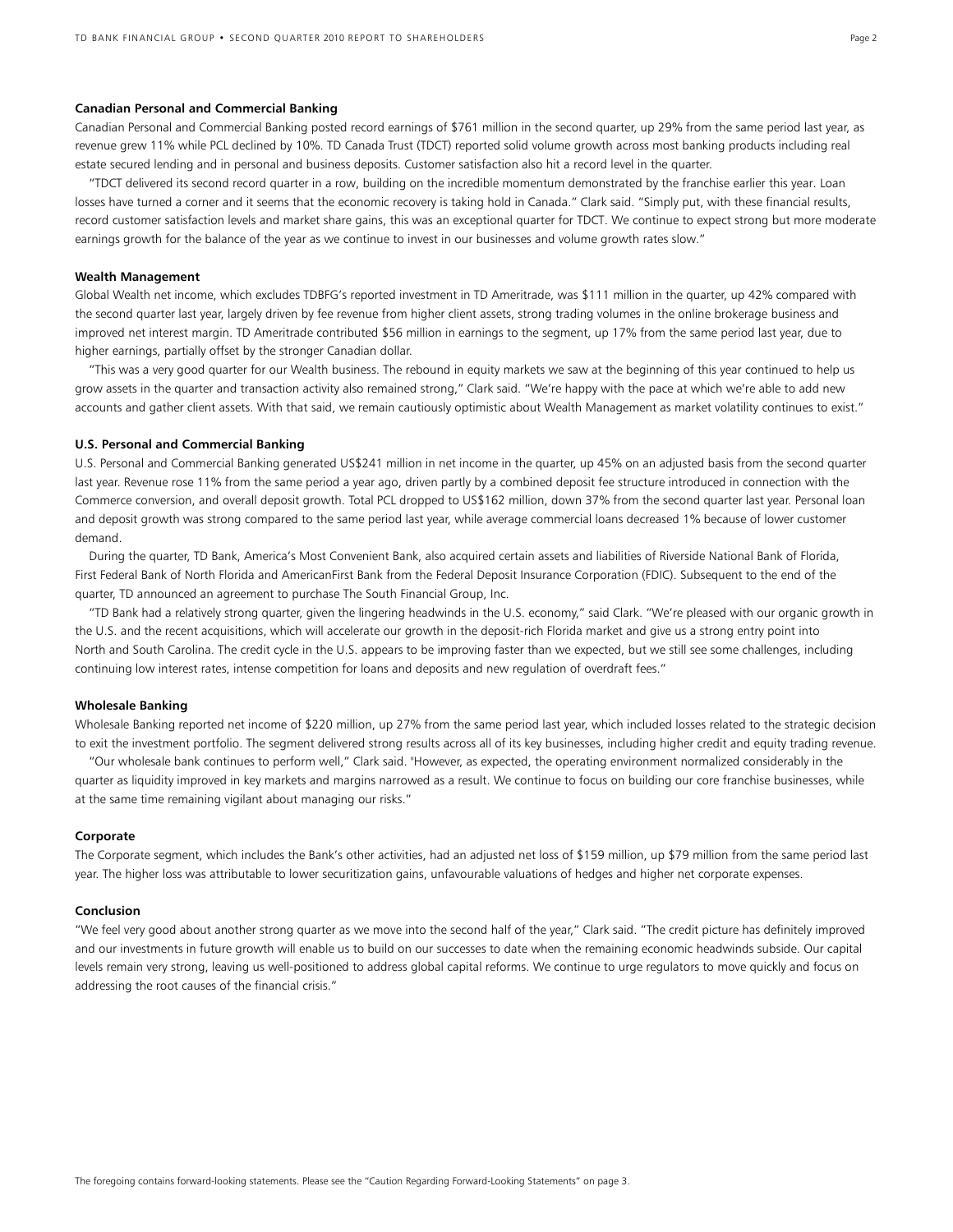### Canadian Personal and Commercial Banking

Canadian Personal and Commercial Banking posted record earnings of $761 million in the second quarter, up 29% from the same period last year, as revenue grew 11% while PCL declined by 10%. TD Canada Trust (TDCT) reported solid volume growth across most banking products including real estate secured lending and in personal and business deposits. Customer satisfaction also hit a record level in the quarter.

"TDCT delivered its second record quarter in a row, building on the incredible momentum demonstrated by the franchise earlier this year. Loan losses have turned a corner and it seems that the economic recovery is taking hold in Canada." Clark said. "Simply put, with these financial results, record customer satisfaction levels and market share gains, this was an exceptional quarter for TDCT. We continue to expect strong but more moderate earnings growth for the balance of the year as we continue to invest in our businesses and volume growth rates slow."

### Wealth Management

Global Wealth net income, which excludes TDBFG's reported investment in TD Ameritrade, was $111 million in the quarter, up 42% compared with the second quarter last year, largely driven by fee revenue from higher client assets, strong trading volumes in the online brokerage business and improved net interest margin. TD Ameritrade contributed $56 million in earnings to the segment, up 17% from the same period last year, due to higher earnings, partially offset by the stronger Canadian dollar.

"This was a very good quarter for our Wealth business. The rebound in equity markets we saw at the beginning of this year continued to help us grow assets in the quarter and transaction activity also remained strong," Clark said. "We're happy with the pace at which we're able to add new accounts and gather client assets. With that said, we remain cautiously optimistic about Wealth Management as market volatility continues to exist."

### U.S. Personal and Commercial Banking

U.S. Personal and Commercial Banking generated US$241 million in net income in the quarter, up 45% on an adjusted basis from the second quarter last year. Revenue rose 11% from the same period a year ago, driven partly by a combined deposit fee structure introduced in connection with the Commerce conversion, and overall deposit growth. Total PCL dropped to US$162 million, down 37% from the second quarter last year. Personal loan and deposit growth was strong compared to the same period last year, while average commercial loans decreased 1% because of lower customer demand.

During the quarter, TD Bank, America's Most Convenient Bank, also acquired certain assets and liabilities of Riverside National Bank of Florida, First Federal Bank of North Florida and AmericanFirst Bank from the Federal Deposit Insurance Corporation (FDIC). Subsequent to the end of the quarter, TD announced an agreement to purchase The South Financial Group, Inc.

"TD Bank had a relatively strong quarter, given the lingering headwinds in the U.S. economy," said Clark. "We're pleased with our organic growth in the U.S. and the recent acquisitions, which will accelerate our growth in the deposit-rich Florida market and give us a strong entry point into North and South Carolina. The credit cycle in the U.S. appears to be improving faster than we expected, but we still see some challenges, including continuing low interest rates, intense competition for loans and deposits and new regulation of overdraft fees."

### Wholesale Banking

Wholesale Banking reported net income of $220 million, up 27% from the same period last year, which included losses related to the strategic decision to exit the investment portfolio. The segment delivered strong results across all of its key businesses, including higher credit and equity trading revenue.

"Our wholesale bank continues to perform well," Clark said. "However, as expected, the operating environment normalized considerably in the quarter as liquidity improved in key markets and margins narrowed as a result. We continue to focus on building our core franchise businesses, while at the same time remaining vigilant about managing our risks."

### Corporate

The Corporate segment, which includes the Bank's other activities, had an adjusted net loss of $159 million, up $79 million from the same period last year. The higher loss was attributable to lower securitization gains, unfavourable valuations of hedges and higher net corporate expenses.

### Conclusion

"We feel very good about another strong quarter as we move into the second half of the year," Clark said. "The credit picture has definitely improved and our investments in future growth will enable us to build on our successes to date when the remaining economic headwinds subside. Our capital levels remain very strong, leaving us well-positioned to address global capital reforms. We continue to urge regulators to move quickly and focus on addressing the root causes of the financial crisis."

The foregoing contains forward-looking statements. Please see the "Caution Regarding Forward-Looking Statements" on page 3.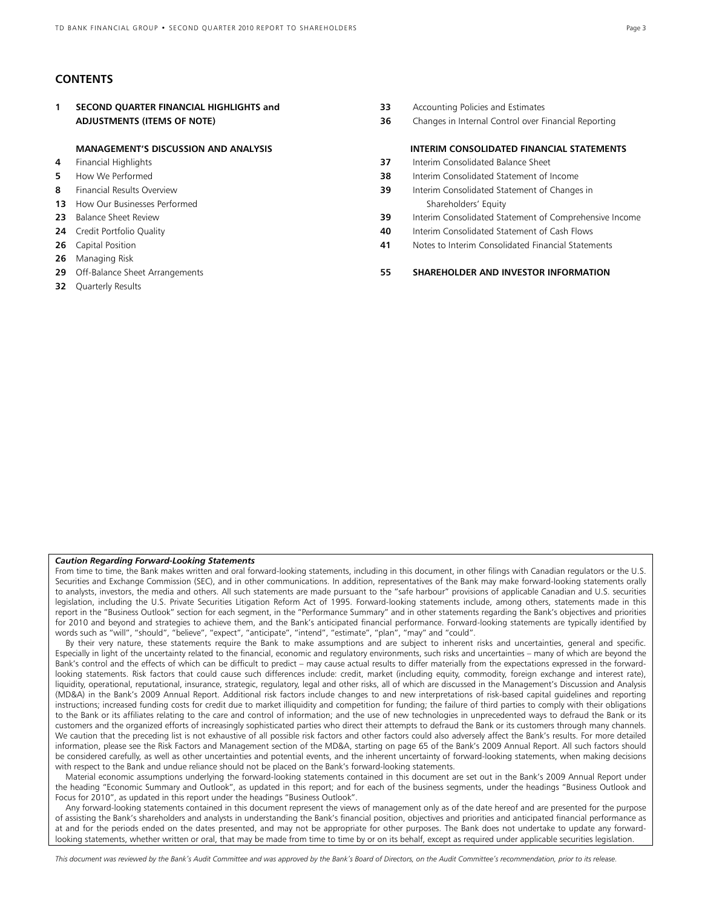## CONTENTS

**1** **SECOND QUARTER FINANCIAL HIGHLIGHTS and ADJUSTMENTS (ITEMS OF NOTE)**

**MANAGEMENT'S DISCUSSION AND ANALYSIS**

**4** Financial Highlights
**5** How We Performed
**8** Financial Results Overview
**13** How Our Businesses Performed
**23** Balance Sheet Review
**24** Credit Portfolio Quality
**26** Capital Position
**26** Managing Risk
**29** Off-Balance Sheet Arrangements
**32** Quarterly Results
**33** Accounting Policies and Estimates
**36** Changes in Internal Control over Financial Reporting

**INTERIM CONSOLIDATED FINANCIAL STATEMENTS**

**37** Interim Consolidated Balance Sheet
**38** Interim Consolidated Statement of Income
**39** Interim Consolidated Statement of Changes in Shareholders' Equity
**39** Interim Consolidated Statement of Comprehensive Income
**40** Interim Consolidated Statement of Cash Flows
**41** Notes to Interim Consolidated Financial Statements

**55** **SHAREHOLDER AND INVESTOR INFORMATION**

***Caution Regarding Forward-Looking Statements***

From time to time, the Bank makes written and oral forward-looking statements, including in this document, in other filings with Canadian regulators or the U.S. Securities and Exchange Commission (SEC), and in other communications. In addition, representatives of the Bank may make forward-looking statements orally to analysts, investors, the media and others. All such statements are made pursuant to the "safe harbour" provisions of applicable Canadian and U.S. securities legislation, including the U.S. Private Securities Litigation Reform Act of 1995. Forward-looking statements include, among others, statements made in this report in the "Business Outlook" section for each segment, in the "Performance Summary" and in other statements regarding the Bank's objectives and priorities for 2010 and beyond and strategies to achieve them, and the Bank's anticipated financial performance. Forward-looking statements are typically identified by words such as "will", "should", "believe", "expect", "anticipate", "intend", "estimate", "plan", "may" and "could".

By their very nature, these statements require the Bank to make assumptions and are subject to inherent risks and uncertainties, general and specific. Especially in light of the uncertainty related to the financial, economic and regulatory environments, such risks and uncertainties – many of which are beyond the Bank's control and the effects of which can be difficult to predict – may cause actual results to differ materially from the expectations expressed in the forward-looking statements. Risk factors that could cause such differences include: credit, market (including equity, commodity, foreign exchange and interest rate), liquidity, operational, reputational, insurance, strategic, regulatory, legal and other risks, all of which are discussed in the Management's Discussion and Analysis (MD&A) in the Bank's 2009 Annual Report. Additional risk factors include changes to and new interpretations of risk-based capital guidelines and reporting instructions; increased funding costs for credit due to market illiquidity and competition for funding; the failure of third parties to comply with their obligations to the Bank or its affiliates relating to the care and control of information; and the use of new technologies in unprecedented ways to defraud the Bank or its customers and the organized efforts of increasingly sophisticated parties who direct their attempts to defraud the Bank or its customers through many channels. We caution that the preceding list is not exhaustive of all possible risk factors and other factors could also adversely affect the Bank's results. For more detailed information, please see the Risk Factors and Management section of the MD&A, starting on page 65 of the Bank's 2009 Annual Report. All such factors should be considered carefully, as well as other uncertainties and potential events, and the inherent uncertainty of forward-looking statements, when making decisions with respect to the Bank and undue reliance should not be placed on the Bank's forward-looking statements.

Material economic assumptions underlying the forward-looking statements contained in this document are set out in the Bank's 2009 Annual Report under the heading "Economic Summary and Outlook", as updated in this report; and for each of the business segments, under the headings "Business Outlook and Focus for 2010", as updated in this report under the headings "Business Outlook".

Any forward-looking statements contained in this document represent the views of management only as of the date hereof and are presented for the purpose of assisting the Bank's shareholders and analysts in understanding the Bank's financial position, objectives and priorities and anticipated financial performance as at and for the periods ended on the dates presented, and may not be appropriate for other purposes. The Bank does not undertake to update any forward-looking statements, whether written or oral, that may be made from time to time by or on its behalf, except as required under applicable securities legislation.

*This document was reviewed by the Bank's Audit Committee and was approved by the Bank's Board of Directors, on the Audit Committee's recommendation, prior to its release.*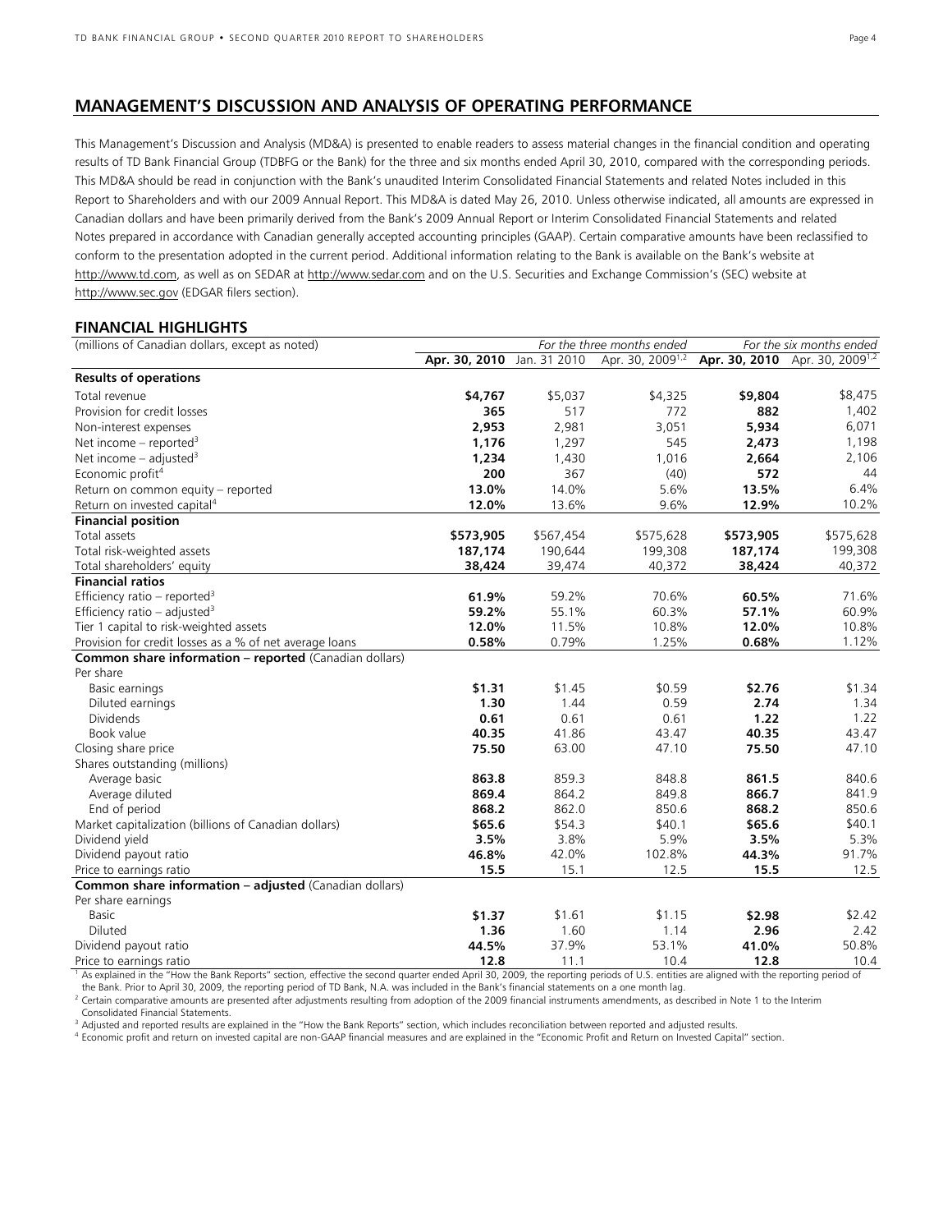## MANAGEMENT'S DISCUSSION AND ANALYSIS OF OPERATING PERFORMANCE

This Management's Discussion and Analysis (MD&A) is presented to enable readers to assess material changes in the financial condition and operating results of TD Bank Financial Group (TDBFG or the Bank) for the three and six months ended April 30, 2010, compared with the corresponding periods. This MD&A should be read in conjunction with the Bank's unaudited Interim Consolidated Financial Statements and related Notes included in this Report to Shareholders and with our 2009 Annual Report. This MD&A is dated May 26, 2010. Unless otherwise indicated, all amounts are expressed in Canadian dollars and have been primarily derived from the Bank's 2009 Annual Report or Interim Consolidated Financial Statements and related Notes prepared in accordance with Canadian generally accepted accounting principles (GAAP). Certain comparative amounts have been reclassified to conform to the presentation adopted in the current period. Additional information relating to the Bank is available on the Bank's website at http://www.td.com, as well as on SEDAR at http://www.sedar.com and on the U.S. Securities and Exchange Commission's (SEC) website at http://www.sec.gov (EDGAR filers section).

### FINANCIAL HIGHLIGHTS

| (millions of Canadian dollars, except as noted) | *For the three months ended* | | | *For the six months ended* | |
|---|---|---|---|---|---|
| | **Apr. 30, 2010** | Jan. 31 2010 | Apr. 30, 2009[1,2] | **Apr. 30, 2010** | Apr. 30, 2009[1,2] |
| **Results of operations** | | | | | |
| Total revenue | **$4,767** | $5,037 | $4,325 | **$9,804** | $8,475 |
| Provision for credit losses | **365** | 517 | 772 | **882** | 1,402 |
| Non-interest expenses | **2,953** | 2,981 | 3,051 | **5,934** | 6,071 |
| Net income – reported[3] | **1,176** | 1,297 | 545 | **2,473** | 1,198 |
| Net income – adjusted[3] | **1,234** | 1,430 | 1,016 | **2,664** | 2,106 |
| Economic profit[4] | **200** | 367 | (40) | **572** | 44 |
| Return on common equity – reported | **13.0%** | 14.0% | 5.6% | **13.5%** | 6.4% |
| Return on invested capital[4] | **12.0%** | 13.6% | 9.6% | **12.9%** | 10.2% |
| **Financial position** | | | | | |
| Total assets | **$573,905** | $567,454 | $575,628 | **$573,905** | $575,628 |
| Total risk-weighted assets | **187,174** | 190,644 | 199,308 | **187,174** | 199,308 |
| Total shareholders' equity | **38,424** | 39,474 | 40,372 | **38,424** | 40,372 |
| **Financial ratios** | | | | | |
| Efficiency ratio – reported[3] | **61.9%** | 59.2% | 70.6% | **60.5%** | 71.6% |
| Efficiency ratio – adjusted[3] | **59.2%** | 55.1% | 60.3% | **57.1%** | 60.9% |
| Tier 1 capital to risk-weighted assets | **12.0%** | 11.5% | 10.8% | **12.0%** | 10.8% |
| Provision for credit losses as a % of net average loans | **0.58%** | 0.79% | 1.25% | **0.68%** | 1.12% |
| **Common share information – reported** (Canadian dollars) | | | | | |
| Per share | | | | | |
| Basic earnings | **$1.31** | $1.45 | $0.59 | **$2.76** | $1.34 |
| Diluted earnings | **1.30** | 1.44 | 0.59 | **2.74** | 1.34 |
| Dividends | **0.61** | 0.61 | 0.61 | **1.22** | 1.22 |
| Book value | **40.35** | 41.86 | 43.47 | **40.35** | 43.47 |
| Closing share price | **75.50** | 63.00 | 47.10 | **75.50** | 47.10 |
| Shares outstanding (millions) | | | | | |
| Average basic | **863.8** | 859.3 | 848.8 | **861.5** | 840.6 |
| Average diluted | **869.4** | 864.2 | 849.8 | **866.7** | 841.9 |
| End of period | **868.2** | 862.0 | 850.6 | **868.2** | 850.6 |
| Market capitalization (billions of Canadian dollars) | **$65.6** | $54.3 | $40.1 | **$65.6** | $40.1 |
| Dividend yield | **3.5%** | 3.8% | 5.9% | **3.5%** | 5.3% |
| Dividend payout ratio | **46.8%** | 42.0% | 102.8% | **44.3%** | 91.7% |
| Price to earnings ratio | **15.5** | 15.1 | 12.5 | **15.5** | 12.5 |
| **Common share information – adjusted** (Canadian dollars) | | | | | |
| Per share earnings | | | | | |
| Basic | **$1.37** | $1.61 | $1.15 | **$2.98** | $2.42 |
| Diluted | **1.36** | 1.60 | 1.14 | **2.96** | 2.42 |
| Dividend payout ratio | **44.5%** | 37.9% | 53.1% | **41.0%** | 50.8% |
| Price to earnings ratio | **12.8** | 11.1 | 10.4 | **12.8** | 10.4 |

[1] As explained in the "How the Bank Reports" section, effective the second quarter ended April 30, 2009, the reporting periods of U.S. entities are aligned with the reporting period of the Bank. Prior to April 30, 2009, the reporting period of TD Bank, N.A. was included in the Bank's financial statements on a one month lag.

[2] Certain comparative amounts are presented after adjustments resulting from adoption of the 2009 financial instruments amendments, as described in Note 1 to the Interim Consolidated Financial Statements.

[3] Adjusted and reported results are explained in the "How the Bank Reports" section, which includes reconciliation between reported and adjusted results.

[4] Economic profit and return on invested capital are non-GAAP financial measures and are explained in the "Economic Profit and Return on Invested Capital" section.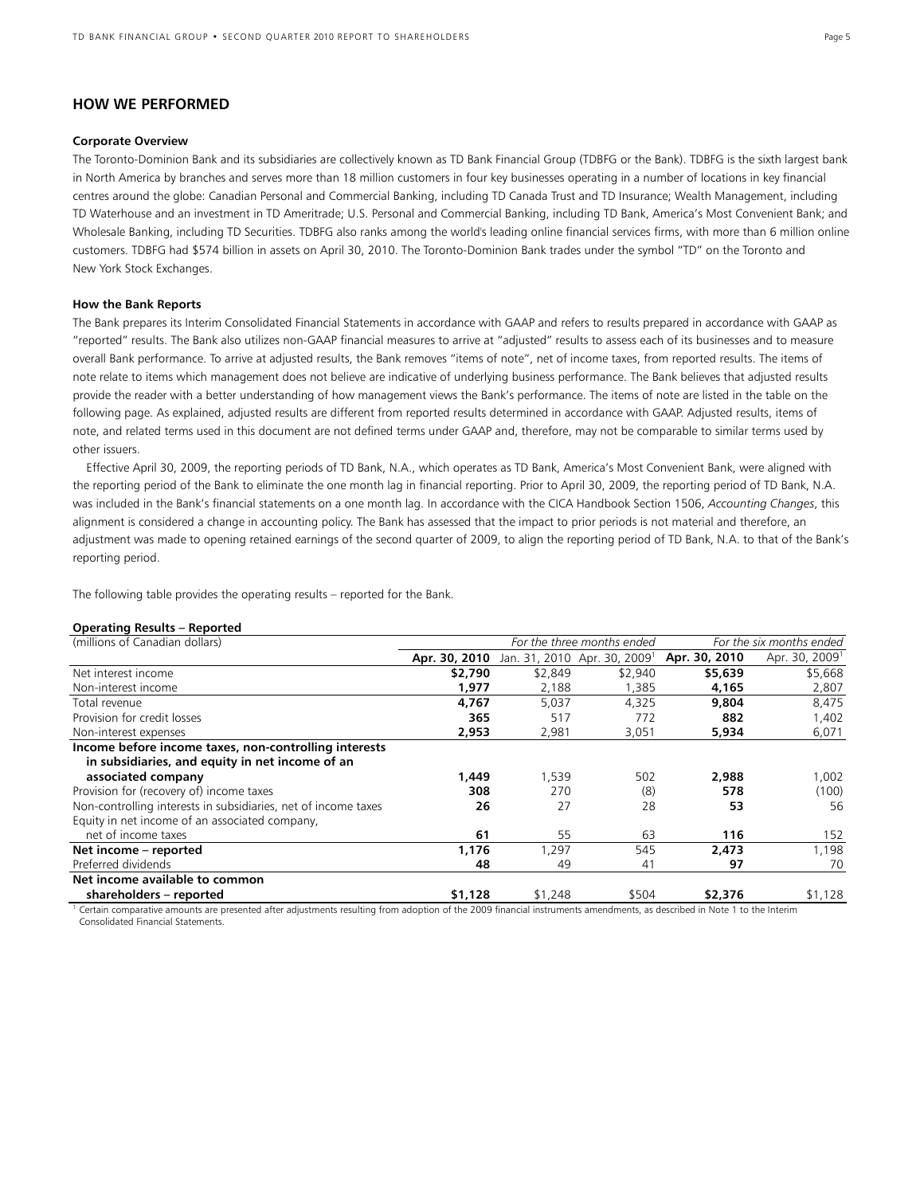## HOW WE PERFORMED

### Corporate Overview

The Toronto-Dominion Bank and its subsidiaries are collectively known as TD Bank Financial Group (TDBFG or the Bank). TDBFG is the sixth largest bank in North America by branches and serves more than 18 million customers in four key businesses operating in a number of locations in key financial centres around the globe: Canadian Personal and Commercial Banking, including TD Canada Trust and TD Insurance; Wealth Management, including TD Waterhouse and an investment in TD Ameritrade; U.S. Personal and Commercial Banking, including TD Bank, America's Most Convenient Bank; and Wholesale Banking, including TD Securities. TDBFG also ranks among the world's leading online financial services firms, with more than 6 million online customers. TDBFG had $574 billion in assets on April 30, 2010. The Toronto-Dominion Bank trades under the symbol "TD" on the Toronto and New York Stock Exchanges.

### How the Bank Reports

The Bank prepares its Interim Consolidated Financial Statements in accordance with GAAP and refers to results prepared in accordance with GAAP as "reported" results. The Bank also utilizes non-GAAP financial measures to arrive at "adjusted" results to assess each of its businesses and to measure overall Bank performance. To arrive at adjusted results, the Bank removes "items of note", net of income taxes, from reported results. The items of note relate to items which management does not believe are indicative of underlying business performance. The Bank believes that adjusted results provide the reader with a better understanding of how management views the Bank's performance. The items of note are listed in the table on the following page. As explained, adjusted results are different from reported results determined in accordance with GAAP. Adjusted results, items of note, and related terms used in this document are not defined terms under GAAP and, therefore, may not be comparable to similar terms used by other issuers.

Effective April 30, 2009, the reporting periods of TD Bank, N.A., which operates as TD Bank, America's Most Convenient Bank, were aligned with the reporting period of the Bank to eliminate the one month lag in financial reporting. Prior to April 30, 2009, the reporting period of TD Bank, N.A. was included in the Bank's financial statements on a one month lag. In accordance with the CICA Handbook Section 1506, *Accounting Changes*, this alignment is considered a change in accounting policy. The Bank has assessed that the impact to prior periods is not material and therefore, an adjustment was made to opening retained earnings of the second quarter of 2009, to align the reporting period of TD Bank, N.A. to that of the Bank's reporting period.

The following table provides the operating results – reported for the Bank.

**Operating Results – Reported**

| (millions of Canadian dollars) | *For the three months ended* | | | *For the six months ended* | |
|---|---|---|---|---|---|
| | **Apr. 30, 2010** | Jan. 31, 2010 | Apr. 30, 2009[1] | **Apr. 30, 2010** | Apr. 30, 2009[1] |
| Net interest income | **$2,790** | $2,849 | $2,940 | **$5,639** | $5,668 |
| Non-interest income | **1,977** | 2,188 | 1,385 | **4,165** | 2,807 |
| Total revenue | **4,767** | 5,037 | 4,325 | **9,804** | 8,475 |
| Provision for credit losses | **365** | 517 | 772 | **882** | 1,402 |
| Non-interest expenses | **2,953** | 2,981 | 3,051 | **5,934** | 6,071 |
| **Income before income taxes, non-controlling interests in subsidiaries, and equity in net income of an associated company** | **1,449** | 1,539 | 502 | **2,988** | 1,002 |
| Provision for (recovery of) income taxes | **308** | 270 | (8) | **578** | (100) |
| Non-controlling interests in subsidiaries, net of income taxes | **26** | 27 | 28 | **53** | 56 |
| Equity in net income of an associated company, net of income taxes | **61** | 55 | 63 | **116** | 152 |
| **Net income – reported** | **1,176** | 1,297 | 545 | **2,473** | 1,198 |
| Preferred dividends | **48** | 49 | 41 | **97** | 70 |
| **Net income available to common shareholders – reported** | **$1,128** | $1,248 | $504 | **$2,376** | $1,128 |

[1] Certain comparative amounts are presented after adjustments resulting from adoption of the 2009 financial instruments amendments, as described in Note 1 to the Interim Consolidated Financial Statements.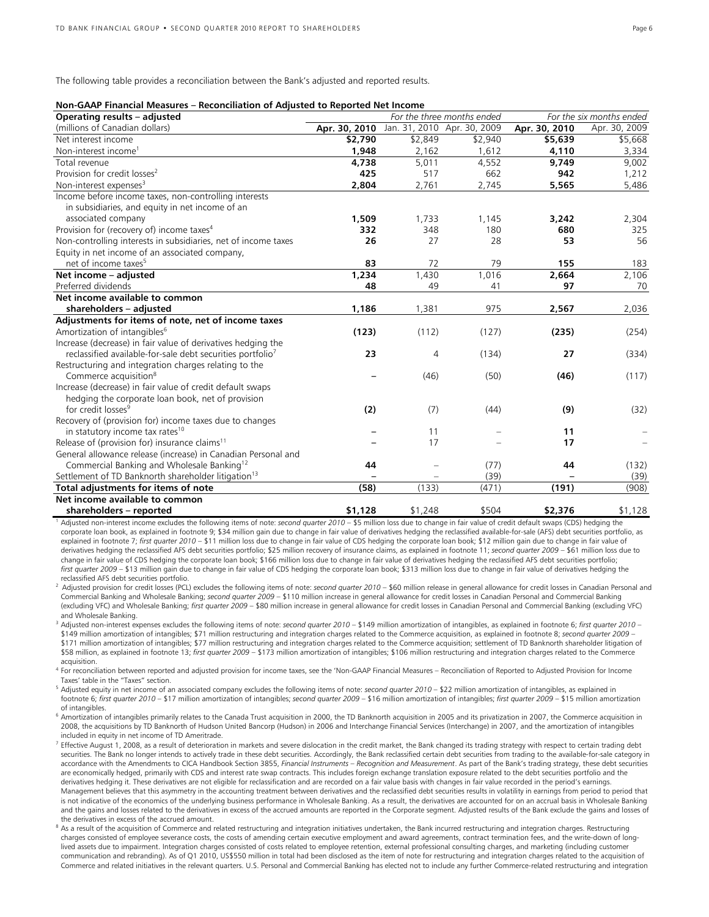The following table provides a reconciliation between the Bank's adjusted and reported results.

**Non-GAAP Financial Measures – Reconciliation of Adjusted to Reported Net Income**

| Operating results – adjusted | *For the three months ended* | | | *For the six months ended* | |
|---|---|---|---|---|---|
| (millions of Canadian dollars) | **Apr. 30, 2010** | Jan. 31, 2010 | Apr. 30, 2009 | **Apr. 30, 2010** | Apr. 30, 2009 |
| Net interest income | **$2,790** | $2,849 | $2,940 | **$5,639** | $5,668 |
| Non-interest income[1] | **1,948** | 2,162 | 1,612 | **4,110** | 3,334 |
| Total revenue | **4,738** | 5,011 | 4,552 | **9,749** | 9,002 |
| Provision for credit losses[2] | **425** | 517 | 662 | **942** | 1,212 |
| Non-interest expenses[3] | **2,804** | 2,761 | 2,745 | **5,565** | 5,486 |
| Income before income taxes, non-controlling interests in subsidiaries, and equity in net income of an associated company | **1,509** | 1,733 | 1,145 | **3,242** | 2,304 |
| Provision for (recovery of) income taxes[4] | **332** | 348 | 180 | **680** | 325 |
| Non-controlling interests in subsidiaries, net of income taxes | **26** | 27 | 28 | **53** | 56 |
| Equity in net income of an associated company, net of income taxes[5] | **83** | 72 | 79 | **155** | 183 |
| **Net income – adjusted** | **1,234** | 1,430 | 1,016 | **2,664** | 2,106 |
| Preferred dividends | **48** | 49 | 41 | **97** | 70 |
| **Net income available to common shareholders – adjusted** | **1,186** | 1,381 | 975 | **2,567** | 2,036 |
| **Adjustments for items of note, net of income taxes** | | | | | |
| Amortization of intangibles[6] | **(123)** | (112) | (127) | **(235)** | (254) |
| Increase (decrease) in fair value of derivatives hedging the reclassified available-for-sale debt securities portfolio[7] | **23** | 4 | (134) | **27** | (334) |
| Restructuring and integration charges relating to the Commerce acquisition[8] | **–** | (46) | (50) | **(46)** | (117) |
| Increase (decrease) in fair value of credit default swaps hedging the corporate loan book, net of provision for credit losses[9] | **(2)** | (7) | (44) | **(9)** | (32) |
| Recovery of (provision for) income taxes due to changes in statutory income tax rates[10] | **–** | 11 | – | **11** | – |
| Release of (provision for) insurance claims[11] | **–** | 17 | – | **17** | – |
| General allowance release (increase) in Canadian Personal and Commercial Banking and Wholesale Banking[12] | **44** | – | (77) | **44** | (132) |
| Settlement of TD Banknorth shareholder litigation[13] | **–** | – | (39) | **–** | (39) |
| **Total adjustments for items of note** | **(58)** | (133) | (471) | **(191)** | (908) |
| **Net income available to common shareholders – reported** | **$1,128** | $1,248 | $504 | **$2,376** | $1,128 |

[1] Adjusted non-interest income excludes the following items of note: *second quarter 2010* – $5 million loss due to change in fair value of credit default swaps (CDS) hedging the corporate loan book, as explained in footnote 9; $34 million gain due to change in fair value of derivatives hedging the reclassified available-for-sale (AFS) debt securities portfolio, as explained in footnote 7; *first quarter 2010* – $11 million loss due to change in fair value of CDS hedging the corporate loan book; $12 million gain due to change in fair value of derivatives hedging the reclassified AFS debt securities portfolio; $25 million recovery of insurance claims, as explained in footnote 11; *second quarter 2009* – $61 million loss due to change in fair value of CDS hedging the corporate loan book; $166 million loss due to change in fair value of derivatives hedging the reclassified AFS debt securities portfolio; *first quarter 2009* – $13 million gain due to change in fair value of CDS hedging the corporate loan book; $313 million loss due to change in fair value of derivatives hedging the reclassified AFS debt securities portfolio.

[2] Adjusted provision for credit losses (PCL) excludes the following items of note: *second quarter 2010* – $60 million release in general allowance for credit losses in Canadian Personal and Commercial Banking and Wholesale Banking; *second quarter 2009* – $110 million increase in general allowance for credit losses in Canadian Personal and Commercial Banking (excluding VFC) and Wholesale Banking; *first quarter 2009* – $80 million increase in general allowance for credit losses in Canadian Personal and Commercial Banking (excluding VFC) and Wholesale Banking.

[3] Adjusted non-interest expenses excludes the following items of note: *second quarter 2010* – $149 million amortization of intangibles, as explained in footnote 6; *first quarter 2010* – $149 million amortization of intangibles; $71 million restructuring and integration charges related to the Commerce acquisition, as explained in footnote 8; *second quarter 2009* – $171 million amortization of intangibles; $77 million restructuring and integration charges related to the Commerce acquisition; settlement of TD Banknorth shareholder litigation of $58 million, as explained in footnote 13; *first quarter 2009* – $173 million amortization of intangibles; $106 million restructuring and integration charges related to the Commerce acquisition.

[4] For reconciliation between reported and adjusted provision for income taxes, see the 'Non-GAAP Financial Measures – Reconciliation of Reported to Adjusted Provision for Income Taxes' table in the "Taxes" section.

[5] Adjusted equity in net income of an associated company excludes the following items of note: *second quarter 2010* – $22 million amortization of intangibles, as explained in footnote 6; *first quarter 2010* – $17 million amortization of intangibles; *second quarter 2009* – $16 million amortization of intangibles; *first quarter 2009* – $15 million amortization of intangibles.

[6] Amortization of intangibles primarily relates to the Canada Trust acquisition in 2000, the TD Banknorth acquisition in 2005 and its privatization in 2007, the Commerce acquisition in 2008, the acquisitions by TD Banknorth of Hudson United Bancorp (Hudson) in 2006 and Interchange Financial Services (Interchange) in 2007, and the amortization of intangibles included in equity in net income of TD Ameritrade.

[7] Effective August 1, 2008, as a result of deterioration in markets and severe dislocation in the credit market, the Bank changed its trading strategy with respect to certain trading debt securities. The Bank no longer intends to actively trade in these debt securities. Accordingly, the Bank reclassified certain debt securities from trading to the available-for-sale category in accordance with the Amendments to CICA Handbook Section 3855, *Financial Instruments – Recognition and Measurement*. As part of the Bank's trading strategy, these debt securities are economically hedged, primarily with CDS and interest rate swap contracts. This includes foreign exchange translation exposure related to the debt securities portfolio and the derivatives hedging it. These derivatives are not eligible for reclassification and are recorded on a fair value basis with changes in fair value recorded in the period's earnings. Management believes that this asymmetry in the accounting treatment between derivatives and the reclassified debt securities results in volatility in earnings from period to period that is not indicative of the economics of the underlying business performance in Wholesale Banking. As a result, the derivatives are accounted for on an accrual basis in Wholesale Banking and the gains and losses related to the derivatives in excess of the accrued amounts are reported in the Corporate segment. Adjusted results of the Bank exclude the gains and losses of the derivatives in excess of the accrued amount.

[8] As a result of the acquisition of Commerce and related restructuring and integration initiatives undertaken, the Bank incurred restructuring and integration charges. Restructuring charges consisted of employee severance costs, the costs of amending certain executive employment and award agreements, contract termination fees, and the write-down of long-lived assets due to impairment. Integration charges consisted of costs related to employee retention, external professional consulting charges, and marketing (including customer communication and rebranding). As of Q1 2010, US$550 million in total had been disclosed as the item of note for restructuring and integration charges related to the acquisition of Commerce and related initiatives in the relevant quarters. U.S. Personal and Commercial Banking has elected not to include any further Commerce-related restructuring and integration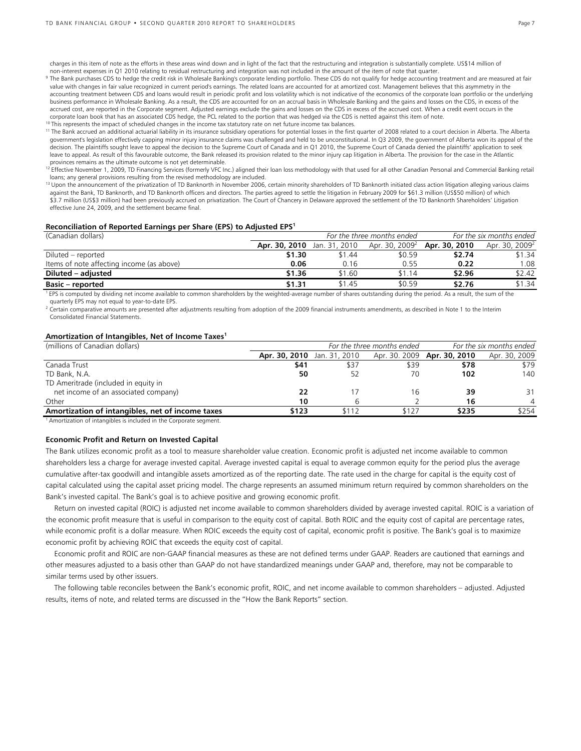charges in this item of note as the efforts in these areas wind down and in light of the fact that the restructuring and integration is substantially complete. US$14 million of non-interest expenses in Q1 2010 relating to residual restructuring and integration was not included in the amount of the item of note that quarter.

[9] The Bank purchases CDS to hedge the credit risk in Wholesale Banking's corporate lending portfolio. These CDS do not qualify for hedge accounting treatment and are measured at fair value with changes in fair value recognized in current period's earnings. The related loans are accounted for at amortized cost. Management believes that this asymmetry in the accounting treatment between CDS and loans would result in periodic profit and loss volatility which is not indicative of the economics of the corporate loan portfolio or the underlying business performance in Wholesale Banking. As a result, the CDS are accounted for on an accrual basis in Wholesale Banking and the gains and losses on the CDS, in excess of the accrued cost, are reported in the Corporate segment. Adjusted earnings exclude the gains and losses on the CDS in excess of the accrued cost. When a credit event occurs in the corporate loan book that has an associated CDS hedge, the PCL related to the portion that was hedged via the CDS is netted against this item of note.

[10] This represents the impact of scheduled changes in the income tax statutory rate on net future income tax balances.

[11] The Bank accrued an additional actuarial liability in its insurance subsidiary operations for potential losses in the first quarter of 2008 related to a court decision in Alberta. The Alberta government's legislation effectively capping minor injury insurance claims was challenged and held to be unconstitutional. In Q3 2009, the government of Alberta won its appeal of the decision. The plaintiffs sought leave to appeal the decision to the Supreme Court of Canada and in Q1 2010, the Supreme Court of Canada denied the plaintiffs' application to seek leave to appeal. As result of this favourable outcome, the Bank released its provision related to the minor injury cap litigation in Alberta. The provision for the case in the Atlantic provinces remains as the ultimate outcome is not yet determinable.

[12] Effective November 1, 2009, TD Financing Services (formerly VFC Inc.) aligned their loan loss methodology with that used for all other Canadian Personal and Commercial Banking retail loans; any general provisions resulting from the revised methodology are included.

[13] Upon the announcement of the privatization of TD Banknorth in November 2006, certain minority shareholders of TD Banknorth initiated class action litigation alleging various claims against the Bank, TD Banknorth, and TD Banknorth officers and directors. The parties agreed to settle the litigation in February 2009 for $61.3 million (US$50 million) of which $3.7 million (US$3 million) had been previously accrued on privatization. The Court of Chancery in Delaware approved the settlement of the TD Banknorth Shareholders' Litigation effective June 24, 2009, and the settlement became final.

**Reconciliation of Reported Earnings per Share (EPS) to Adjusted EPS[1]**

| (Canadian dollars) | *For the three months ended* | | | *For the six months ended* | |
|---|---|---|---|---|---|
| | **Apr. 30, 2010** | Jan. 31, 2010 | Apr. 30, 2009[2] | **Apr. 30, 2010** | Apr. 30, 2009[2] |
| Diluted – reported | **$1.30** | $1.44 | $0.59 | **$2.74** | $1.34 |
| Items of note affecting income (as above) | **0.06** | 0.16 | 0.55 | **0.22** | 1.08 |
| **Diluted – adjusted** | **$1.36** | $1.60 | $1.14 | **$2.96** | $2.42 |
| **Basic – reported** | **$1.31** | $1.45 | $0.59 | **$2.76** | $1.34 |

[1] EPS is computed by dividing net income available to common shareholders by the weighted-average number of shares outstanding during the period. As a result, the sum of the quarterly EPS may not equal to year-to-date EPS.

[2] Certain comparative amounts are presented after adjustments resulting from adoption of the 2009 financial instruments amendments, as described in Note 1 to the Interim Consolidated Financial Statements.

**Amortization of Intangibles, Net of Income Taxes[1]**

| (millions of Canadian dollars) | *For the three months ended* | | | *For the six months ended* | |
|---|---|---|---|---|---|
| | **Apr. 30, 2010** | Jan. 31, 2010 | Apr. 30. 2009 | **Apr. 30, 2010** | Apr. 30, 2009 |
| Canada Trust | **$41** | $37 | $39 | **$78** | $79 |
| TD Bank, N.A. | **50** | 52 | 70 | **102** | 140 |
| TD Ameritrade (included in equity in net income of an associated company) | **22** | 17 | 16 | **39** | 31 |
| Other | **10** | 6 | 2 | **16** | 4 |
| **Amortization of intangibles, net of income taxes** | **$123** | $112 | $127 | **$235** | $254 |

[1] Amortization of intangibles is included in the Corporate segment.

**Economic Profit and Return on Invested Capital**

The Bank utilizes economic profit as a tool to measure shareholder value creation. Economic profit is adjusted net income available to common shareholders less a charge for average invested capital. Average invested capital is equal to average common equity for the period plus the average cumulative after-tax goodwill and intangible assets amortized as of the reporting date. The rate used in the charge for capital is the equity cost of capital calculated using the capital asset pricing model. The charge represents an assumed minimum return required by common shareholders on the Bank's invested capital. The Bank's goal is to achieve positive and growing economic profit.

Return on invested capital (ROIC) is adjusted net income available to common shareholders divided by average invested capital. ROIC is a variation of the economic profit measure that is useful in comparison to the equity cost of capital. Both ROIC and the equity cost of capital are percentage rates, while economic profit is a dollar measure. When ROIC exceeds the equity cost of capital, economic profit is positive. The Bank's goal is to maximize economic profit by achieving ROIC that exceeds the equity cost of capital.

Economic profit and ROIC are non-GAAP financial measures as these are not defined terms under GAAP. Readers are cautioned that earnings and other measures adjusted to a basis other than GAAP do not have standardized meanings under GAAP and, therefore, may not be comparable to similar terms used by other issuers.

The following table reconciles between the Bank's economic profit, ROIC, and net income available to common shareholders – adjusted. Adjusted results, items of note, and related terms are discussed in the "How the Bank Reports" section.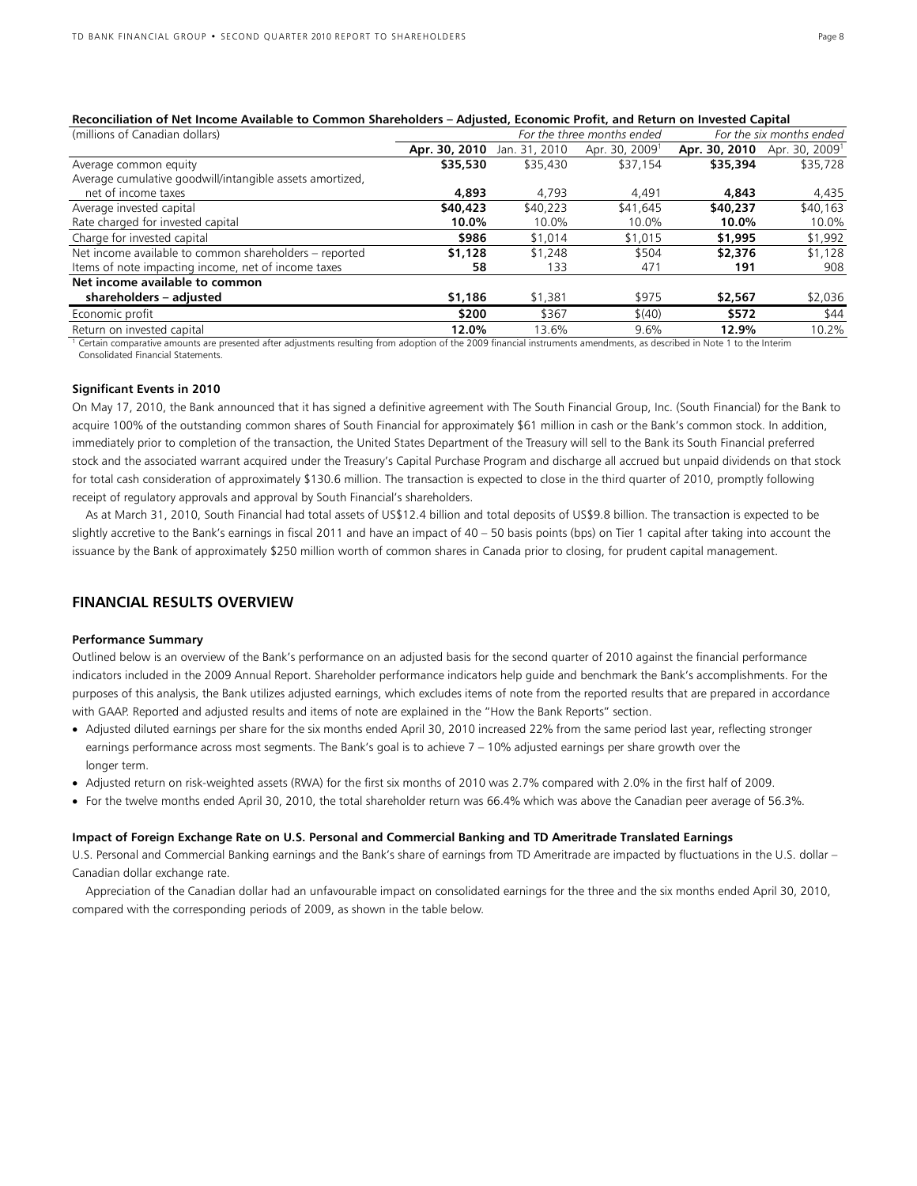**Reconciliation of Net Income Available to Common Shareholders – Adjusted, Economic Profit, and Return on Invested Capital**

| (millions of Canadian dollars) | *For the three months ended* | | | *For the six months ended* | |
|---|---|---|---|---|---|
| | **Apr. 30, 2010** | Jan. 31, 2010 | Apr. 30, 2009[1] | **Apr. 30, 2010** | Apr. 30, 2009[1] |
| Average common equity | **$35,530** | $35,430 | $37,154 | **$35,394** | $35,728 |
| Average cumulative goodwill/intangible assets amortized, net of income taxes | **4,893** | 4,793 | 4,491 | **4,843** | 4,435 |
| Average invested capital | **$40,423** | $40,223 | $41,645 | **$40,237** | $40,163 |
| Rate charged for invested capital | **10.0%** | 10.0% | 10.0% | **10.0%** | 10.0% |
| Charge for invested capital | **$986** | $1,014 | $1,015 | **$1,995** | $1,992 |
| Net income available to common shareholders – reported | **$1,128** | $1,248 | $504 | **$2,376** | $1,128 |
| Items of note impacting income, net of income taxes | **58** | 133 | 471 | **191** | 908 |
| **Net income available to common shareholders – adjusted** | **$1,186** | $1,381 | $975 | **$2,567** | $2,036 |
| Economic profit | **$200** | $367 | $(40) | **$572** | $44 |
| Return on invested capital | **12.0%** | 13.6% | 9.6% | **12.9%** | 10.2% |

[1] Certain comparative amounts are presented after adjustments resulting from adoption of the 2009 financial instruments amendments, as described in Note 1 to the Interim Consolidated Financial Statements.

**Significant Events in 2010**

On May 17, 2010, the Bank announced that it has signed a definitive agreement with The South Financial Group, Inc. (South Financial) for the Bank to acquire 100% of the outstanding common shares of South Financial for approximately $61 million in cash or the Bank's common stock. In addition, immediately prior to completion of the transaction, the United States Department of the Treasury will sell to the Bank its South Financial preferred stock and the associated warrant acquired under the Treasury's Capital Purchase Program and discharge all accrued but unpaid dividends on that stock for total cash consideration of approximately $130.6 million. The transaction is expected to close in the third quarter of 2010, promptly following receipt of regulatory approvals and approval by South Financial's shareholders.

As at March 31, 2010, South Financial had total assets of US$12.4 billion and total deposits of US$9.8 billion. The transaction is expected to be slightly accretive to the Bank's earnings in fiscal 2011 and have an impact of 40 – 50 basis points (bps) on Tier 1 capital after taking into account the issuance by the Bank of approximately $250 million worth of common shares in Canada prior to closing, for prudent capital management.

## FINANCIAL RESULTS OVERVIEW

**Performance Summary**

Outlined below is an overview of the Bank's performance on an adjusted basis for the second quarter of 2010 against the financial performance indicators included in the 2009 Annual Report. Shareholder performance indicators help guide and benchmark the Bank's accomplishments. For the purposes of this analysis, the Bank utilizes adjusted earnings, which excludes items of note from the reported results that are prepared in accordance with GAAP. Reported and adjusted results and items of note are explained in the "How the Bank Reports" section.

- Adjusted diluted earnings per share for the six months ended April 30, 2010 increased 22% from the same period last year, reflecting stronger earnings performance across most segments. The Bank's goal is to achieve 7 – 10% adjusted earnings per share growth over the longer term.
- Adjusted return on risk-weighted assets (RWA) for the first six months of 2010 was 2.7% compared with 2.0% in the first half of 2009.
- For the twelve months ended April 30, 2010, the total shareholder return was 66.4% which was above the Canadian peer average of 56.3%.

**Impact of Foreign Exchange Rate on U.S. Personal and Commercial Banking and TD Ameritrade Translated Earnings**

U.S. Personal and Commercial Banking earnings and the Bank's share of earnings from TD Ameritrade are impacted by fluctuations in the U.S. dollar – Canadian dollar exchange rate.

Appreciation of the Canadian dollar had an unfavourable impact on consolidated earnings for the three and the six months ended April 30, 2010, compared with the corresponding periods of 2009, as shown in the table below.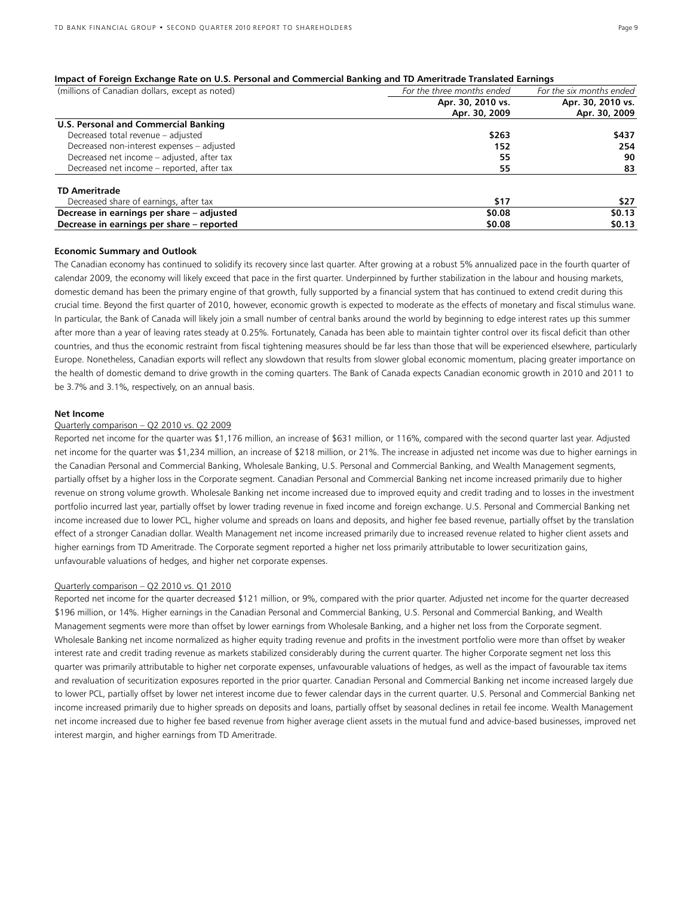**Impact of Foreign Exchange Rate on U.S. Personal and Commercial Banking and TD Ameritrade Translated Earnings**

| (millions of Canadian dollars, except as noted) | *For the three months ended* | *For the six months ended* |
|---|---|---|
| | **Apr. 30, 2010 vs. Apr. 30, 2009** | **Apr. 30, 2010 vs. Apr. 30, 2009** |
| **U.S. Personal and Commercial Banking** | | |
| Decreased total revenue – adjusted | **$263** | **$437** |
| Decreased non-interest expenses – adjusted | **152** | **254** |
| Decreased net income – adjusted, after tax | **55** | **90** |
| Decreased net income – reported, after tax | **55** | **83** |
| **TD Ameritrade** | | |
| Decreased share of earnings, after tax | **$17** | **$27** |
| **Decrease in earnings per share – adjusted** | **$0.08** | **$0.13** |
| **Decrease in earnings per share – reported** | **$0.08** | **$0.13** |

**Economic Summary and Outlook**

The Canadian economy has continued to solidify its recovery since last quarter. After growing at a robust 5% annualized pace in the fourth quarter of calendar 2009, the economy will likely exceed that pace in the first quarter. Underpinned by further stabilization in the labour and housing markets, domestic demand has been the primary engine of that growth, fully supported by a financial system that has continued to extend credit during this crucial time. Beyond the first quarter of 2010, however, economic growth is expected to moderate as the effects of monetary and fiscal stimulus wane. In particular, the Bank of Canada will likely join a small number of central banks around the world by beginning to edge interest rates up this summer after more than a year of leaving rates steady at 0.25%. Fortunately, Canada has been able to maintain tighter control over its fiscal deficit than other countries, and thus the economic restraint from fiscal tightening measures should be far less than those that will be experienced elsewhere, particularly Europe. Nonetheless, Canadian exports will reflect any slowdown that results from slower global economic momentum, placing greater importance on the health of domestic demand to drive growth in the coming quarters. The Bank of Canada expects Canadian economic growth in 2010 and 2011 to be 3.7% and 3.1%, respectively, on an annual basis.

**Net Income**

Quarterly comparison – Q2 2010 vs. Q2 2009

Reported net income for the quarter was $1,176 million, an increase of $631 million, or 116%, compared with the second quarter last year. Adjusted net income for the quarter was $1,234 million, an increase of $218 million, or 21%. The increase in adjusted net income was due to higher earnings in the Canadian Personal and Commercial Banking, Wholesale Banking, U.S. Personal and Commercial Banking, and Wealth Management segments, partially offset by a higher loss in the Corporate segment. Canadian Personal and Commercial Banking net income increased primarily due to higher revenue on strong volume growth. Wholesale Banking net income increased due to improved equity and credit trading and to losses in the investment portfolio incurred last year, partially offset by lower trading revenue in fixed income and foreign exchange. U.S. Personal and Commercial Banking net income increased due to lower PCL, higher volume and spreads on loans and deposits, and higher fee based revenue, partially offset by the translation effect of a stronger Canadian dollar. Wealth Management net income increased primarily due to increased revenue related to higher client assets and higher earnings from TD Ameritrade. The Corporate segment reported a higher net loss primarily attributable to lower securitization gains, unfavourable valuations of hedges, and higher net corporate expenses.

Quarterly comparison – Q2 2010 vs. Q1 2010

Reported net income for the quarter decreased $121 million, or 9%, compared with the prior quarter. Adjusted net income for the quarter decreased $196 million, or 14%. Higher earnings in the Canadian Personal and Commercial Banking, U.S. Personal and Commercial Banking, and Wealth Management segments were more than offset by lower earnings from Wholesale Banking, and a higher net loss from the Corporate segment. Wholesale Banking net income normalized as higher equity trading revenue and profits in the investment portfolio were more than offset by weaker interest rate and credit trading revenue as markets stabilized considerably during the current quarter. The higher Corporate segment net loss this quarter was primarily attributable to higher net corporate expenses, unfavourable valuations of hedges, as well as the impact of favourable tax items and revaluation of securitization exposures reported in the prior quarter. Canadian Personal and Commercial Banking net income increased largely due to lower PCL, partially offset by lower net interest income due to fewer calendar days in the current quarter. U.S. Personal and Commercial Banking net income increased primarily due to higher spreads on deposits and loans, partially offset by seasonal declines in retail fee income. Wealth Management net income increased due to higher fee based revenue from higher average client assets in the mutual fund and advice-based businesses, improved net interest margin, and higher earnings from TD Ameritrade.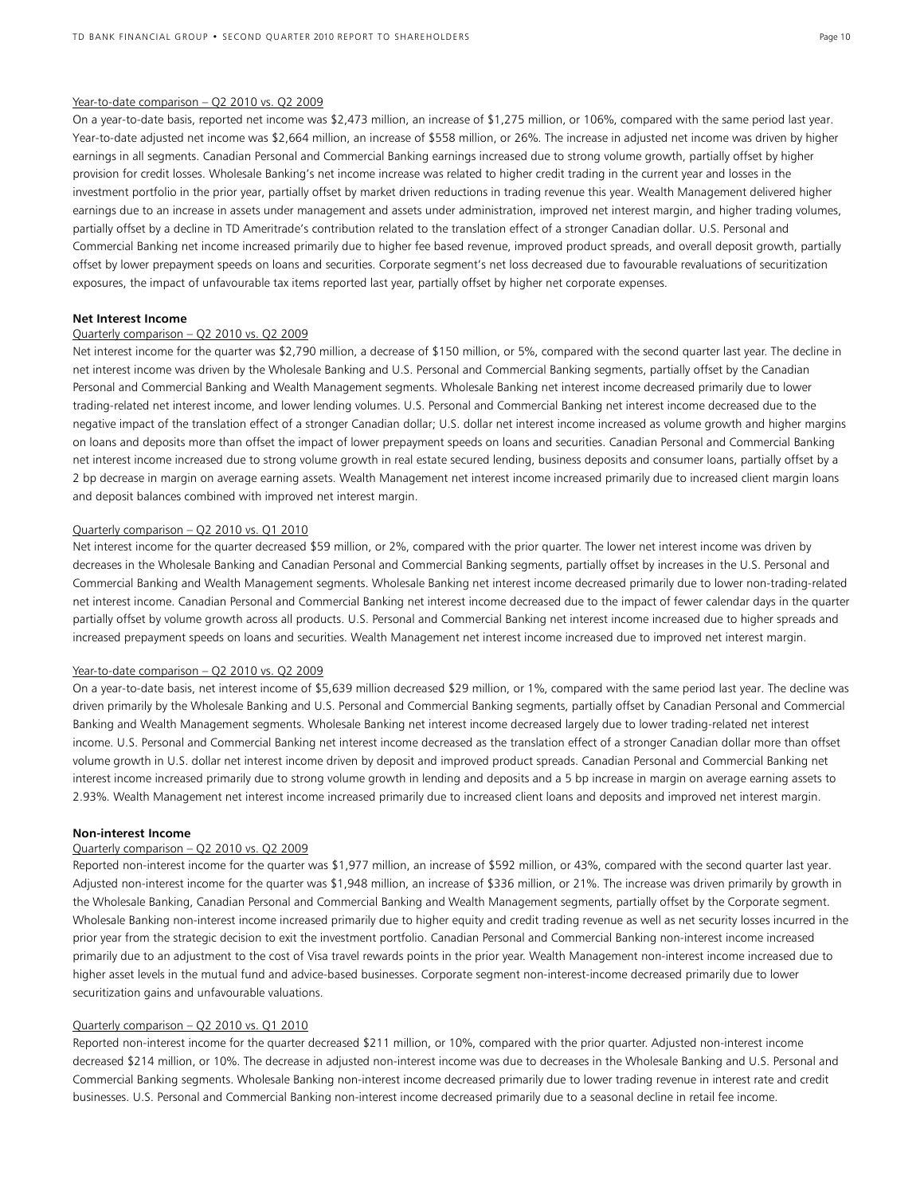Year-to-date comparison – Q2 2010 vs. Q2 2009

On a year-to-date basis, reported net income was $2,473 million, an increase of $1,275 million, or 106%, compared with the same period last year. Year-to-date adjusted net income was $2,664 million, an increase of $558 million, or 26%. The increase in adjusted net income was driven by higher earnings in all segments. Canadian Personal and Commercial Banking earnings increased due to strong volume growth, partially offset by higher provision for credit losses. Wholesale Banking's net income increase was related to higher credit trading in the current year and losses in the investment portfolio in the prior year, partially offset by market driven reductions in trading revenue this year. Wealth Management delivered higher earnings due to an increase in assets under management and assets under administration, improved net interest margin, and higher trading volumes, partially offset by a decline in TD Ameritrade's contribution related to the translation effect of a stronger Canadian dollar. U.S. Personal and Commercial Banking net income increased primarily due to higher fee based revenue, improved product spreads, and overall deposit growth, partially offset by lower prepayment speeds on loans and securities. Corporate segment's net loss decreased due to favourable revaluations of securitization exposures, the impact of unfavourable tax items reported last year, partially offset by higher net corporate expenses.

**Net Interest Income**

Quarterly comparison – Q2 2010 vs. Q2 2009

Net interest income for the quarter was $2,790 million, a decrease of $150 million, or 5%, compared with the second quarter last year. The decline in net interest income was driven by the Wholesale Banking and U.S. Personal and Commercial Banking segments, partially offset by the Canadian Personal and Commercial Banking and Wealth Management segments. Wholesale Banking net interest income decreased primarily due to lower trading-related net interest income, and lower lending volumes. U.S. Personal and Commercial Banking net interest income decreased due to the negative impact of the translation effect of a stronger Canadian dollar; U.S. dollar net interest income increased as volume growth and higher margins on loans and deposits more than offset the impact of lower prepayment speeds on loans and securities. Canadian Personal and Commercial Banking net interest income increased due to strong volume growth in real estate secured lending, business deposits and consumer loans, partially offset by a 2 bp decrease in margin on average earning assets. Wealth Management net interest income increased primarily due to increased client margin loans and deposit balances combined with improved net interest margin.

Quarterly comparison – Q2 2010 vs. Q1 2010

Net interest income for the quarter decreased $59 million, or 2%, compared with the prior quarter. The lower net interest income was driven by decreases in the Wholesale Banking and Canadian Personal and Commercial Banking segments, partially offset by increases in the U.S. Personal and Commercial Banking and Wealth Management segments. Wholesale Banking net interest income decreased primarily due to lower non-trading-related net interest income. Canadian Personal and Commercial Banking net interest income decreased due to the impact of fewer calendar days in the quarter partially offset by volume growth across all products. U.S. Personal and Commercial Banking net interest income increased due to higher spreads and increased prepayment speeds on loans and securities. Wealth Management net interest income increased due to improved net interest margin.

Year-to-date comparison – Q2 2010 vs. Q2 2009

On a year-to-date basis, net interest income of $5,639 million decreased $29 million, or 1%, compared with the same period last year. The decline was driven primarily by the Wholesale Banking and U.S. Personal and Commercial Banking segments, partially offset by Canadian Personal and Commercial Banking and Wealth Management segments. Wholesale Banking net interest income decreased largely due to lower trading-related net interest income. U.S. Personal and Commercial Banking net interest income decreased as the translation effect of a stronger Canadian dollar more than offset volume growth in U.S. dollar net interest income driven by deposit and improved product spreads. Canadian Personal and Commercial Banking net interest income increased primarily due to strong volume growth in lending and deposits and a 5 bp increase in margin on average earning assets to 2.93%. Wealth Management net interest income increased primarily due to increased client loans and deposits and improved net interest margin.

**Non-interest Income**

Quarterly comparison – Q2 2010 vs. Q2 2009

Reported non-interest income for the quarter was $1,977 million, an increase of $592 million, or 43%, compared with the second quarter last year. Adjusted non-interest income for the quarter was $1,948 million, an increase of $336 million, or 21%. The increase was driven primarily by growth in the Wholesale Banking, Canadian Personal and Commercial Banking and Wealth Management segments, partially offset by the Corporate segment. Wholesale Banking non-interest income increased primarily due to higher equity and credit trading revenue as well as net security losses incurred in the prior year from the strategic decision to exit the investment portfolio. Canadian Personal and Commercial Banking non-interest income increased primarily due to an adjustment to the cost of Visa travel rewards points in the prior year. Wealth Management non-interest income increased due to higher asset levels in the mutual fund and advice-based businesses. Corporate segment non-interest-income decreased primarily due to lower securitization gains and unfavourable valuations.

Quarterly comparison – Q2 2010 vs. Q1 2010

Reported non-interest income for the quarter decreased $211 million, or 10%, compared with the prior quarter. Adjusted non-interest income decreased $214 million, or 10%. The decrease in adjusted non-interest income was due to decreases in the Wholesale Banking and U.S. Personal and Commercial Banking segments. Wholesale Banking non-interest income decreased primarily due to lower trading revenue in interest rate and credit businesses. U.S. Personal and Commercial Banking non-interest income decreased primarily due to a seasonal decline in retail fee income.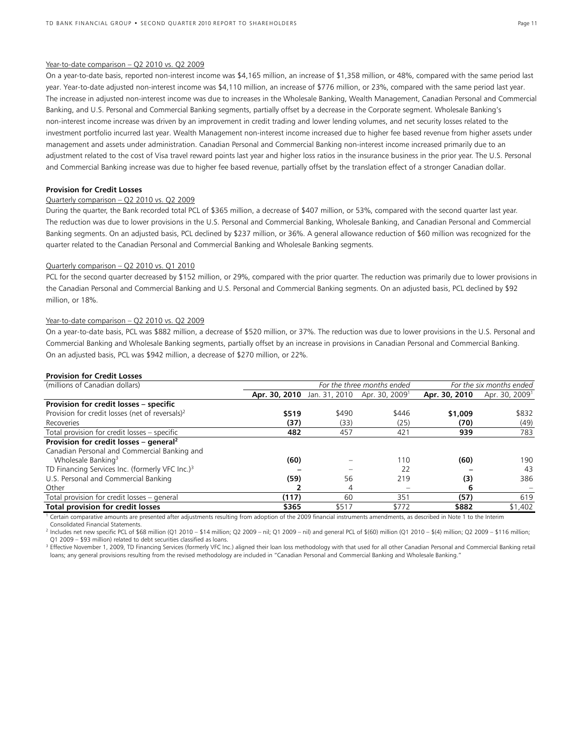Year-to-date comparison – Q2 2010 vs. Q2 2009

On a year-to-date basis, reported non-interest income was $4,165 million, an increase of $1,358 million, or 48%, compared with the same period last year. Year-to-date adjusted non-interest income was $4,110 million, an increase of $776 million, or 23%, compared with the same period last year. The increase in adjusted non-interest income was due to increases in the Wholesale Banking, Wealth Management, Canadian Personal and Commercial Banking, and U.S. Personal and Commercial Banking segments, partially offset by a decrease in the Corporate segment. Wholesale Banking's non-interest income increase was driven by an improvement in credit trading and lower lending volumes, and net security losses related to the investment portfolio incurred last year. Wealth Management non-interest income increased due to higher fee based revenue from higher assets under management and assets under administration. Canadian Personal and Commercial Banking non-interest income increased primarily due to an adjustment related to the cost of Visa travel reward points last year and higher loss ratios in the insurance business in the prior year. The U.S. Personal and Commercial Banking increase was due to higher fee based revenue, partially offset by the translation effect of a stronger Canadian dollar.

**Provision for Credit Losses**

Quarterly comparison – Q2 2010 vs. Q2 2009

During the quarter, the Bank recorded total PCL of $365 million, a decrease of $407 million, or 53%, compared with the second quarter last year. The reduction was due to lower provisions in the U.S. Personal and Commercial Banking, Wholesale Banking, and Canadian Personal and Commercial Banking segments. On an adjusted basis, PCL declined by $237 million, or 36%. A general allowance reduction of $60 million was recognized for the quarter related to the Canadian Personal and Commercial Banking and Wholesale Banking segments.

Quarterly comparison – Q2 2010 vs. Q1 2010

PCL for the second quarter decreased by $152 million, or 29%, compared with the prior quarter. The reduction was primarily due to lower provisions in the Canadian Personal and Commercial Banking and U.S. Personal and Commercial Banking segments. On an adjusted basis, PCL declined by $92 million, or 18%.

Year-to-date comparison – Q2 2010 vs. Q2 2009

On a year-to-date basis, PCL was $882 million, a decrease of $520 million, or 37%. The reduction was due to lower provisions in the U.S. Personal and Commercial Banking and Wholesale Banking segments, partially offset by an increase in provisions in Canadian Personal and Commercial Banking. On an adjusted basis, PCL was $942 million, a decrease of $270 million, or 22%.

**Provision for Credit Losses**

| (millions of Canadian dollars) | *For the three months ended* | | | *For the six months ended* | |
|---|---|---|---|---|---|
| | **Apr. 30, 2010** | Jan. 31, 2010 | Apr. 30, 2009[1] | **Apr. 30, 2010** | Apr. 30, 2009[1] |
| **Provision for credit losses – specific** | | | | | |
| Provision for credit losses (net of reversals)[2] | **$519** | $490 | $446 | **$1,009** | $832 |
| Recoveries | **(37)** | (33) | (25) | **(70)** | (49) |
| Total provision for credit losses – specific | **482** | 457 | 421 | **939** | 783 |
| **Provision for credit losses – general[2]** | | | | | |
| Canadian Personal and Commercial Banking and Wholesale Banking[3] | **(60)** | – | 110 | **(60)** | 190 |
| TD Financing Services Inc. (formerly VFC Inc.)[3] | **–** | – | 22 | **–** | 43 |
| U.S. Personal and Commercial Banking | **(59)** | 56 | 219 | **(3)** | 386 |
| Other | **2** | 4 | – | **6** | – |
| Total provision for credit losses – general | **(117)** | 60 | 351 | **(57)** | 619 |
| **Total provision for credit losses** | **$365** | $517 | $772 | **$882** | $1,402 |

[1] Certain comparative amounts are presented after adjustments resulting from adoption of the 2009 financial instruments amendments, as described in Note 1 to the Interim Consolidated Financial Statements.

[2] Includes net new specific PCL of $68 million (Q1 2010 – $14 million; Q2 2009 – nil; Q1 2009 – nil) and general PCL of $(60) million (Q1 2010 – $(4) million; Q2 2009 – $116 million; Q1 2009 – $93 million) related to debt securities classified as loans.

[3] Effective November 1, 2009, TD Financing Services (formerly VFC Inc.) aligned their loan loss methodology with that used for all other Canadian Personal and Commercial Banking retail loans; any general provisions resulting from the revised methodology are included in "Canadian Personal and Commercial Banking and Wholesale Banking."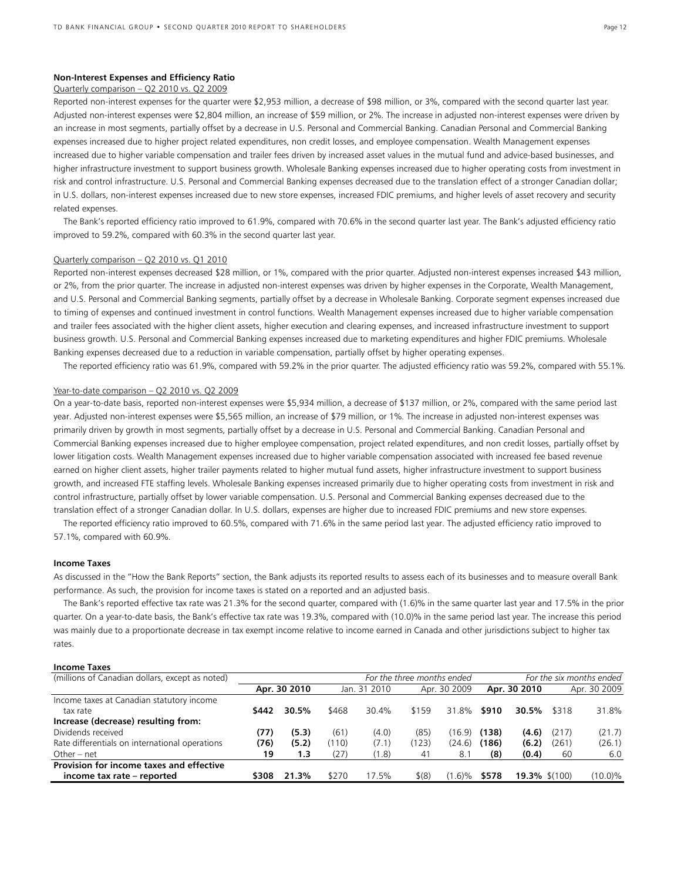### Non-Interest Expenses and Efficiency Ratio

Quarterly comparison – Q2 2010 vs. Q2 2009

Reported non-interest expenses for the quarter were $2,953 million, a decrease of $98 million, or 3%, compared with the second quarter last year. Adjusted non-interest expenses were $2,804 million, an increase of $59 million, or 2%. The increase in adjusted non-interest expenses were driven by an increase in most segments, partially offset by a decrease in U.S. Personal and Commercial Banking. Canadian Personal and Commercial Banking expenses increased due to higher project related expenditures, non credit losses, and employee compensation. Wealth Management expenses increased due to higher variable compensation and trailer fees driven by increased asset values in the mutual fund and advice-based businesses, and higher infrastructure investment to support business growth. Wholesale Banking expenses increased due to higher operating costs from investment in risk and control infrastructure. U.S. Personal and Commercial Banking expenses decreased due to the translation effect of a stronger Canadian dollar; in U.S. dollars, non-interest expenses increased due to new store expenses, increased FDIC premiums, and higher levels of asset recovery and security related expenses.

The Bank's reported efficiency ratio improved to 61.9%, compared with 70.6% in the second quarter last year. The Bank's adjusted efficiency ratio improved to 59.2%, compared with 60.3% in the second quarter last year.

Quarterly comparison – Q2 2010 vs. Q1 2010

Reported non-interest expenses decreased $28 million, or 1%, compared with the prior quarter. Adjusted non-interest expenses increased $43 million, or 2%, from the prior quarter. The increase in adjusted non-interest expenses was driven by higher expenses in the Corporate, Wealth Management, and U.S. Personal and Commercial Banking segments, partially offset by a decrease in Wholesale Banking. Corporate segment expenses increased due to timing of expenses and continued investment in control functions. Wealth Management expenses increased due to higher variable compensation and trailer fees associated with the higher client assets, higher execution and clearing expenses, and increased infrastructure investment to support business growth. U.S. Personal and Commercial Banking expenses increased due to marketing expenditures and higher FDIC premiums. Wholesale Banking expenses decreased due to a reduction in variable compensation, partially offset by higher operating expenses.

The reported efficiency ratio was 61.9%, compared with 59.2% in the prior quarter. The adjusted efficiency ratio was 59.2%, compared with 55.1%.

Year-to-date comparison – Q2 2010 vs. Q2 2009

On a year-to-date basis, reported non-interest expenses were $5,934 million, a decrease of $137 million, or 2%, compared with the same period last year. Adjusted non-interest expenses were $5,565 million, an increase of $79 million, or 1%. The increase in adjusted non-interest expenses was primarily driven by growth in most segments, partially offset by a decrease in U.S. Personal and Commercial Banking. Canadian Personal and Commercial Banking expenses increased due to higher employee compensation, project related expenditures, and non credit losses, partially offset by lower litigation costs. Wealth Management expenses increased due to higher variable compensation associated with increased fee based revenue earned on higher client assets, higher trailer payments related to higher mutual fund assets, higher infrastructure investment to support business growth, and increased FTE staffing levels. Wholesale Banking expenses increased primarily due to higher operating costs from investment in risk and control infrastructure, partially offset by lower variable compensation. U.S. Personal and Commercial Banking expenses decreased due to the translation effect of a stronger Canadian dollar. In U.S. dollars, expenses are higher due to increased FDIC premiums and new store expenses.

The reported efficiency ratio improved to 60.5%, compared with 71.6% in the same period last year. The adjusted efficiency ratio improved to 57.1%, compared with 60.9%.

### Income Taxes

As discussed in the "How the Bank Reports" section, the Bank adjusts its reported results to assess each of its businesses and to measure overall Bank performance. As such, the provision for income taxes is stated on a reported and an adjusted basis.

The Bank's reported effective tax rate was 21.3% for the second quarter, compared with (1.6)% in the same quarter last year and 17.5% in the prior quarter. On a year-to-date basis, the Bank's effective tax rate was 19.3%, compared with (10.0)% in the same period last year. The increase this period was mainly due to a proportionate decrease in tax exempt income relative to income earned in Canada and other jurisdictions subject to higher tax rates.

**Income Taxes**

| (millions of Canadian dollars, except as noted) | *For the three months ended* | | | | | | *For the six months ended* | | | |
|---|---|---|---|---|---|---|---|---|---|---|
| | **Apr. 30 2010** | | Jan. 31 2010 | | Apr. 30 2009 | | **Apr. 30 2010** | | Apr. 30 2009 | |
| Income taxes at Canadian statutory income tax rate | **$442** | **30.5%** | $468 | 30.4% | $159 | 31.8% | **$910** | **30.5%** | $318 | 31.8% |
| **Increase (decrease) resulting from:** | | | | | | | | | | |
| Dividends received | **(77)** | **(5.3)** | (61) | (4.0) | (85) | (16.9) | **(138)** | **(4.6)** | (217) | (21.7) |
| Rate differentials on international operations | **(76)** | **(5.2)** | (110) | (7.1) | (123) | (24.6) | **(186)** | **(6.2)** | (261) | (26.1) |
| Other – net | **19** | **1.3** | (27) | (1.8) | 41 | 8.1 | **(8)** | **(0.4)** | 60 | 6.0 |
| **Provision for income taxes and effective income tax rate – reported** | **$308** | **21.3%** | $270 | 17.5% | $(8) | (1.6)% | **$578** | **19.3%** | $(100) | (10.0)% |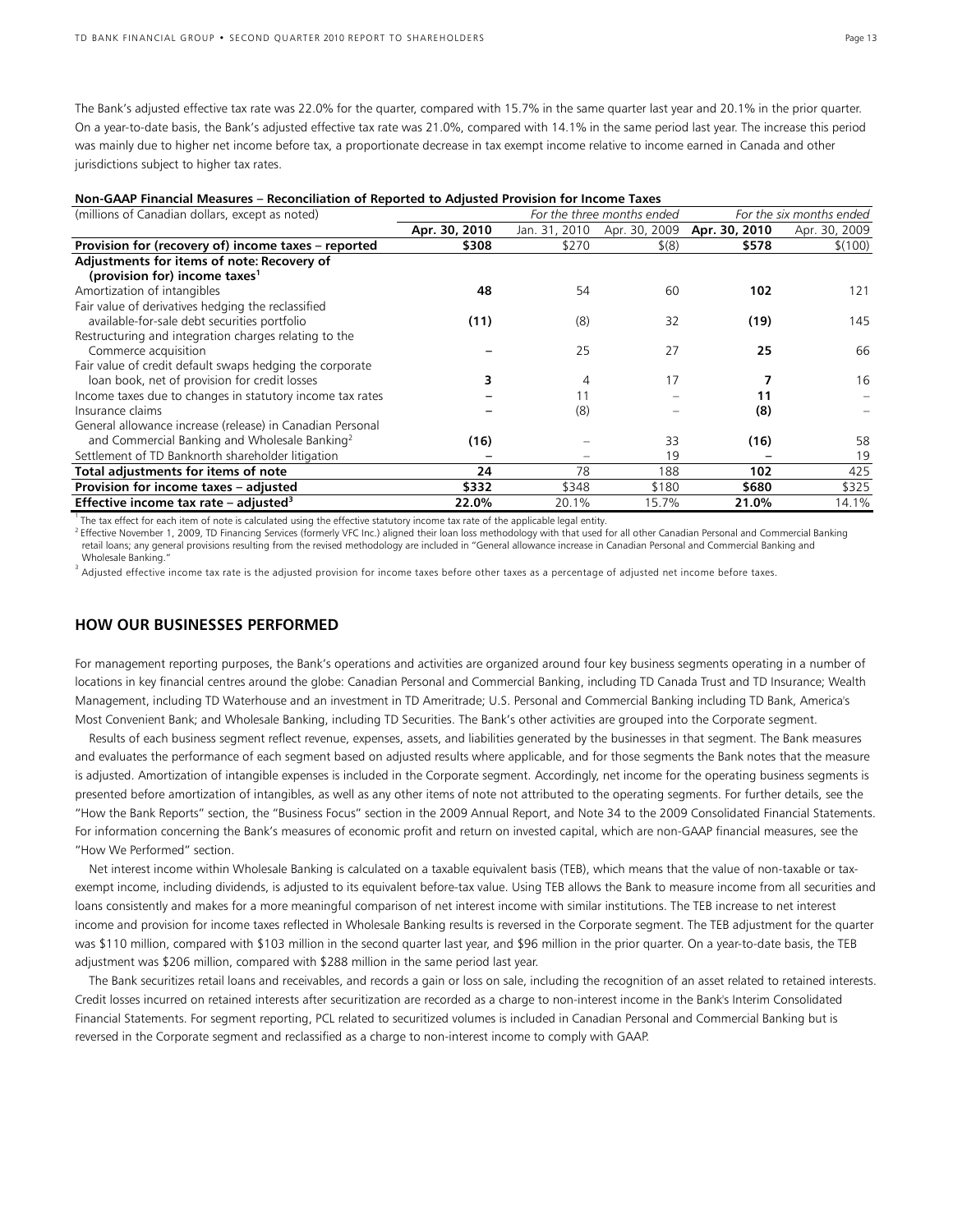The Bank's adjusted effective tax rate was 22.0% for the quarter, compared with 15.7% in the same quarter last year and 20.1% in the prior quarter. On a year-to-date basis, the Bank's adjusted effective tax rate was 21.0%, compared with 14.1% in the same period last year. The increase this period was mainly due to higher net income before tax, a proportionate decrease in tax exempt income relative to income earned in Canada and other jurisdictions subject to higher tax rates.

**Non-GAAP Financial Measures – Reconciliation of Reported to Adjusted Provision for Income Taxes**

| (millions of Canadian dollars, except as noted) | *For the three months ended* | | | *For the six months ended* | |
|---|---|---|---|---|---|
| | **Apr. 30, 2010** | Jan. 31, 2010 | Apr. 30, 2009 | **Apr. 30, 2010** | Apr. 30, 2009 |
| **Provision for (recovery of) income taxes – reported** | **$308** | $270 | $(8) | **$578** | $(100) |
| **Adjustments for items of note: Recovery of (provision for) income taxes[1]** | | | | | |
| Amortization of intangibles | **48** | 54 | 60 | **102** | 121 |
| Fair value of derivatives hedging the reclassified available-for-sale debt securities portfolio | **(11)** | (8) | 32 | **(19)** | 145 |
| Restructuring and integration charges relating to the Commerce acquisition | **–** | 25 | 27 | **25** | 66 |
| Fair value of credit default swaps hedging the corporate loan book, net of provision for credit losses | **3** | 4 | 17 | **7** | 16 |
| Income taxes due to changes in statutory income tax rates | **–** | 11 | – | **11** | – |
| Insurance claims | **–** | (8) | – | **(8)** | – |
| General allowance increase (release) in Canadian Personal and Commercial Banking and Wholesale Banking[2] | **(16)** | – | 33 | **(16)** | 58 |
| Settlement of TD Banknorth shareholder litigation | **–** | – | 19 | **–** | 19 |
| **Total adjustments for items of note** | **24** | 78 | 188 | **102** | 425 |
| **Provision for income taxes – adjusted** | **$332** | $348 | $180 | **$680** | $325 |
| **Effective income tax rate – adjusted[3]** | **22.0%** | 20.1% | 15.7% | **21.0%** | 14.1% |

[1] The tax effect for each item of note is calculated using the effective statutory income tax rate of the applicable legal entity.

[2] Effective November 1, 2009, TD Financing Services (formerly VFC Inc.) aligned their loan loss methodology with that used for all other Canadian Personal and Commercial Banking retail loans; any general provisions resulting from the revised methodology are included in "General allowance increase in Canadian Personal and Commercial Banking and Wholesale Banking."

[3] Adjusted effective income tax rate is the adjusted provision for income taxes before other taxes as a percentage of adjusted net income before taxes.

## HOW OUR BUSINESSES PERFORMED

For management reporting purposes, the Bank's operations and activities are organized around four key business segments operating in a number of locations in key financial centres around the globe: Canadian Personal and Commercial Banking, including TD Canada Trust and TD Insurance; Wealth Management, including TD Waterhouse and an investment in TD Ameritrade; U.S. Personal and Commercial Banking including TD Bank, America's Most Convenient Bank; and Wholesale Banking, including TD Securities. The Bank's other activities are grouped into the Corporate segment.

Results of each business segment reflect revenue, expenses, assets, and liabilities generated by the businesses in that segment. The Bank measures and evaluates the performance of each segment based on adjusted results where applicable, and for those segments the Bank notes that the measure is adjusted. Amortization of intangible expenses is included in the Corporate segment. Accordingly, net income for the operating business segments is presented before amortization of intangibles, as well as any other items of note not attributed to the operating segments. For further details, see the "How the Bank Reports" section, the "Business Focus" section in the 2009 Annual Report, and Note 34 to the 2009 Consolidated Financial Statements. For information concerning the Bank's measures of economic profit and return on invested capital, which are non-GAAP financial measures, see the "How We Performed" section.

Net interest income within Wholesale Banking is calculated on a taxable equivalent basis (TEB), which means that the value of non-taxable or tax-exempt income, including dividends, is adjusted to its equivalent before-tax value. Using TEB allows the Bank to measure income from all securities and loans consistently and makes for a more meaningful comparison of net interest income with similar institutions. The TEB increase to net interest income and provision for income taxes reflected in Wholesale Banking results is reversed in the Corporate segment. The TEB adjustment for the quarter was $110 million, compared with $103 million in the second quarter last year, and $96 million in the prior quarter. On a year-to-date basis, the TEB adjustment was $206 million, compared with $288 million in the same period last year.

The Bank securitizes retail loans and receivables, and records a gain or loss on sale, including the recognition of an asset related to retained interests. Credit losses incurred on retained interests after securitization are recorded as a charge to non-interest income in the Bank's Interim Consolidated Financial Statements. For segment reporting, PCL related to securitized volumes is included in Canadian Personal and Commercial Banking but is reversed in the Corporate segment and reclassified as a charge to non-interest income to comply with GAAP.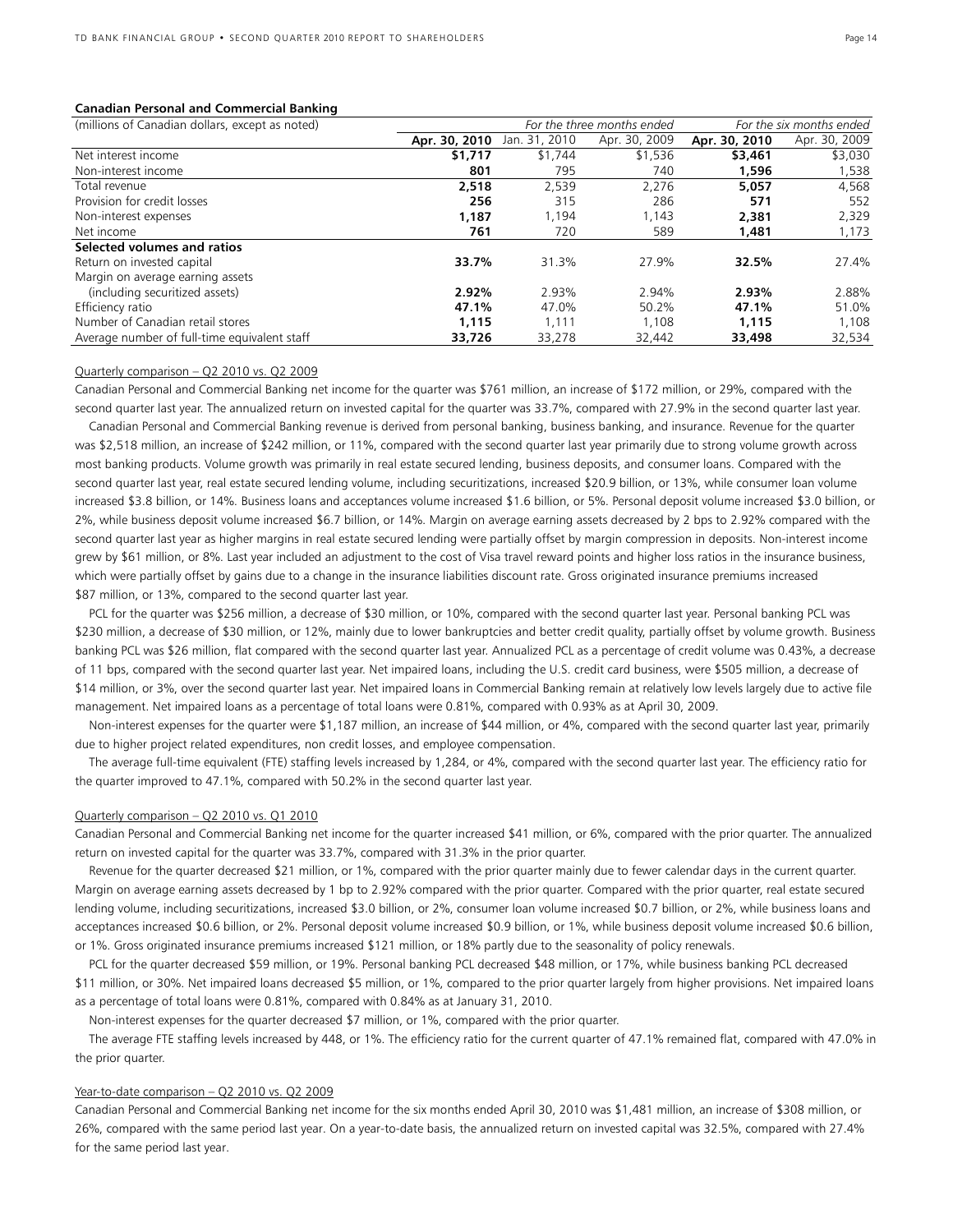**Canadian Personal and Commercial Banking**

| (millions of Canadian dollars, except as noted) | *For the three months ended* | | | *For the six months ended* | |
|---|---|---|---|---|---|
| | **Apr. 30, 2010** | Jan. 31, 2010 | Apr. 30, 2009 | **Apr. 30, 2010** | Apr. 30, 2009 |
| Net interest income | **$1,717** | $1,744 | $1,536 | **$3,461** | $3,030 |
| Non-interest income | **801** | 795 | 740 | **1,596** | 1,538 |
| Total revenue | **2,518** | 2,539 | 2,276 | **5,057** | 4,568 |
| Provision for credit losses | **256** | 315 | 286 | **571** | 552 |
| Non-interest expenses | **1,187** | 1,194 | 1,143 | **2,381** | 2,329 |
| Net income | **761** | 720 | 589 | **1,481** | 1,173 |
| **Selected volumes and ratios** | | | | | |
| Return on invested capital | **33.7%** | 31.3% | 27.9% | **32.5%** | 27.4% |
| Margin on average earning assets (including securitized assets) | **2.92%** | 2.93% | 2.94% | **2.93%** | 2.88% |
| Efficiency ratio | **47.1%** | 47.0% | 50.2% | **47.1%** | 51.0% |
| Number of Canadian retail stores | **1,115** | 1,111 | 1,108 | **1,115** | 1,108 |
| Average number of full-time equivalent staff | **33,726** | 33,278 | 32,442 | **33,498** | 32,534 |

Quarterly comparison – Q2 2010 vs. Q2 2009

Canadian Personal and Commercial Banking net income for the quarter was $761 million, an increase of $172 million, or 29%, compared with the second quarter last year. The annualized return on invested capital for the quarter was 33.7%, compared with 27.9% in the second quarter last year.

Canadian Personal and Commercial Banking revenue is derived from personal banking, business banking, and insurance. Revenue for the quarter was $2,518 million, an increase of $242 million, or 11%, compared with the second quarter last year primarily due to strong volume growth across most banking products. Volume growth was primarily in real estate secured lending, business deposits, and consumer loans. Compared with the second quarter last year, real estate secured lending volume, including securitizations, increased $20.9 billion, or 13%, while consumer loan volume increased $3.8 billion, or 14%. Business loans and acceptances volume increased $1.6 billion, or 5%. Personal deposit volume increased $3.0 billion, or 2%, while business deposit volume increased $6.7 billion, or 14%. Margin on average earning assets decreased by 2 bps to 2.92% compared with the second quarter last year as higher margins in real estate secured lending were partially offset by margin compression in deposits. Non-interest income grew by $61 million, or 8%. Last year included an adjustment to the cost of Visa travel reward points and higher loss ratios in the insurance business, which were partially offset by gains due to a change in the insurance liabilities discount rate. Gross originated insurance premiums increased $87 million, or 13%, compared to the second quarter last year.

PCL for the quarter was $256 million, a decrease of $30 million, or 10%, compared with the second quarter last year. Personal banking PCL was $230 million, a decrease of $30 million, or 12%, mainly due to lower bankruptcies and better credit quality, partially offset by volume growth. Business banking PCL was $26 million, flat compared with the second quarter last year. Annualized PCL as a percentage of credit volume was 0.43%, a decrease of 11 bps, compared with the second quarter last year. Net impaired loans, including the U.S. credit card business, were $505 million, a decrease of $14 million, or 3%, over the second quarter last year. Net impaired loans in Commercial Banking remain at relatively low levels largely due to active file management. Net impaired loans as a percentage of total loans were 0.81%, compared with 0.93% as at April 30, 2009.

Non-interest expenses for the quarter were $1,187 million, an increase of $44 million, or 4%, compared with the second quarter last year, primarily due to higher project related expenditures, non credit losses, and employee compensation.

The average full-time equivalent (FTE) staffing levels increased by 1,284, or 4%, compared with the second quarter last year. The efficiency ratio for the quarter improved to 47.1%, compared with 50.2% in the second quarter last year.

Quarterly comparison – Q2 2010 vs. Q1 2010

Canadian Personal and Commercial Banking net income for the quarter increased $41 million, or 6%, compared with the prior quarter. The annualized return on invested capital for the quarter was 33.7%, compared with 31.3% in the prior quarter.

Revenue for the quarter decreased $21 million, or 1%, compared with the prior quarter mainly due to fewer calendar days in the current quarter. Margin on average earning assets decreased by 1 bp to 2.92% compared with the prior quarter. Compared with the prior quarter, real estate secured lending volume, including securitizations, increased $3.0 billion, or 2%, consumer loan volume increased $0.7 billion, or 2%, while business loans and acceptances increased $0.6 billion, or 2%. Personal deposit volume increased $0.9 billion, or 1%, while business deposit volume increased $0.6 billion, or 1%. Gross originated insurance premiums increased $121 million, or 18% partly due to the seasonality of policy renewals.

PCL for the quarter decreased $59 million, or 19%. Personal banking PCL decreased $48 million, or 17%, while business banking PCL decreased $11 million, or 30%. Net impaired loans decreased $5 million, or 1%, compared to the prior quarter largely from higher provisions. Net impaired loans as a percentage of total loans were 0.81%, compared with 0.84% as at January 31, 2010.

Non-interest expenses for the quarter decreased $7 million, or 1%, compared with the prior quarter.

The average FTE staffing levels increased by 448, or 1%. The efficiency ratio for the current quarter of 47.1% remained flat, compared with 47.0% in the prior quarter.

Year-to-date comparison – Q2 2010 vs. Q2 2009

Canadian Personal and Commercial Banking net income for the six months ended April 30, 2010 was $1,481 million, an increase of $308 million, or 26%, compared with the same period last year. On a year-to-date basis, the annualized return on invested capital was 32.5%, compared with 27.4% for the same period last year.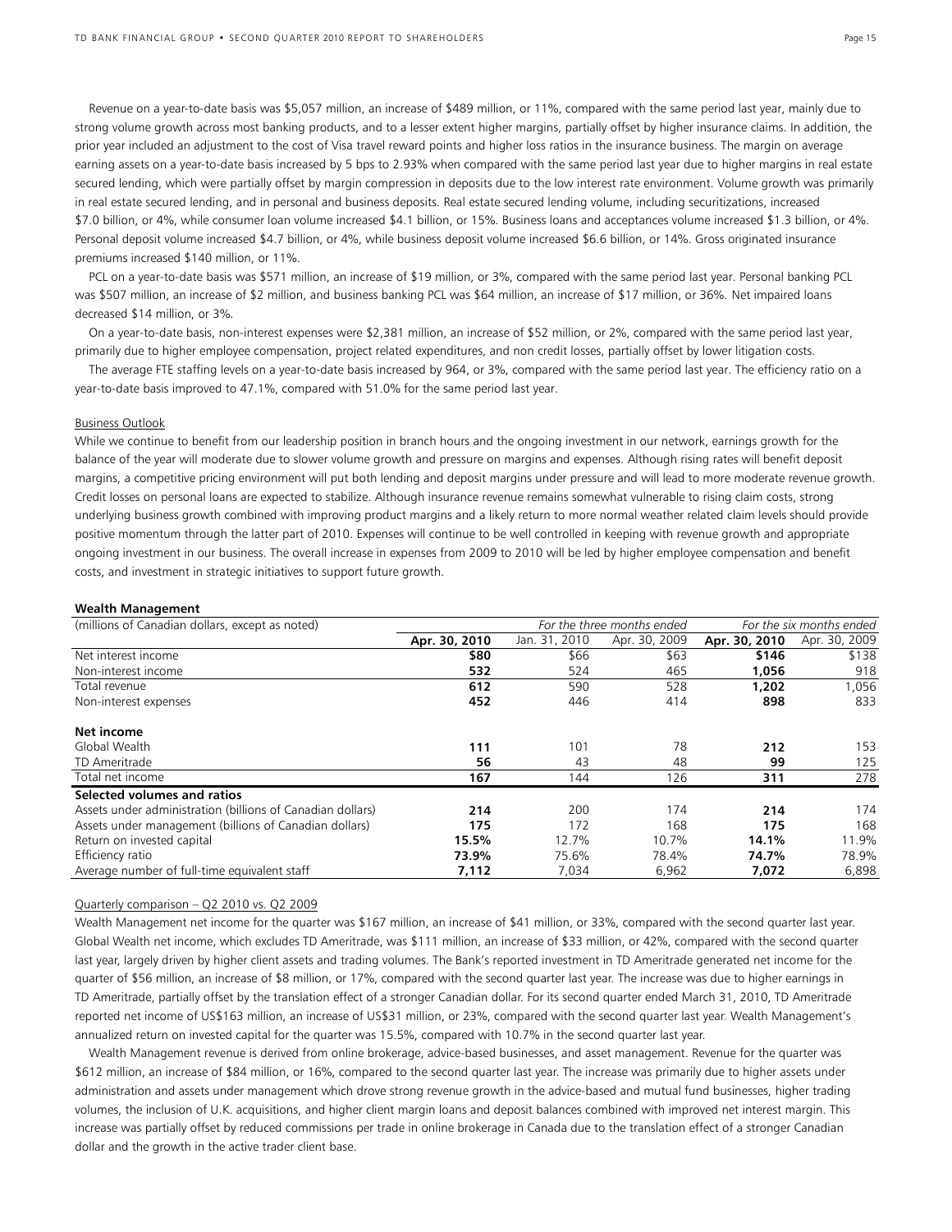Revenue on a year-to-date basis was $5,057 million, an increase of $489 million, or 11%, compared with the same period last year, mainly due to strong volume growth across most banking products, and to a lesser extent higher margins, partially offset by higher insurance claims. In addition, the prior year included an adjustment to the cost of Visa travel reward points and higher loss ratios in the insurance business. The margin on average earning assets on a year-to-date basis increased by 5 bps to 2.93% when compared with the same period last year due to higher margins in real estate secured lending, which were partially offset by margin compression in deposits due to the low interest rate environment. Volume growth was primarily in real estate secured lending, and in personal and business deposits. Real estate secured lending volume, including securitizations, increased $7.0 billion, or 4%, while consumer loan volume increased $4.1 billion, or 15%. Business loans and acceptances volume increased $1.3 billion, or 4%. Personal deposit volume increased $4.7 billion, or 4%, while business deposit volume increased $6.6 billion, or 14%. Gross originated insurance premiums increased $140 million, or 11%.

PCL on a year-to-date basis was $571 million, an increase of $19 million, or 3%, compared with the same period last year. Personal banking PCL was $507 million, an increase of $2 million, and business banking PCL was $64 million, an increase of $17 million, or 36%. Net impaired loans decreased $14 million, or 3%.

On a year-to-date basis, non-interest expenses were $2,381 million, an increase of $52 million, or 2%, compared with the same period last year, primarily due to higher employee compensation, project related expenditures, and non credit losses, partially offset by lower litigation costs.

The average FTE staffing levels on a year-to-date basis increased by 964, or 3%, compared with the same period last year. The efficiency ratio on a year-to-date basis improved to 47.1%, compared with 51.0% for the same period last year.

Business Outlook

While we continue to benefit from our leadership position in branch hours and the ongoing investment in our network, earnings growth for the balance of the year will moderate due to slower volume growth and pressure on margins and expenses. Although rising rates will benefit deposit margins, a competitive pricing environment will put both lending and deposit margins under pressure and will lead to more moderate revenue growth. Credit losses on personal loans are expected to stabilize. Although insurance revenue remains somewhat vulnerable to rising claim costs, strong underlying business growth combined with improving product margins and a likely return to more normal weather related claim levels should provide positive momentum through the latter part of 2010. Expenses will continue to be well controlled in keeping with revenue growth and appropriate ongoing investment in our business. The overall increase in expenses from 2009 to 2010 will be led by higher employee compensation and benefit costs, and investment in strategic initiatives to support future growth.

**Wealth Management**

| (millions of Canadian dollars, except as noted) | *For the three months ended* | | | *For the six months ended* | |
|---|---|---|---|---|---|
| | **Apr. 30, 2010** | Jan. 31, 2010 | Apr. 30, 2009 | **Apr. 30, 2010** | Apr. 30, 2009 |
| Net interest income | **$80** | $66 | $63 | **$146** | $138 |
| Non-interest income | **532** | 524 | 465 | **1,056** | 918 |
| Total revenue | **612** | 590 | 528 | **1,202** | 1,056 |
| Non-interest expenses | **452** | 446 | 414 | **898** | 833 |
| **Net income** | | | | | |
| Global Wealth | **111** | 101 | 78 | **212** | 153 |
| TD Ameritrade | **56** | 43 | 48 | **99** | 125 |
| Total net income | **167** | 144 | 126 | **311** | 278 |
| **Selected volumes and ratios** | | | | | |
| Assets under administration (billions of Canadian dollars) | **214** | 200 | 174 | **214** | 174 |
| Assets under management (billions of Canadian dollars) | **175** | 172 | 168 | **175** | 168 |
| Return on invested capital | **15.5%** | 12.7% | 10.7% | **14.1%** | 11.9% |
| Efficiency ratio | **73.9%** | 75.6% | 78.4% | **74.7%** | 78.9% |
| Average number of full-time equivalent staff | **7,112** | 7,034 | 6,962 | **7,072** | 6,898 |

Quarterly comparison – Q2 2010 vs. Q2 2009

Wealth Management net income for the quarter was $167 million, an increase of $41 million, or 33%, compared with the second quarter last year. Global Wealth net income, which excludes TD Ameritrade, was $111 million, an increase of $33 million, or 42%, compared with the second quarter last year, largely driven by higher client assets and trading volumes. The Bank's reported investment in TD Ameritrade generated net income for the quarter of $56 million, an increase of $8 million, or 17%, compared with the second quarter last year. The increase was due to higher earnings in TD Ameritrade, partially offset by the translation effect of a stronger Canadian dollar. For its second quarter ended March 31, 2010, TD Ameritrade reported net income of US$163 million, an increase of US$31 million, or 23%, compared with the second quarter last year. Wealth Management's annualized return on invested capital for the quarter was 15.5%, compared with 10.7% in the second quarter last year.

Wealth Management revenue is derived from online brokerage, advice-based businesses, and asset management. Revenue for the quarter was $612 million, an increase of $84 million, or 16%, compared to the second quarter last year. The increase was primarily due to higher assets under administration and assets under management which drove strong revenue growth in the advice-based and mutual fund businesses, higher trading volumes, the inclusion of U.K. acquisitions, and higher client margin loans and deposit balances combined with improved net interest margin. This increase was partially offset by reduced commissions per trade in online brokerage in Canada due to the translation effect of a stronger Canadian dollar and the growth in the active trader client base.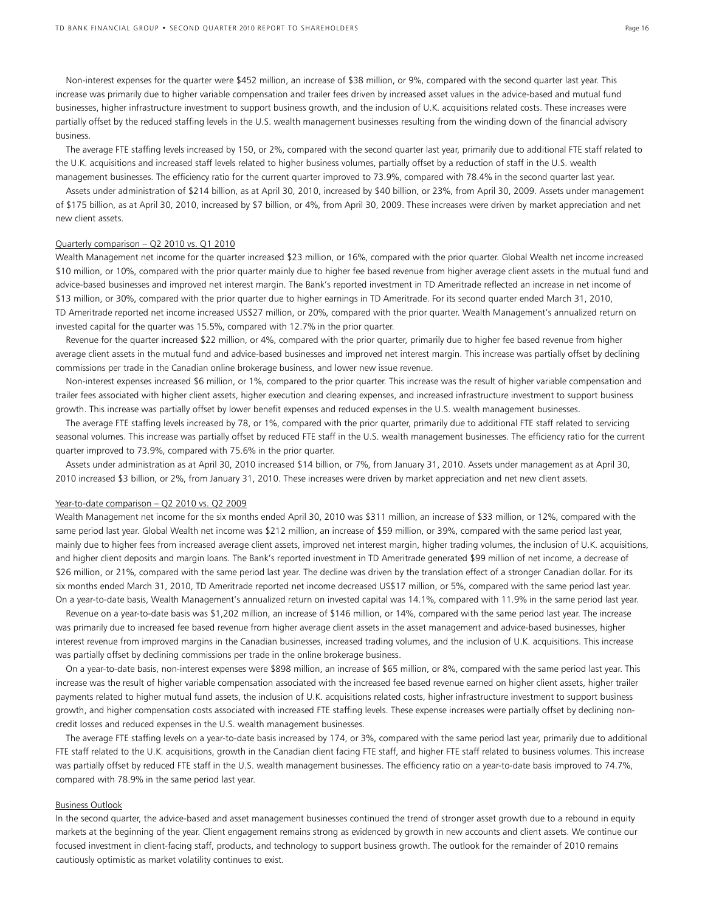Non-interest expenses for the quarter were $452 million, an increase of $38 million, or 9%, compared with the second quarter last year. This increase was primarily due to higher variable compensation and trailer fees driven by increased asset values in the advice-based and mutual fund businesses, higher infrastructure investment to support business growth, and the inclusion of U.K. acquisitions related costs. These increases were partially offset by the reduced staffing levels in the U.S. wealth management businesses resulting from the winding down of the financial advisory business.

The average FTE staffing levels increased by 150, or 2%, compared with the second quarter last year, primarily due to additional FTE staff related to the U.K. acquisitions and increased staff levels related to higher business volumes, partially offset by a reduction of staff in the U.S. wealth management businesses. The efficiency ratio for the current quarter improved to 73.9%, compared with 78.4% in the second quarter last year.

Assets under administration of $214 billion, as at April 30, 2010, increased by $40 billion, or 23%, from April 30, 2009. Assets under management of $175 billion, as at April 30, 2010, increased by $7 billion, or 4%, from April 30, 2009. These increases were driven by market appreciation and net new client assets.

Quarterly comparison – Q2 2010 vs. Q1 2010

Wealth Management net income for the quarter increased $23 million, or 16%, compared with the prior quarter. Global Wealth net income increased $10 million, or 10%, compared with the prior quarter mainly due to higher fee based revenue from higher average client assets in the mutual fund and advice-based businesses and improved net interest margin. The Bank's reported investment in TD Ameritrade reflected an increase in net income of $13 million, or 30%, compared with the prior quarter due to higher earnings in TD Ameritrade. For its second quarter ended March 31, 2010, TD Ameritrade reported net income increased US$27 million, or 20%, compared with the prior quarter. Wealth Management's annualized return on invested capital for the quarter was 15.5%, compared with 12.7% in the prior quarter.

Revenue for the quarter increased $22 million, or 4%, compared with the prior quarter, primarily due to higher fee based revenue from higher average client assets in the mutual fund and advice-based businesses and improved net interest margin. This increase was partially offset by declining commissions per trade in the Canadian online brokerage business, and lower new issue revenue.

Non-interest expenses increased $6 million, or 1%, compared to the prior quarter. This increase was the result of higher variable compensation and trailer fees associated with higher client assets, higher execution and clearing expenses, and increased infrastructure investment to support business growth. This increase was partially offset by lower benefit expenses and reduced expenses in the U.S. wealth management businesses.

The average FTE staffing levels increased by 78, or 1%, compared with the prior quarter, primarily due to additional FTE staff related to servicing seasonal volumes. This increase was partially offset by reduced FTE staff in the U.S. wealth management businesses. The efficiency ratio for the current quarter improved to 73.9%, compared with 75.6% in the prior quarter.

Assets under administration as at April 30, 2010 increased $14 billion, or 7%, from January 31, 2010. Assets under management as at April 30, 2010 increased $3 billion, or 2%, from January 31, 2010. These increases were driven by market appreciation and net new client assets.

Year-to-date comparison – Q2 2010 vs. Q2 2009

Wealth Management net income for the six months ended April 30, 2010 was $311 million, an increase of $33 million, or 12%, compared with the same period last year. Global Wealth net income was $212 million, an increase of $59 million, or 39%, compared with the same period last year, mainly due to higher fees from increased average client assets, improved net interest margin, higher trading volumes, the inclusion of U.K. acquisitions, and higher client deposits and margin loans. The Bank's reported investment in TD Ameritrade generated $99 million of net income, a decrease of $26 million, or 21%, compared with the same period last year. The decline was driven by the translation effect of a stronger Canadian dollar. For its six months ended March 31, 2010, TD Ameritrade reported net income decreased US$17 million, or 5%, compared with the same period last year. On a year-to-date basis, Wealth Management's annualized return on invested capital was 14.1%, compared with 11.9% in the same period last year.

Revenue on a year-to-date basis was $1,202 million, an increase of $146 million, or 14%, compared with the same period last year. The increase was primarily due to increased fee based revenue from higher average client assets in the asset management and advice-based businesses, higher interest revenue from improved margins in the Canadian businesses, increased trading volumes, and the inclusion of U.K. acquisitions. This increase was partially offset by declining commissions per trade in the online brokerage business.

On a year-to-date basis, non-interest expenses were $898 million, an increase of $65 million, or 8%, compared with the same period last year. This increase was the result of higher variable compensation associated with the increased fee based revenue earned on higher client assets, higher trailer payments related to higher mutual fund assets, the inclusion of U.K. acquisitions related costs, higher infrastructure investment to support business growth, and higher compensation costs associated with increased FTE staffing levels. These expense increases were partially offset by declining non-credit losses and reduced expenses in the U.S. wealth management businesses.

The average FTE staffing levels on a year-to-date basis increased by 174, or 3%, compared with the same period last year, primarily due to additional FTE staff related to the U.K. acquisitions, growth in the Canadian client facing FTE staff, and higher FTE staff related to business volumes. This increase was partially offset by reduced FTE staff in the U.S. wealth management businesses. The efficiency ratio on a year-to-date basis improved to 74.7%, compared with 78.9% in the same period last year.

Business Outlook

In the second quarter, the advice-based and asset management businesses continued the trend of stronger asset growth due to a rebound in equity markets at the beginning of the year. Client engagement remains strong as evidenced by growth in new accounts and client assets. We continue our focused investment in client-facing staff, products, and technology to support business growth. The outlook for the remainder of 2010 remains cautiously optimistic as market volatility continues to exist.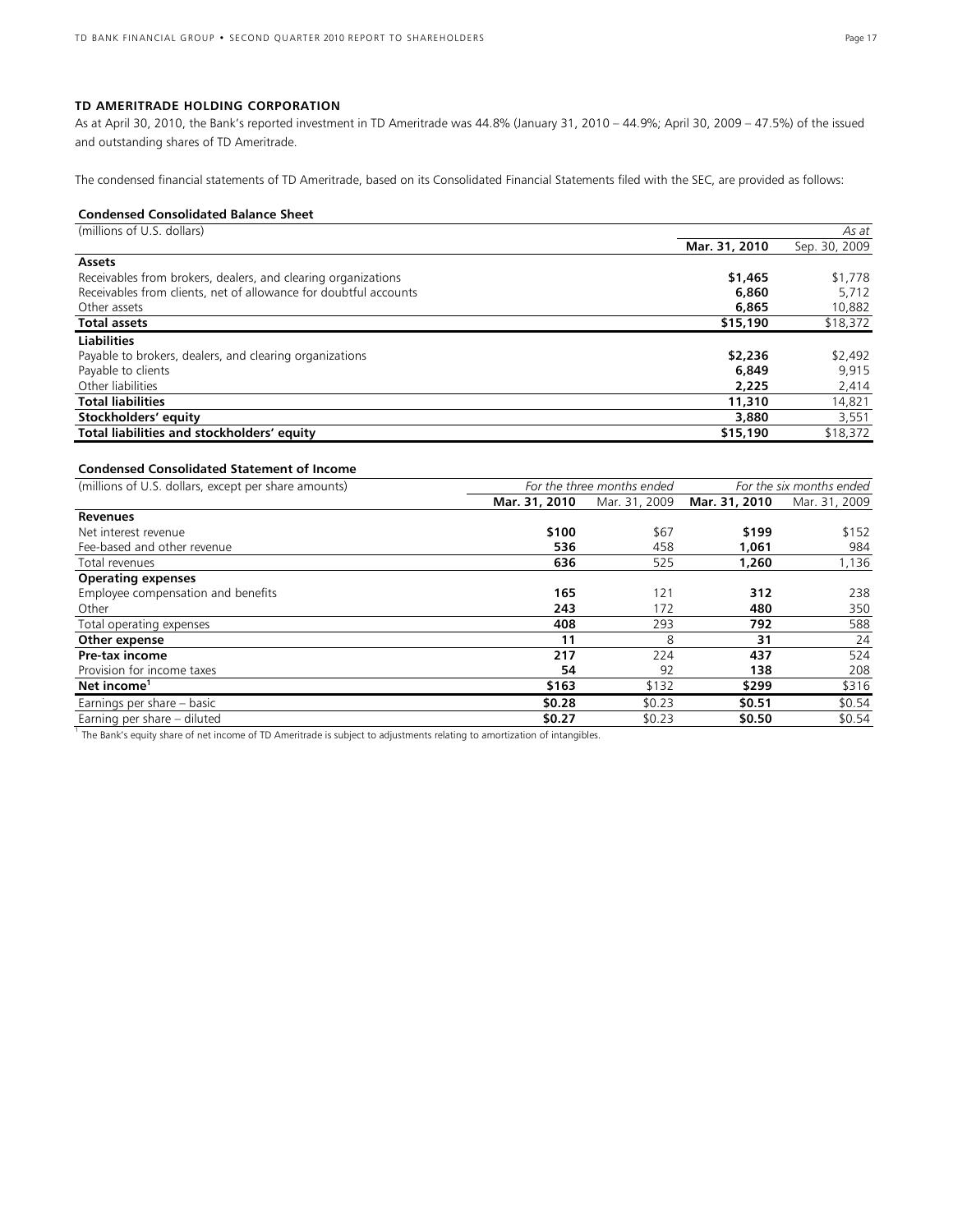### TD AMERITRADE HOLDING CORPORATION

As at April 30, 2010, the Bank's reported investment in TD Ameritrade was 44.8% (January 31, 2010 – 44.9%; April 30, 2009 – 47.5%) of the issued and outstanding shares of TD Ameritrade.

The condensed financial statements of TD Ameritrade, based on its Consolidated Financial Statements filed with the SEC, are provided as follows:

**Condensed Consolidated Balance Sheet**

| (millions of U.S. dollars) | *As at* | |
|---|---|---|
| | **Mar. 31, 2010** | Sep. 30, 2009 |
| **Assets** | | |
| Receivables from brokers, dealers, and clearing organizations | **$1,465** | $1,778 |
| Receivables from clients, net of allowance for doubtful accounts | **6,860** | 5,712 |
| Other assets | **6,865** | 10,882 |
| **Total assets** | **$15,190** | $18,372 |
| **Liabilities** | | |
| Payable to brokers, dealers, and clearing organizations | **$2,236** | $2,492 |
| Payable to clients | **6,849** | 9,915 |
| Other liabilities | **2,225** | 2,414 |
| **Total liabilities** | **11,310** | 14,821 |
| **Stockholders' equity** | **3,880** | 3,551 |
| **Total liabilities and stockholders' equity** | **$15,190** | $18,372 |

**Condensed Consolidated Statement of Income**

| (millions of U.S. dollars, except per share amounts) | *For the three months ended* | | *For the six months ended* | |
|---|---|---|---|---|
| | **Mar. 31, 2010** | Mar. 31, 2009 | **Mar. 31, 2010** | Mar. 31, 2009 |
| **Revenues** | | | | |
| Net interest revenue | **$100** | $67 | **$199** | $152 |
| Fee-based and other revenue | **536** | 458 | **1,061** | 984 |
| Total revenues | **636** | 525 | **1,260** | 1,136 |
| **Operating expenses** | | | | |
| Employee compensation and benefits | **165** | 121 | **312** | 238 |
| Other | **243** | 172 | **480** | 350 |
| Total operating expenses | **408** | 293 | **792** | 588 |
| **Other expense** | **11** | 8 | **31** | 24 |
| **Pre-tax income** | **217** | 224 | **437** | 524 |
| Provision for income taxes | **54** | 92 | **138** | 208 |
| **Net income**[1] | **$163** | $132 | **$299** | $316 |
| Earnings per share – basic | **$0.28** | $0.23 | **$0.51** | $0.54 |
| Earning per share – diluted | **$0.27** | $0.23 | **$0.50** | $0.54 |

[1] The Bank's equity share of net income of TD Ameritrade is subject to adjustments relating to amortization of intangibles.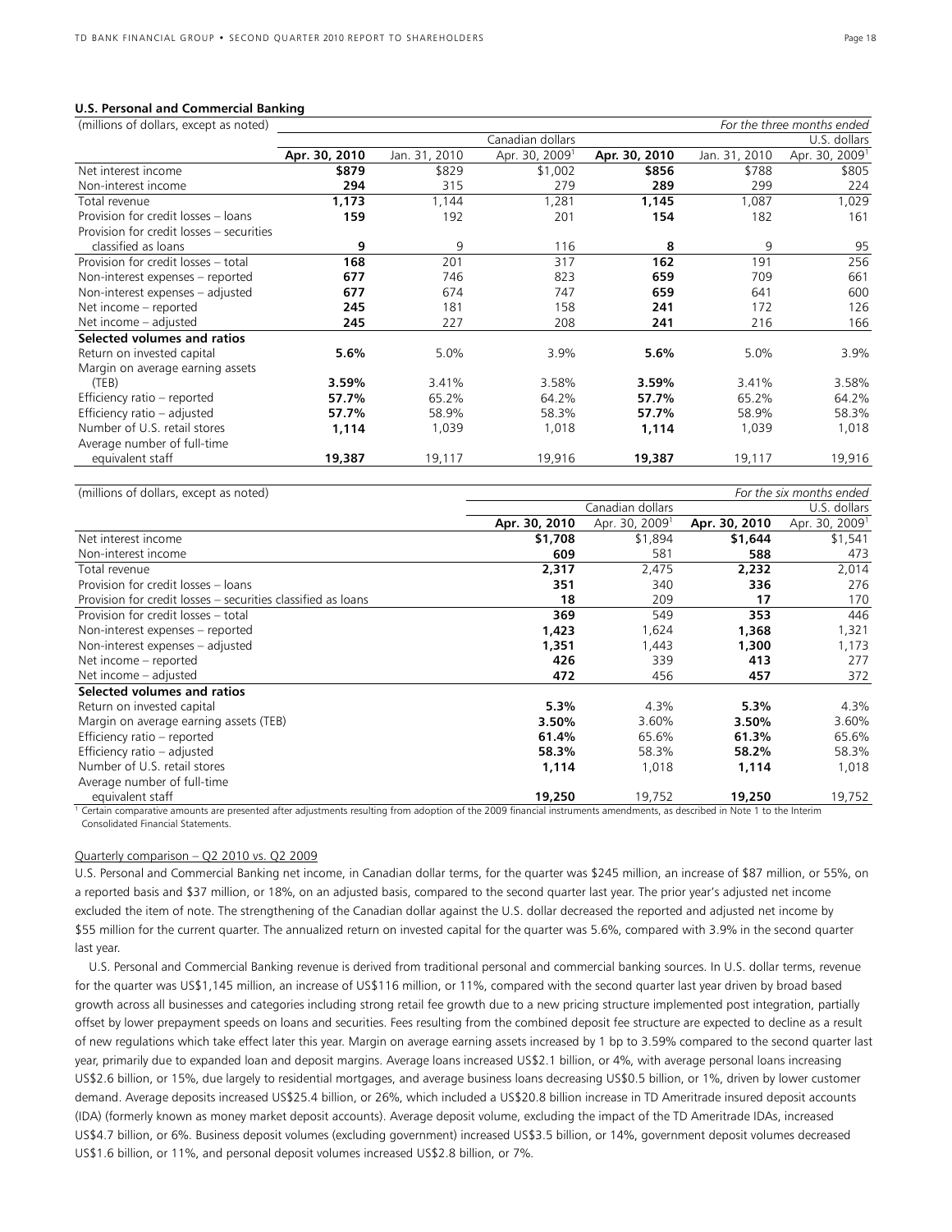## U.S. Personal and Commercial Banking

| (millions of dollars, except as noted) | | | | | | *For the three months ended* |
|---|---|---|---|---|---|---|
| | Canadian dollars | | | U.S. dollars | | |
| | **Apr. 30, 2010** | Jan. 31, 2010 | Apr. 30, 2009[1] | **Apr. 30, 2010** | Jan. 31, 2010 | Apr. 30, 2009[1] |
| Net interest income | **\$879** | \$829 | \$1,002 | **\$856** | \$788 | \$805 |
| Non-interest income | **294** | 315 | 279 | **289** | 299 | 224 |
| Total revenue | **1,173** | 1,144 | 1,281 | **1,145** | 1,087 | 1,029 |
| Provision for credit losses – loans | **159** | 192 | 201 | **154** | 182 | 161 |
| Provision for credit losses – securities classified as loans | **9** | 9 | 116 | **8** | 9 | 95 |
| Provision for credit losses – total | **168** | 201 | 317 | **162** | 191 | 256 |
| Non-interest expenses – reported | **677** | 746 | 823 | **659** | 709 | 661 |
| Non-interest expenses – adjusted | **677** | 674 | 747 | **659** | 641 | 600 |
| Net income – reported | **245** | 181 | 158 | **241** | 172 | 126 |
| Net income – adjusted | **245** | 227 | 208 | **241** | 216 | 166 |
| **Selected volumes and ratios** | | | | | | |
| Return on invested capital | **5.6%** | 5.0% | 3.9% | **5.6%** | 5.0% | 3.9% |
| Margin on average earning assets (TEB) | **3.59%** | 3.41% | 3.58% | **3.59%** | 3.41% | 3.58% |
| Efficiency ratio – reported | **57.7%** | 65.2% | 64.2% | **57.7%** | 65.2% | 64.2% |
| Efficiency ratio – adjusted | **57.7%** | 58.9% | 58.3% | **57.7%** | 58.9% | 58.3% |
| Number of U.S. retail stores | **1,114** | 1,039 | 1,018 | **1,114** | 1,039 | 1,018 |
| Average number of full-time equivalent staff | **19,387** | 19,117 | 19,916 | **19,387** | 19,117 | 19,916 |

| (millions of dollars, except as noted) | | | | *For the six months ended* |
|---|---|---|---|---|
| | Canadian dollars | | U.S. dollars | |
| | **Apr. 30, 2010** | Apr. 30, 2009[1] | **Apr. 30, 2010** | Apr. 30, 2009[1] |
| Net interest income | **\$1,708** | \$1,894 | **\$1,644** | \$1,541 |
| Non-interest income | **609** | 581 | **588** | 473 |
| Total revenue | **2,317** | 2,475 | **2,232** | 2,014 |
| Provision for credit losses – loans | **351** | 340 | **336** | 276 |
| Provision for credit losses – securities classified as loans | **18** | 209 | **17** | 170 |
| Provision for credit losses – total | **369** | 549 | **353** | 446 |
| Non-interest expenses – reported | **1,423** | 1,624 | **1,368** | 1,321 |
| Non-interest expenses – adjusted | **1,351** | 1,443 | **1,300** | 1,173 |
| Net income – reported | **426** | 339 | **413** | 277 |
| Net income – adjusted | **472** | 456 | **457** | 372 |
| **Selected volumes and ratios** | | | | |
| Return on invested capital | **5.3%** | 4.3% | **5.3%** | 4.3% |
| Margin on average earning assets (TEB) | **3.50%** | 3.60% | **3.50%** | 3.60% |
| Efficiency ratio – reported | **61.4%** | 65.6% | **61.3%** | 65.6% |
| Efficiency ratio – adjusted | **58.3%** | 58.3% | **58.2%** | 58.3% |
| Number of U.S. retail stores | **1,114** | 1,018 | **1,114** | 1,018 |
| Average number of full-time equivalent staff | **19,250** | 19,752 | **19,250** | 19,752 |

[1] Certain comparative amounts are presented after adjustments resulting from adoption of the 2009 financial instruments amendments, as described in Note 1 to the Interim Consolidated Financial Statements.

Quarterly comparison – Q2 2010 vs. Q2 2009

U.S. Personal and Commercial Banking net income, in Canadian dollar terms, for the quarter was \$245 million, an increase of \$87 million, or 55%, on a reported basis and \$37 million, or 18%, on an adjusted basis, compared to the second quarter last year. The prior year's adjusted net income excluded the item of note. The strengthening of the Canadian dollar against the U.S. dollar decreased the reported and adjusted net income by \$55 million for the current quarter. The annualized return on invested capital for the quarter was 5.6%, compared with 3.9% in the second quarter last year.

U.S. Personal and Commercial Banking revenue is derived from traditional personal and commercial banking sources. In U.S. dollar terms, revenue for the quarter was US\$1,145 million, an increase of US\$116 million, or 11%, compared with the second quarter last year driven by broad based growth across all businesses and categories including strong retail fee growth due to a new pricing structure implemented post integration, partially offset by lower prepayment speeds on loans and securities. Fees resulting from the combined deposit fee structure are expected to decline as a result of new regulations which take effect later this year. Margin on average earning assets increased by 1 bp to 3.59% compared to the second quarter last year, primarily due to expanded loan and deposit margins. Average loans increased US\$2.1 billion, or 4%, with average personal loans increasing US\$2.6 billion, or 15%, due largely to residential mortgages, and average business loans decreasing US\$0.5 billion, or 1%, driven by lower customer demand. Average deposits increased US\$25.4 billion, or 26%, which included a US\$20.8 billion increase in TD Ameritrade insured deposit accounts (IDA) (formerly known as money market deposit accounts). Average deposit volume, excluding the impact of the TD Ameritrade IDAs, increased US\$4.7 billion, or 6%. Business deposit volumes (excluding government) increased US\$3.5 billion, or 14%, government deposit volumes decreased US\$1.6 billion, or 11%, and personal deposit volumes increased US\$2.8 billion, or 7%.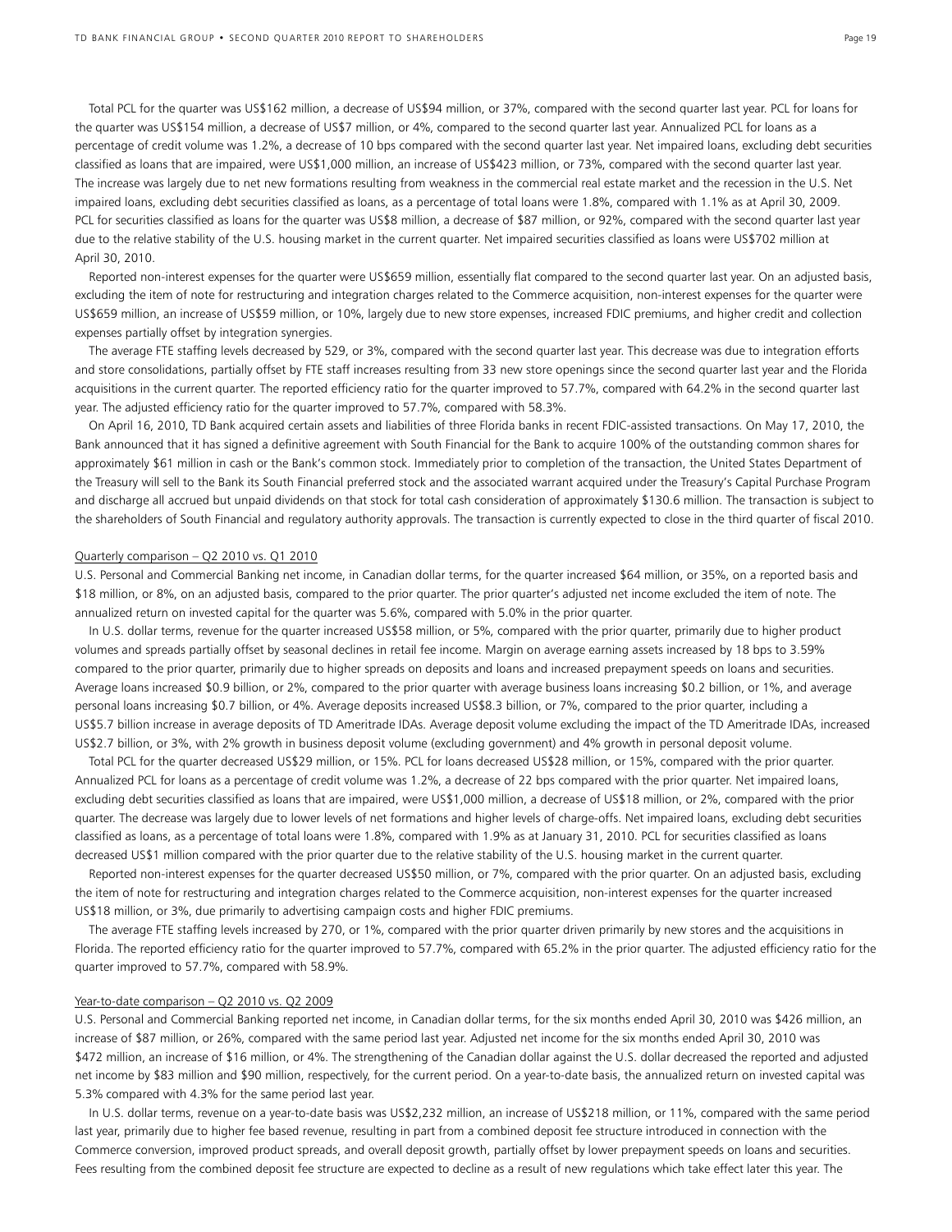Total PCL for the quarter was US$162 million, a decrease of US$94 million, or 37%, compared with the second quarter last year. PCL for loans for the quarter was US$154 million, a decrease of US$7 million, or 4%, compared to the second quarter last year. Annualized PCL for loans as a percentage of credit volume was 1.2%, a decrease of 10 bps compared with the second quarter last year. Net impaired loans, excluding debt securities classified as loans that are impaired, were US$1,000 million, an increase of US$423 million, or 73%, compared with the second quarter last year. The increase was largely due to net new formations resulting from weakness in the commercial real estate market and the recession in the U.S. Net impaired loans, excluding debt securities classified as loans, as a percentage of total loans were 1.8%, compared with 1.1% as at April 30, 2009. PCL for securities classified as loans for the quarter was US$8 million, a decrease of $87 million, or 92%, compared with the second quarter last year due to the relative stability of the U.S. housing market in the current quarter. Net impaired securities classified as loans were US$702 million at April 30, 2010.

Reported non-interest expenses for the quarter were US$659 million, essentially flat compared to the second quarter last year. On an adjusted basis, excluding the item of note for restructuring and integration charges related to the Commerce acquisition, non-interest expenses for the quarter were US$659 million, an increase of US$59 million, or 10%, largely due to new store expenses, increased FDIC premiums, and higher credit and collection expenses partially offset by integration synergies.

The average FTE staffing levels decreased by 529, or 3%, compared with the second quarter last year. This decrease was due to integration efforts and store consolidations, partially offset by FTE staff increases resulting from 33 new store openings since the second quarter last year and the Florida acquisitions in the current quarter. The reported efficiency ratio for the quarter improved to 57.7%, compared with 64.2% in the second quarter last year. The adjusted efficiency ratio for the quarter improved to 57.7%, compared with 58.3%.

On April 16, 2010, TD Bank acquired certain assets and liabilities of three Florida banks in recent FDIC-assisted transactions. On May 17, 2010, the Bank announced that it has signed a definitive agreement with South Financial for the Bank to acquire 100% of the outstanding common shares for approximately $61 million in cash or the Bank's common stock. Immediately prior to completion of the transaction, the United States Department of the Treasury will sell to the Bank its South Financial preferred stock and the associated warrant acquired under the Treasury's Capital Purchase Program and discharge all accrued but unpaid dividends on that stock for total cash consideration of approximately $130.6 million. The transaction is subject to the shareholders of South Financial and regulatory authority approvals. The transaction is currently expected to close in the third quarter of fiscal 2010.

## Quarterly comparison – Q2 2010 vs. Q1 2010

U.S. Personal and Commercial Banking net income, in Canadian dollar terms, for the quarter increased $64 million, or 35%, on a reported basis and $18 million, or 8%, on an adjusted basis, compared to the prior quarter. The prior quarter's adjusted net income excluded the item of note. The annualized return on invested capital for the quarter was 5.6%, compared with 5.0% in the prior quarter.

In U.S. dollar terms, revenue for the quarter increased US$58 million, or 5%, compared with the prior quarter, primarily due to higher product volumes and spreads partially offset by seasonal declines in retail fee income. Margin on average earning assets increased by 18 bps to 3.59% compared to the prior quarter, primarily due to higher spreads on deposits and loans and increased prepayment speeds on loans and securities. Average loans increased $0.9 billion, or 2%, compared to the prior quarter with average business loans increasing $0.2 billion, or 1%, and average personal loans increasing $0.7 billion, or 4%. Average deposits increased US$8.3 billion, or 7%, compared to the prior quarter, including a US$5.7 billion increase in average deposits of TD Ameritrade IDAs. Average deposit volume excluding the impact of the TD Ameritrade IDAs, increased US$2.7 billion, or 3%, with 2% growth in business deposit volume (excluding government) and 4% growth in personal deposit volume.

Total PCL for the quarter decreased US$29 million, or 15%. PCL for loans decreased US$28 million, or 15%, compared with the prior quarter. Annualized PCL for loans as a percentage of credit volume was 1.2%, a decrease of 22 bps compared with the prior quarter. Net impaired loans, excluding debt securities classified as loans that are impaired, were US$1,000 million, a decrease of US$18 million, or 2%, compared with the prior quarter. The decrease was largely due to lower levels of net formations and higher levels of charge-offs. Net impaired loans, excluding debt securities classified as loans, as a percentage of total loans were 1.8%, compared with 1.9% as at January 31, 2010. PCL for securities classified as loans decreased US$1 million compared with the prior quarter due to the relative stability of the U.S. housing market in the current quarter.

Reported non-interest expenses for the quarter decreased US$50 million, or 7%, compared with the prior quarter. On an adjusted basis, excluding the item of note for restructuring and integration charges related to the Commerce acquisition, non-interest expenses for the quarter increased US$18 million, or 3%, due primarily to advertising campaign costs and higher FDIC premiums.

The average FTE staffing levels increased by 270, or 1%, compared with the prior quarter driven primarily by new stores and the acquisitions in Florida. The reported efficiency ratio for the quarter improved to 57.7%, compared with 65.2% in the prior quarter. The adjusted efficiency ratio for the quarter improved to 57.7%, compared with 58.9%.

## Year-to-date comparison – Q2 2010 vs. Q2 2009

U.S. Personal and Commercial Banking reported net income, in Canadian dollar terms, for the six months ended April 30, 2010 was $426 million, an increase of $87 million, or 26%, compared with the same period last year. Adjusted net income for the six months ended April 30, 2010 was $472 million, an increase of $16 million, or 4%. The strengthening of the Canadian dollar against the U.S. dollar decreased the reported and adjusted net income by $83 million and $90 million, respectively, for the current period. On a year-to-date basis, the annualized return on invested capital was 5.3% compared with 4.3% for the same period last year.

In U.S. dollar terms, revenue on a year-to-date basis was US$2,232 million, an increase of US$218 million, or 11%, compared with the same period last year, primarily due to higher fee based revenue, resulting in part from a combined deposit fee structure introduced in connection with the Commerce conversion, improved product spreads, and overall deposit growth, partially offset by lower prepayment speeds on loans and securities. Fees resulting from the combined deposit fee structure are expected to decline as a result of new regulations which take effect later this year. The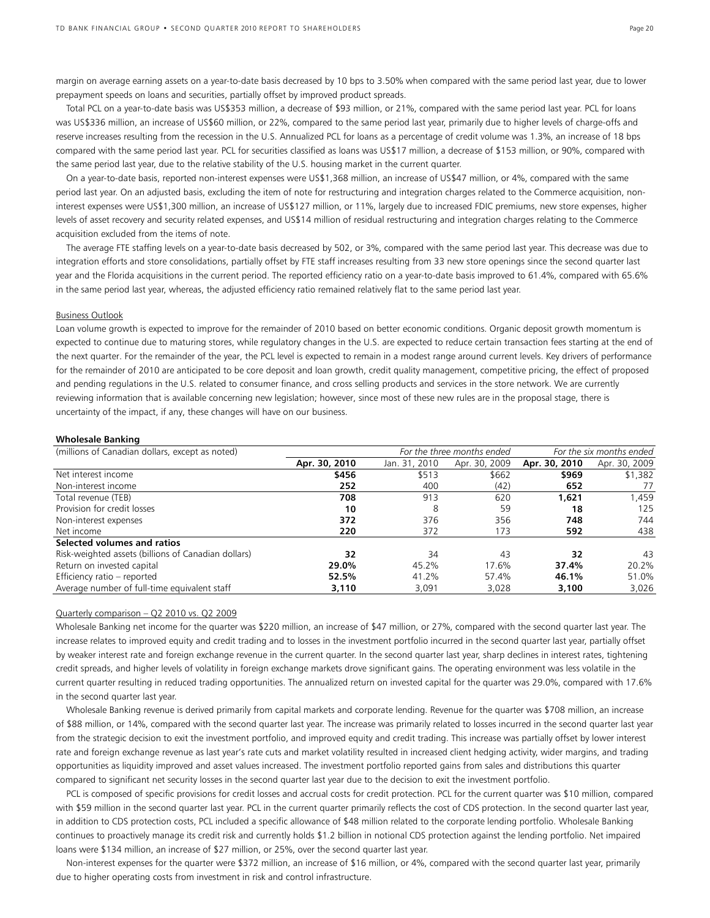margin on average earning assets on a year-to-date basis decreased by 10 bps to 3.50% when compared with the same period last year, due to lower prepayment speeds on loans and securities, partially offset by improved product spreads.

Total PCL on a year-to-date basis was US$353 million, a decrease of $93 million, or 21%, compared with the same period last year. PCL for loans was US$336 million, an increase of US$60 million, or 22%, compared to the same period last year, primarily due to higher levels of charge-offs and reserve increases resulting from the recession in the U.S. Annualized PCL for loans as a percentage of credit volume was 1.3%, an increase of 18 bps compared with the same period last year. PCL for securities classified as loans was US$17 million, a decrease of $153 million, or 90%, compared with the same period last year, due to the relative stability of the U.S. housing market in the current quarter.

On a year-to-date basis, reported non-interest expenses were US$1,368 million, an increase of US$47 million, or 4%, compared with the same period last year. On an adjusted basis, excluding the item of note for restructuring and integration charges related to the Commerce acquisition, non-interest expenses were US$1,300 million, an increase of US$127 million, or 11%, largely due to increased FDIC premiums, new store expenses, higher levels of asset recovery and security related expenses, and US$14 million of residual restructuring and integration charges relating to the Commerce acquisition excluded from the items of note.

The average FTE staffing levels on a year-to-date basis decreased by 502, or 3%, compared with the same period last year. This decrease was due to integration efforts and store consolidations, partially offset by FTE staff increases resulting from 33 new store openings since the second quarter last year and the Florida acquisitions in the current period. The reported efficiency ratio on a year-to-date basis improved to 61.4%, compared with 65.6% in the same period last year, whereas, the adjusted efficiency ratio remained relatively flat to the same period last year.

Business Outlook

Loan volume growth is expected to improve for the remainder of 2010 based on better economic conditions. Organic deposit growth momentum is expected to continue due to maturing stores, while regulatory changes in the U.S. are expected to reduce certain transaction fees starting at the end of the next quarter. For the remainder of the year, the PCL level is expected to remain in a modest range around current levels. Key drivers of performance for the remainder of 2010 are anticipated to be core deposit and loan growth, credit quality management, competitive pricing, the effect of proposed and pending regulations in the U.S. related to consumer finance, and cross selling products and services in the store network. We are currently reviewing information that is available concerning new legislation; however, since most of these new rules are in the proposal stage, there is uncertainty of the impact, if any, these changes will have on our business.

**Wholesale Banking**

| (millions of Canadian dollars, except as noted) | *For the three months ended* | | | *For the six months ended* | |
|---|---|---|---|---|---|
| | **Apr. 30, 2010** | Jan. 31, 2010 | Apr. 30, 2009 | **Apr. 30, 2010** | Apr. 30, 2009 |
| Net interest income | **$456** | $513 | $662 | **$969** | $1,382 |
| Non-interest income | **252** | 400 | (42) | **652** | 77 |
| Total revenue (TEB) | **708** | 913 | 620 | **1,621** | 1,459 |
| Provision for credit losses | **10** | 8 | 59 | **18** | 125 |
| Non-interest expenses | **372** | 376 | 356 | **748** | 744 |
| Net income | **220** | 372 | 173 | **592** | 438 |
| **Selected volumes and ratios** | | | | | |
| Risk-weighted assets (billions of Canadian dollars) | **32** | 34 | 43 | **32** | 43 |
| Return on invested capital | **29.0%** | 45.2% | 17.6% | **37.4%** | 20.2% |
| Efficiency ratio – reported | **52.5%** | 41.2% | 57.4% | **46.1%** | 51.0% |
| Average number of full-time equivalent staff | **3,110** | 3,091 | 3,028 | **3,100** | 3,026 |

Quarterly comparison – Q2 2010 vs. Q2 2009

Wholesale Banking net income for the quarter was $220 million, an increase of $47 million, or 27%, compared with the second quarter last year. The increase relates to improved equity and credit trading and to losses in the investment portfolio incurred in the second quarter last year, partially offset by weaker interest rate and foreign exchange revenue in the current quarter. In the second quarter last year, sharp declines in interest rates, tightening credit spreads, and higher levels of volatility in foreign exchange markets drove significant gains. The operating environment was less volatile in the current quarter resulting in reduced trading opportunities. The annualized return on invested capital for the quarter was 29.0%, compared with 17.6% in the second quarter last year.

Wholesale Banking revenue is derived primarily from capital markets and corporate lending. Revenue for the quarter was $708 million, an increase of $88 million, or 14%, compared with the second quarter last year. The increase was primarily related to losses incurred in the second quarter last year from the strategic decision to exit the investment portfolio, and improved equity and credit trading. This increase was partially offset by lower interest rate and foreign exchange revenue as last year's rate cuts and market volatility resulted in increased client hedging activity, wider margins, and trading opportunities as liquidity improved and asset values increased. The investment portfolio reported gains from sales and distributions this quarter compared to significant net security losses in the second quarter last year due to the decision to exit the investment portfolio.

PCL is composed of specific provisions for credit losses and accrual costs for credit protection. PCL for the current quarter was $10 million, compared with $59 million in the second quarter last year. PCL in the current quarter primarily reflects the cost of CDS protection. In the second quarter last year, in addition to CDS protection costs, PCL included a specific allowance of $48 million related to the corporate lending portfolio. Wholesale Banking continues to proactively manage its credit risk and currently holds $1.2 billion in notional CDS protection against the lending portfolio. Net impaired loans were $134 million, an increase of $27 million, or 25%, over the second quarter last year.

Non-interest expenses for the quarter were $372 million, an increase of $16 million, or 4%, compared with the second quarter last year, primarily due to higher operating costs from investment in risk and control infrastructure.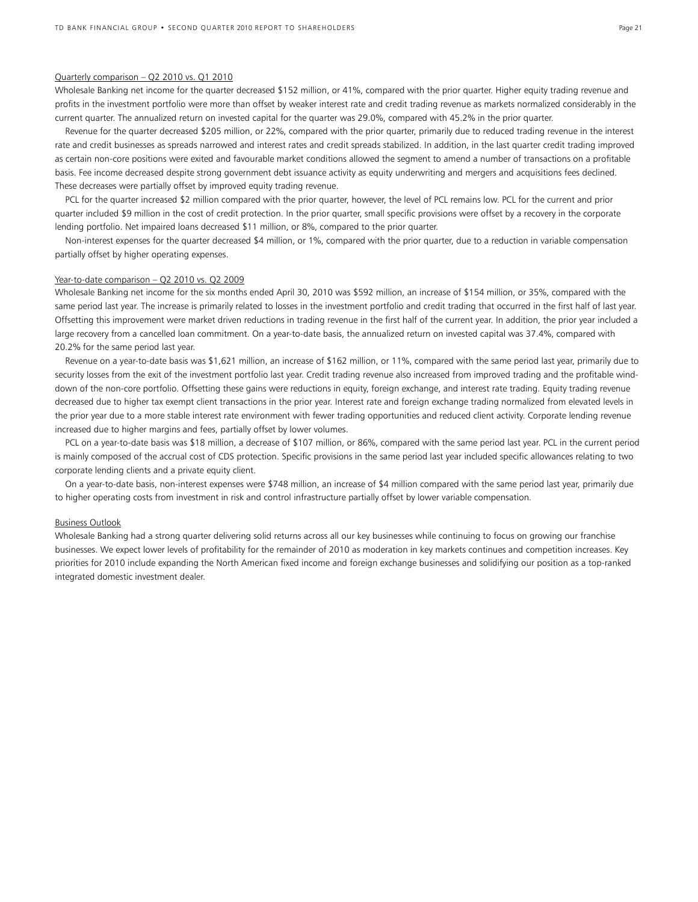Quarterly comparison – Q2 2010 vs. Q1 2010

Wholesale Banking net income for the quarter decreased $152 million, or 41%, compared with the prior quarter. Higher equity trading revenue and profits in the investment portfolio were more than offset by weaker interest rate and credit trading revenue as markets normalized considerably in the current quarter. The annualized return on invested capital for the quarter was 29.0%, compared with 45.2% in the prior quarter.

Revenue for the quarter decreased $205 million, or 22%, compared with the prior quarter, primarily due to reduced trading revenue in the interest rate and credit businesses as spreads narrowed and interest rates and credit spreads stabilized. In addition, in the last quarter credit trading improved as certain non-core positions were exited and favourable market conditions allowed the segment to amend a number of transactions on a profitable basis. Fee income decreased despite strong government debt issuance activity as equity underwriting and mergers and acquisitions fees declined. These decreases were partially offset by improved equity trading revenue.

PCL for the quarter increased $2 million compared with the prior quarter, however, the level of PCL remains low. PCL for the current and prior quarter included $9 million in the cost of credit protection. In the prior quarter, small specific provisions were offset by a recovery in the corporate lending portfolio. Net impaired loans decreased $11 million, or 8%, compared to the prior quarter.

Non-interest expenses for the quarter decreased $4 million, or 1%, compared with the prior quarter, due to a reduction in variable compensation partially offset by higher operating expenses.

Year-to-date comparison – Q2 2010 vs. Q2 2009

Wholesale Banking net income for the six months ended April 30, 2010 was $592 million, an increase of $154 million, or 35%, compared with the same period last year. The increase is primarily related to losses in the investment portfolio and credit trading that occurred in the first half of last year. Offsetting this improvement were market driven reductions in trading revenue in the first half of the current year. In addition, the prior year included a large recovery from a cancelled loan commitment. On a year-to-date basis, the annualized return on invested capital was 37.4%, compared with 20.2% for the same period last year.

Revenue on a year-to-date basis was $1,621 million, an increase of $162 million, or 11%, compared with the same period last year, primarily due to security losses from the exit of the investment portfolio last year. Credit trading revenue also increased from improved trading and the profitable wind-down of the non-core portfolio. Offsetting these gains were reductions in equity, foreign exchange, and interest rate trading. Equity trading revenue decreased due to higher tax exempt client transactions in the prior year. Interest rate and foreign exchange trading normalized from elevated levels in the prior year due to a more stable interest rate environment with fewer trading opportunities and reduced client activity. Corporate lending revenue increased due to higher margins and fees, partially offset by lower volumes.

PCL on a year-to-date basis was $18 million, a decrease of $107 million, or 86%, compared with the same period last year. PCL in the current period is mainly composed of the accrual cost of CDS protection. Specific provisions in the same period last year included specific allowances relating to two corporate lending clients and a private equity client.

On a year-to-date basis, non-interest expenses were $748 million, an increase of $4 million compared with the same period last year, primarily due to higher operating costs from investment in risk and control infrastructure partially offset by lower variable compensation.

Business Outlook

Wholesale Banking had a strong quarter delivering solid returns across all our key businesses while continuing to focus on growing our franchise businesses. We expect lower levels of profitability for the remainder of 2010 as moderation in key markets continues and competition increases. Key priorities for 2010 include expanding the North American fixed income and foreign exchange businesses and solidifying our position as a top-ranked integrated domestic investment dealer.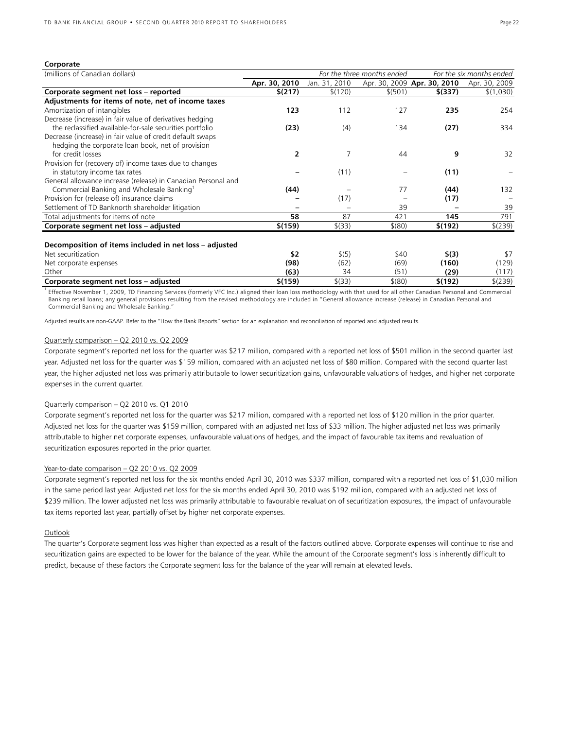## Corporate

| (millions of Canadian dollars) | For the three months ended | | | For the six months ended | |
|---|---|---|---|---|---|
| | **Apr. 30, 2010** | Jan. 31, 2010 | Apr. 30, 2009 | **Apr. 30, 2010** | Apr. 30, 2009 |
| **Corporate segment net loss – reported** | **$(217)** | $(120) | $(501) | **$(337)** | $(1,030) |
| **Adjustments for items of note, net of income taxes** | | | | | |
| Amortization of intangibles | **123** | 112 | 127 | **235** | 254 |
| Decrease (increase) in fair value of derivatives hedging the reclassified available-for-sale securities portfolio | **(23)** | (4) | 134 | **(27)** | 334 |
| Decrease (increase) in fair value of credit default swaps hedging the corporate loan book, net of provision for credit losses | **2** | 7 | 44 | **9** | 32 |
| Provision for (recovery of) income taxes due to changes in statutory income tax rates | **–** | (11) | – | **(11)** | – |
| General allowance increase (release) in Canadian Personal and Commercial Banking and Wholesale Banking[1] | **(44)** | – | 77 | **(44)** | 132 |
| Provision for (release of) insurance claims | **–** | (17) | – | **(17)** | – |
| Settlement of TD Banknorth shareholder litigation | **–** | – | 39 | **–** | 39 |
| Total adjustments for items of note | **58** | 87 | 421 | **145** | 791 |
| **Corporate segment net loss – adjusted** | **$(159)** | $(33) | $(80) | **$(192)** | $(239) |
| | | | | | |
| **Decomposition of items included in net loss – adjusted** | | | | | |
| Net securitization | **$2** | $(5) | $40 | **$(3)** | $7 |
| Net corporate expenses | **(98)** | (62) | (69) | **(160)** | (129) |
| Other | **(63)** | 34 | (51) | **(29)** | (117) |
| **Corporate segment net loss – adjusted** | **$(159)** | $(33) | $(80) | **$(192)** | $(239) |

[1] Effective November 1, 2009, TD Financing Services (formerly VFC Inc.) aligned their loan loss methodology with that used for all other Canadian Personal and Commercial Banking retail loans; any general provisions resulting from the revised methodology are included in "General allowance increase (release) in Canadian Personal and Commercial Banking and Wholesale Banking."

Adjusted results are non-GAAP. Refer to the "How the Bank Reports" section for an explanation and reconciliation of reported and adjusted results.

### Quarterly comparison – Q2 2010 vs. Q2 2009

Corporate segment's reported net loss for the quarter was $217 million, compared with a reported net loss of $501 million in the second quarter last year. Adjusted net loss for the quarter was $159 million, compared with an adjusted net loss of $80 million. Compared with the second quarter last year, the higher adjusted net loss was primarily attributable to lower securitization gains, unfavourable valuations of hedges, and higher net corporate expenses in the current quarter.

### Quarterly comparison – Q2 2010 vs. Q1 2010

Corporate segment's reported net loss for the quarter was $217 million, compared with a reported net loss of $120 million in the prior quarter. Adjusted net loss for the quarter was $159 million, compared with an adjusted net loss of $33 million. The higher adjusted net loss was primarily attributable to higher net corporate expenses, unfavourable valuations of hedges, and the impact of favourable tax items and revaluation of securitization exposures reported in the prior quarter.

### Year-to-date comparison – Q2 2010 vs. Q2 2009

Corporate segment's reported net loss for the six months ended April 30, 2010 was $337 million, compared with a reported net loss of $1,030 million in the same period last year. Adjusted net loss for the six months ended April 30, 2010 was $192 million, compared with an adjusted net loss of $239 million. The lower adjusted net loss was primarily attributable to favourable revaluation of securitization exposures, the impact of unfavourable tax items reported last year, partially offset by higher net corporate expenses.

### Outlook

The quarter's Corporate segment loss was higher than expected as a result of the factors outlined above. Corporate expenses will continue to rise and securitization gains are expected to be lower for the balance of the year. While the amount of the Corporate segment's loss is inherently difficult to predict, because of these factors the Corporate segment loss for the balance of the year will remain at elevated levels.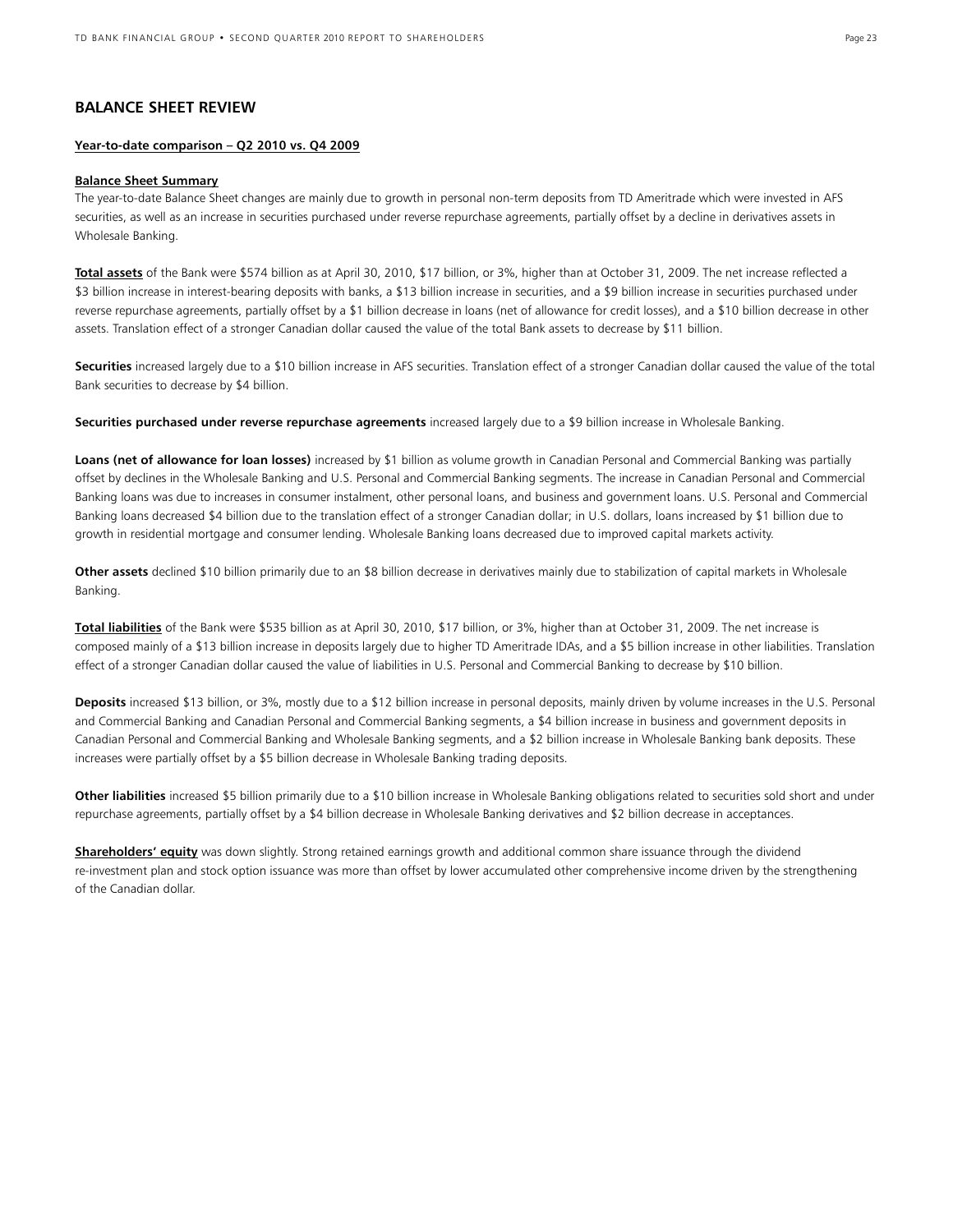## BALANCE SHEET REVIEW

**Year-to-date comparison – Q2 2010 vs. Q4 2009**

**Balance Sheet Summary**

The year-to-date Balance Sheet changes are mainly due to growth in personal non-term deposits from TD Ameritrade which were invested in AFS securities, as well as an increase in securities purchased under reverse repurchase agreements, partially offset by a decline in derivatives assets in Wholesale Banking.

**Total assets** of the Bank were $574 billion as at April 30, 2010, $17 billion, or 3%, higher than at October 31, 2009. The net increase reflected a $3 billion increase in interest-bearing deposits with banks, a $13 billion increase in securities, and a $9 billion increase in securities purchased under reverse repurchase agreements, partially offset by a $1 billion decrease in loans (net of allowance for credit losses), and a $10 billion decrease in other assets. Translation effect of a stronger Canadian dollar caused the value of the total Bank assets to decrease by $11 billion.

**Securities** increased largely due to a $10 billion increase in AFS securities. Translation effect of a stronger Canadian dollar caused the value of the total Bank securities to decrease by $4 billion.

**Securities purchased under reverse repurchase agreements** increased largely due to a $9 billion increase in Wholesale Banking.

**Loans (net of allowance for loan losses)** increased by $1 billion as volume growth in Canadian Personal and Commercial Banking was partially offset by declines in the Wholesale Banking and U.S. Personal and Commercial Banking segments. The increase in Canadian Personal and Commercial Banking loans was due to increases in consumer instalment, other personal loans, and business and government loans. U.S. Personal and Commercial Banking loans decreased $4 billion due to the translation effect of a stronger Canadian dollar; in U.S. dollars, loans increased by $1 billion due to growth in residential mortgage and consumer lending. Wholesale Banking loans decreased due to improved capital markets activity.

**Other assets** declined $10 billion primarily due to an $8 billion decrease in derivatives mainly due to stabilization of capital markets in Wholesale Banking.

**Total liabilities** of the Bank were $535 billion as at April 30, 2010, $17 billion, or 3%, higher than at October 31, 2009. The net increase is composed mainly of a $13 billion increase in deposits largely due to higher TD Ameritrade IDAs, and a $5 billion increase in other liabilities. Translation effect of a stronger Canadian dollar caused the value of liabilities in U.S. Personal and Commercial Banking to decrease by $10 billion.

**Deposits** increased $13 billion, or 3%, mostly due to a $12 billion increase in personal deposits, mainly driven by volume increases in the U.S. Personal and Commercial Banking and Canadian Personal and Commercial Banking segments, a $4 billion increase in business and government deposits in Canadian Personal and Commercial Banking and Wholesale Banking segments, and a $2 billion increase in Wholesale Banking bank deposits. These increases were partially offset by a $5 billion decrease in Wholesale Banking trading deposits.

**Other liabilities** increased $5 billion primarily due to a $10 billion increase in Wholesale Banking obligations related to securities sold short and under repurchase agreements, partially offset by a $4 billion decrease in Wholesale Banking derivatives and $2 billion decrease in acceptances.

**Shareholders' equity** was down slightly. Strong retained earnings growth and additional common share issuance through the dividend re-investment plan and stock option issuance was more than offset by lower accumulated other comprehensive income driven by the strengthening of the Canadian dollar.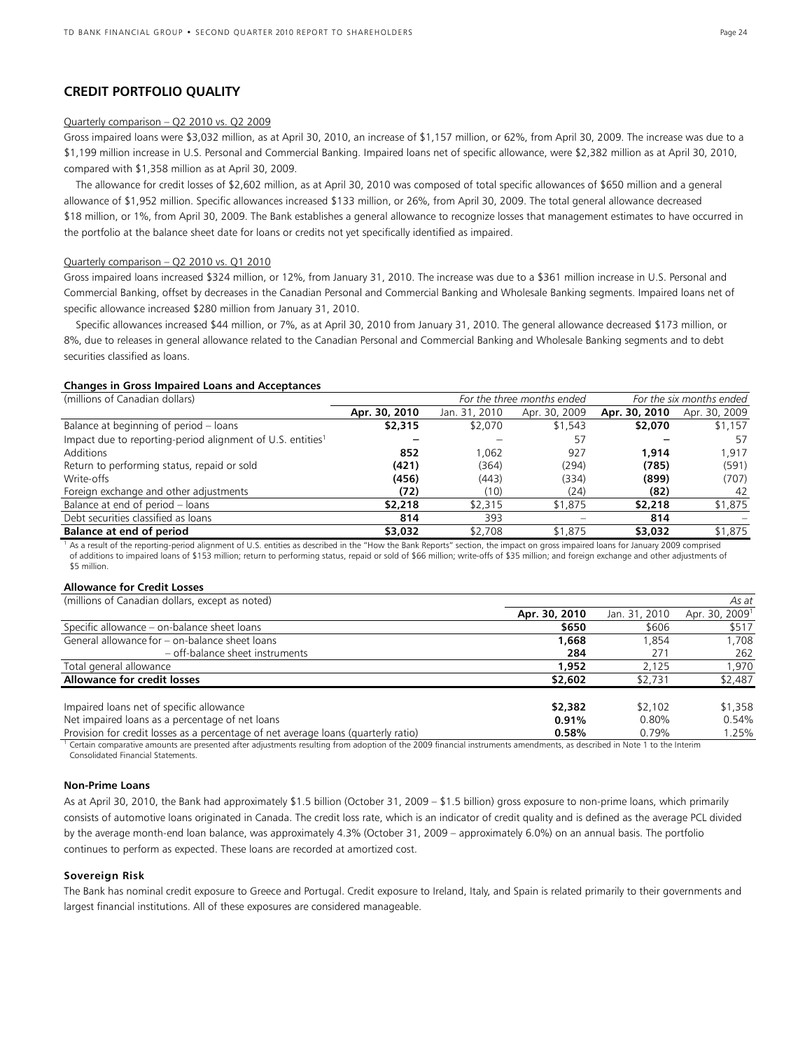## CREDIT PORTFOLIO QUALITY

Quarterly comparison – Q2 2010 vs. Q2 2009

Gross impaired loans were $3,032 million, as at April 30, 2010, an increase of $1,157 million, or 62%, from April 30, 2009. The increase was due to a $1,199 million increase in U.S. Personal and Commercial Banking. Impaired loans net of specific allowance, were $2,382 million as at April 30, 2010, compared with $1,358 million as at April 30, 2009.

The allowance for credit losses of $2,602 million, as at April 30, 2010 was composed of total specific allowances of $650 million and a general allowance of $1,952 million. Specific allowances increased $133 million, or 26%, from April 30, 2009. The total general allowance decreased $18 million, or 1%, from April 30, 2009. The Bank establishes a general allowance to recognize losses that management estimates to have occurred in the portfolio at the balance sheet date for loans or credits not yet specifically identified as impaired.

Quarterly comparison – Q2 2010 vs. Q1 2010

Gross impaired loans increased $324 million, or 12%, from January 31, 2010. The increase was due to a $361 million increase in U.S. Personal and Commercial Banking, offset by decreases in the Canadian Personal and Commercial Banking and Wholesale Banking segments. Impaired loans net of specific allowance increased $280 million from January 31, 2010.

Specific allowances increased $44 million, or 7%, as at April 30, 2010 from January 31, 2010. The general allowance decreased $173 million, or 8%, due to releases in general allowance related to the Canadian Personal and Commercial Banking and Wholesale Banking segments and to debt securities classified as loans.

**Changes in Gross Impaired Loans and Acceptances**

| (millions of Canadian dollars) | *For the three months ended* | | | *For the six months ended* | |
|---|---|---|---|---|---|
| | **Apr. 30, 2010** | Jan. 31, 2010 | Apr. 30, 2009 | **Apr. 30, 2010** | Apr. 30, 2009 |
| Balance at beginning of period – loans | **$2,315** | $2,070 | $1,543 | **$2,070** | $1,157 |
| Impact due to reporting-period alignment of U.S. entities[1] | **–** | – | 57 | **–** | 57 |
| Additions | **852** | 1,062 | 927 | **1,914** | 1,917 |
| Return to performing status, repaid or sold | **(421)** | (364) | (294) | **(785)** | (591) |
| Write-offs | **(456)** | (443) | (334) | **(899)** | (707) |
| Foreign exchange and other adjustments | **(72)** | (10) | (24) | **(82)** | 42 |
| Balance at end of period – loans | **$2,218** | $2,315 | $1,875 | **$2,218** | $1,875 |
| Debt securities classified as loans | **814** | 393 | – | **814** | – |
| **Balance at end of period** | **$3,032** | $2,708 | $1,875 | **$3,032** | $1,875 |

[1] As a result of the reporting-period alignment of U.S. entities as described in the "How the Bank Reports" section, the impact on gross impaired loans for January 2009 comprised of additions to impaired loans of $153 million; return to performing status, repaid or sold of $66 million; write-offs of $35 million; and foreign exchange and other adjustments of $5 million.

**Allowance for Credit Losses**

| (millions of Canadian dollars, except as noted) | | | *As at* |
|---|---|---|---|
| | **Apr. 30, 2010** | Jan. 31, 2010 | Apr. 30, 2009[1] |
| Specific allowance – on-balance sheet loans | **$650** | $606 | $517 |
| General allowance for – on-balance sheet loans | **1,668** | 1,854 | 1,708 |
| – off-balance sheet instruments | **284** | 271 | 262 |
| Total general allowance | **1,952** | 2,125 | 1,970 |
| **Allowance for credit losses** | **$2,602** | $2,731 | $2,487 |
| Impaired loans net of specific allowance | **$2,382** | $2,102 | $1,358 |
| Net impaired loans as a percentage of net loans | **0.91%** | 0.80% | 0.54% |
| Provision for credit losses as a percentage of net average loans (quarterly ratio) | **0.58%** | 0.79% | 1.25% |

[1] Certain comparative amounts are presented after adjustments resulting from adoption of the 2009 financial instruments amendments, as described in Note 1 to the Interim Consolidated Financial Statements.

**Non-Prime Loans**

As at April 30, 2010, the Bank had approximately $1.5 billion (October 31, 2009 – $1.5 billion) gross exposure to non-prime loans, which primarily consists of automotive loans originated in Canada. The credit loss rate, which is an indicator of credit quality and is defined as the average PCL divided by the average month-end loan balance, was approximately 4.3% (October 31, 2009 – approximately 6.0%) on an annual basis. The portfolio continues to perform as expected. These loans are recorded at amortized cost.

**Sovereign Risk**

The Bank has nominal credit exposure to Greece and Portugal. Credit exposure to Ireland, Italy, and Spain is related primarily to their governments and largest financial institutions. All of these exposures are considered manageable.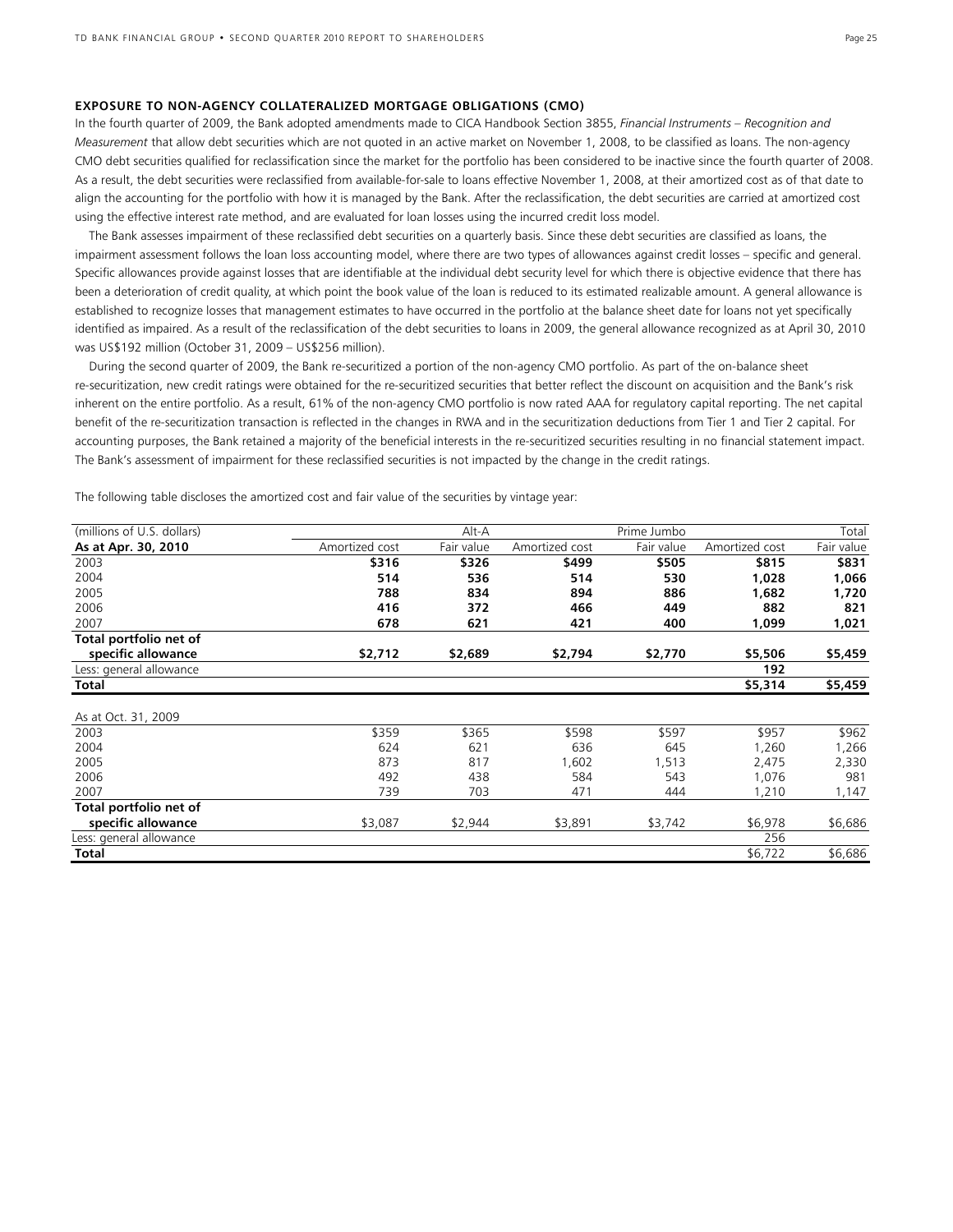### EXPOSURE TO NON-AGENCY COLLATERALIZED MORTGAGE OBLIGATIONS (CMO)

In the fourth quarter of 2009, the Bank adopted amendments made to CICA Handbook Section 3855, *Financial Instruments – Recognition and Measurement* that allow debt securities which are not quoted in an active market on November 1, 2008, to be classified as loans. The non-agency CMO debt securities qualified for reclassification since the market for the portfolio has been considered to be inactive since the fourth quarter of 2008. As a result, the debt securities were reclassified from available-for-sale to loans effective November 1, 2008, at their amortized cost as of that date to align the accounting for the portfolio with how it is managed by the Bank. After the reclassification, the debt securities are carried at amortized cost using the effective interest rate method, and are evaluated for loan losses using the incurred credit loss model.

The Bank assesses impairment of these reclassified debt securities on a quarterly basis. Since these debt securities are classified as loans, the impairment assessment follows the loan loss accounting model, where there are two types of allowances against credit losses – specific and general. Specific allowances provide against losses that are identifiable at the individual debt security level for which there is objective evidence that there has been a deterioration of credit quality, at which point the book value of the loan is reduced to its estimated realizable amount. A general allowance is established to recognize losses that management estimates to have occurred in the portfolio at the balance sheet date for loans not yet specifically identified as impaired. As a result of the reclassification of the debt securities to loans in 2009, the general allowance recognized as at April 30, 2010 was US$192 million (October 31, 2009 – US$256 million).

During the second quarter of 2009, the Bank re-securitized a portion of the non-agency CMO portfolio. As part of the on-balance sheet re-securitization, new credit ratings were obtained for the re-securitized securities that better reflect the discount on acquisition and the Bank's risk inherent on the entire portfolio. As a result, 61% of the non-agency CMO portfolio is now rated AAA for regulatory capital reporting. The net capital benefit of the re-securitization transaction is reflected in the changes in RWA and in the securitization deductions from Tier 1 and Tier 2 capital. For accounting purposes, the Bank retained a majority of the beneficial interests in the re-securitized securities resulting in no financial statement impact. The Bank's assessment of impairment for these reclassified securities is not impacted by the change in the credit ratings.

The following table discloses the amortized cost and fair value of the securities by vintage year:

| (millions of U.S. dollars) | Alt-A | | Prime Jumbo | | Total | |
|---|---|---|---|---|---|---|
| **As at Apr. 30, 2010** | Amortized cost | Fair value | Amortized cost | Fair value | Amortized cost | Fair value |
| 2003 | **$316** | **$326** | **$499** | **$505** | **$815** | **$831** |
| 2004 | **514** | **536** | **514** | **530** | **1,028** | **1,066** |
| 2005 | **788** | **834** | **894** | **886** | **1,682** | **1,720** |
| 2006 | **416** | **372** | **466** | **449** | **882** | **821** |
| 2007 | **678** | **621** | **421** | **400** | **1,099** | **1,021** |
| **Total portfolio net of specific allowance** | **$2,712** | **$2,689** | **$2,794** | **$2,770** | **$5,506** | **$5,459** |
| Less: general allowance | | | | | **192** | |
| **Total** | | | | | **$5,314** | **$5,459** |
| As at Oct. 31, 2009 | | | | | | |
| 2003 | $359 | $365 | $598 | $597 | $957 | $962 |
| 2004 | 624 | 621 | 636 | 645 | 1,260 | 1,266 |
| 2005 | 873 | 817 | 1,602 | 1,513 | 2,475 | 2,330 |
| 2006 | 492 | 438 | 584 | 543 | 1,076 | 981 |
| 2007 | 739 | 703 | 471 | 444 | 1,210 | 1,147 |
| **Total portfolio net of specific allowance** | $3,087 | $2,944 | $3,891 | $3,742 | $6,978 | $6,686 |
| Less: general allowance | | | | | 256 | |
| **Total** | | | | | $6,722 | $6,686 |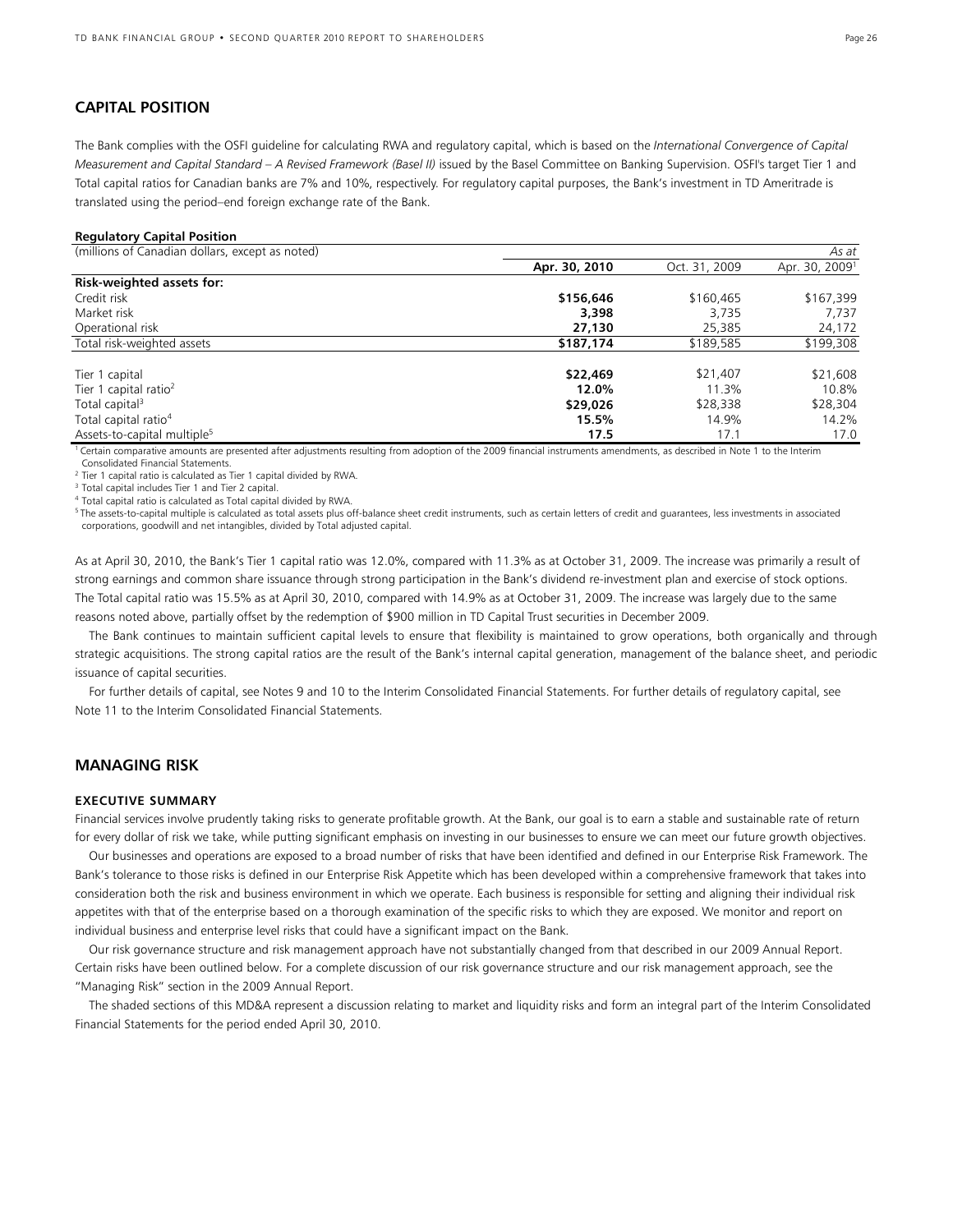## CAPITAL POSITION

The Bank complies with the OSFI guideline for calculating RWA and regulatory capital, which is based on the *International Convergence of Capital Measurement and Capital Standard – A Revised Framework (Basel II)* issued by the Basel Committee on Banking Supervision. OSFI's target Tier 1 and Total capital ratios for Canadian banks are 7% and 10%, respectively. For regulatory capital purposes, the Bank's investment in TD Ameritrade is translated using the period–end foreign exchange rate of the Bank.

**Regulatory Capital Position**

| (millions of Canadian dollars, except as noted) | | | *As at* |
|---|---|---|---|
| | **Apr. 30, 2010** | Oct. 31, 2009 | Apr. 30, 2009[1] |
| **Risk-weighted assets for:** | | | |
| Credit risk | **$156,646** | $160,465 | $167,399 |
| Market risk | **3,398** | 3,735 | 7,737 |
| Operational risk | **27,130** | 25,385 | 24,172 |
| Total risk-weighted assets | **$187,174** | $189,585 | $199,308 |
| Tier 1 capital | **$22,469** | $21,407 | $21,608 |
| Tier 1 capital ratio[2] | **12.0%** | 11.3% | 10.8% |
| Total capital[3] | **$29,026** | $28,338 | $28,304 |
| Total capital ratio[4] | **15.5%** | 14.9% | 14.2% |
| Assets-to-capital multiple[5] | **17.5** | 17.1 | 17.0 |

[1] Certain comparative amounts are presented after adjustments resulting from adoption of the 2009 financial instruments amendments, as described in Note 1 to the Interim Consolidated Financial Statements.

[2] Tier 1 capital ratio is calculated as Tier 1 capital divided by RWA.

[3] Total capital includes Tier 1 and Tier 2 capital.

[4] Total capital ratio is calculated as Total capital divided by RWA.

[5] The assets-to-capital multiple is calculated as total assets plus off-balance sheet credit instruments, such as certain letters of credit and guarantees, less investments in associated corporations, goodwill and net intangibles, divided by Total adjusted capital.

As at April 30, 2010, the Bank's Tier 1 capital ratio was 12.0%, compared with 11.3% as at October 31, 2009. The increase was primarily a result of strong earnings and common share issuance through strong participation in the Bank's dividend re-investment plan and exercise of stock options. The Total capital ratio was 15.5% as at April 30, 2010, compared with 14.9% as at October 31, 2009. The increase was largely due to the same reasons noted above, partially offset by the redemption of $900 million in TD Capital Trust securities in December 2009.

The Bank continues to maintain sufficient capital levels to ensure that flexibility is maintained to grow operations, both organically and through strategic acquisitions. The strong capital ratios are the result of the Bank's internal capital generation, management of the balance sheet, and periodic issuance of capital securities.

For further details of capital, see Notes 9 and 10 to the Interim Consolidated Financial Statements. For further details of regulatory capital, see Note 11 to the Interim Consolidated Financial Statements.

## MANAGING RISK

### EXECUTIVE SUMMARY

Financial services involve prudently taking risks to generate profitable growth. At the Bank, our goal is to earn a stable and sustainable rate of return for every dollar of risk we take, while putting significant emphasis on investing in our businesses to ensure we can meet our future growth objectives.

Our businesses and operations are exposed to a broad number of risks that have been identified and defined in our Enterprise Risk Framework. The Bank's tolerance to those risks is defined in our Enterprise Risk Appetite which has been developed within a comprehensive framework that takes into consideration both the risk and business environment in which we operate. Each business is responsible for setting and aligning their individual risk appetites with that of the enterprise based on a thorough examination of the specific risks to which they are exposed. We monitor and report on individual business and enterprise level risks that could have a significant impact on the Bank.

Our risk governance structure and risk management approach have not substantially changed from that described in our 2009 Annual Report. Certain risks have been outlined below. For a complete discussion of our risk governance structure and our risk management approach, see the "Managing Risk" section in the 2009 Annual Report.

The shaded sections of this MD&A represent a discussion relating to market and liquidity risks and form an integral part of the Interim Consolidated Financial Statements for the period ended April 30, 2010.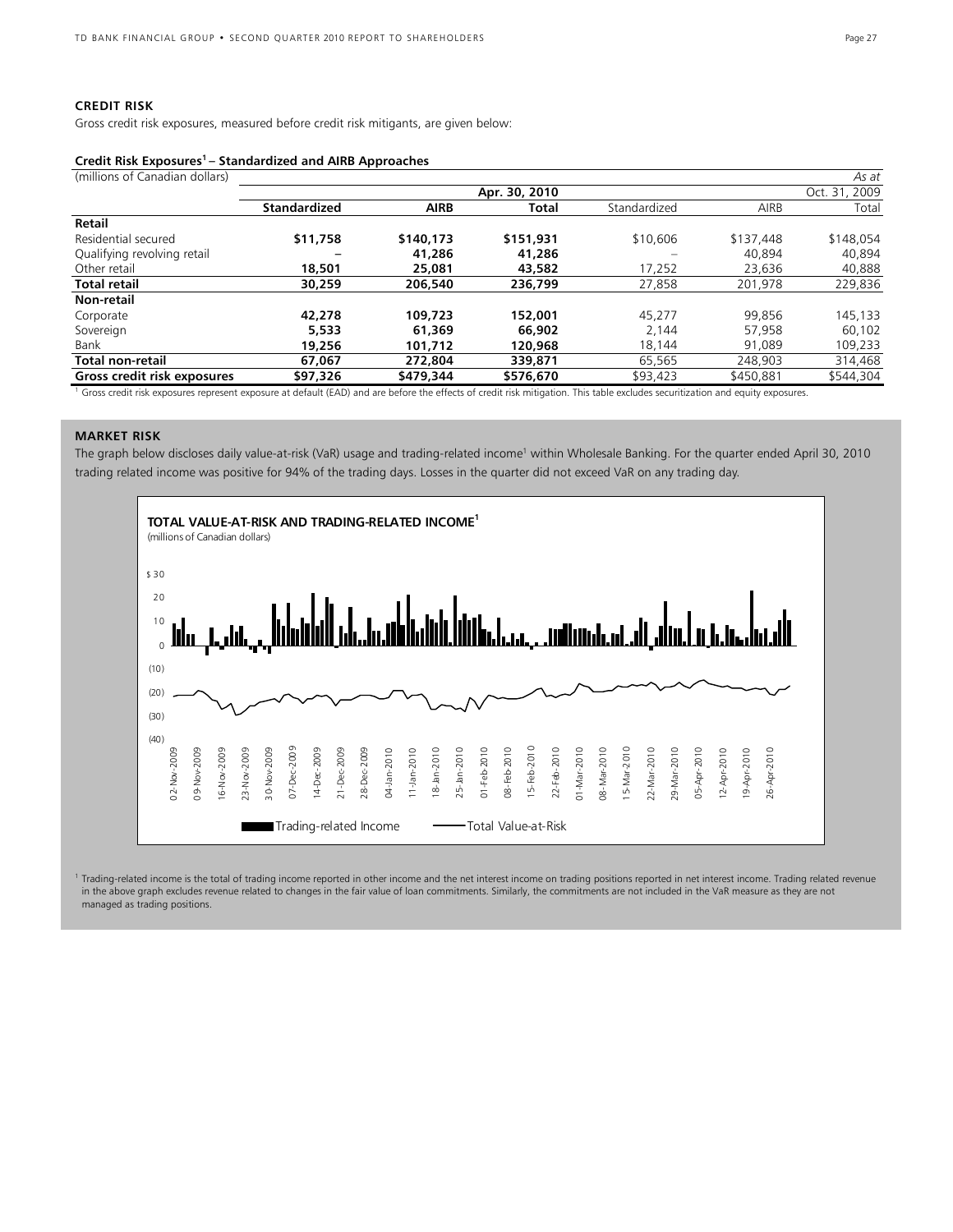## CREDIT RISK

Gross credit risk exposures, measured before credit risk mitigants, are given below:

**Credit Risk Exposures[1] – Standardized and AIRB Approaches**

| (millions of Canadian dollars) | | | | | | *As at* |
|---|---|---|---|---|---|---|
| | | | **Apr. 30, 2010** | | | Oct. 31, 2009 |
| | **Standardized** | **AIRB** | **Total** | Standardized | AIRB | Total |
| **Retail** | | | | | | |
| Residential secured | **$11,758** | **$140,173** | **$151,931** | $10,606 | $137,448 | $148,054 |
| Qualifying revolving retail | **–** | **41,286** | **41,286** | – | 40,894 | 40,894 |
| Other retail | **18,501** | **25,081** | **43,582** | 17,252 | 23,636 | 40,888 |
| **Total retail** | **30,259** | **206,540** | **236,799** | 27,858 | 201,978 | 229,836 |
| **Non-retail** | | | | | | |
| Corporate | **42,278** | **109,723** | **152,001** | 45,277 | 99,856 | 145,133 |
| Sovereign | **5,533** | **61,369** | **66,902** | 2,144 | 57,958 | 60,102 |
| Bank | **19,256** | **101,712** | **120,968** | 18,144 | 91,089 | 109,233 |
| **Total non-retail** | **67,067** | **272,804** | **339,871** | 65,565 | 248,903 | 314,468 |
| **Gross credit risk exposures** | **$97,326** | **$479,344** | **$576,670** | $93,423 | $450,881 | $544,304 |

[1] Gross credit risk exposures represent exposure at default (EAD) and are before the effects of credit risk mitigation. This table excludes securitization and equity exposures.

## MARKET RISK

The graph below discloses daily value-at-risk (VaR) usage and trading-related income[1] within Wholesale Banking. For the quarter ended April 30, 2010 trading related income was positive for 94% of the trading days. Losses in the quarter did not exceed VaR on any trading day.

**TOTAL VALUE-AT-RISK AND TRADING-RELATED INCOME[1]**
(millions of Canadian dollars)

Legend: Trading-related Income; Total Value-at-Risk

[1] Trading-related income is the total of trading income reported in other income and the net interest income on trading positions reported in net interest income. Trading related revenue in the above graph excludes revenue related to changes in the fair value of loan commitments. Similarly, the commitments are not included in the VaR measure as they are not managed as trading positions.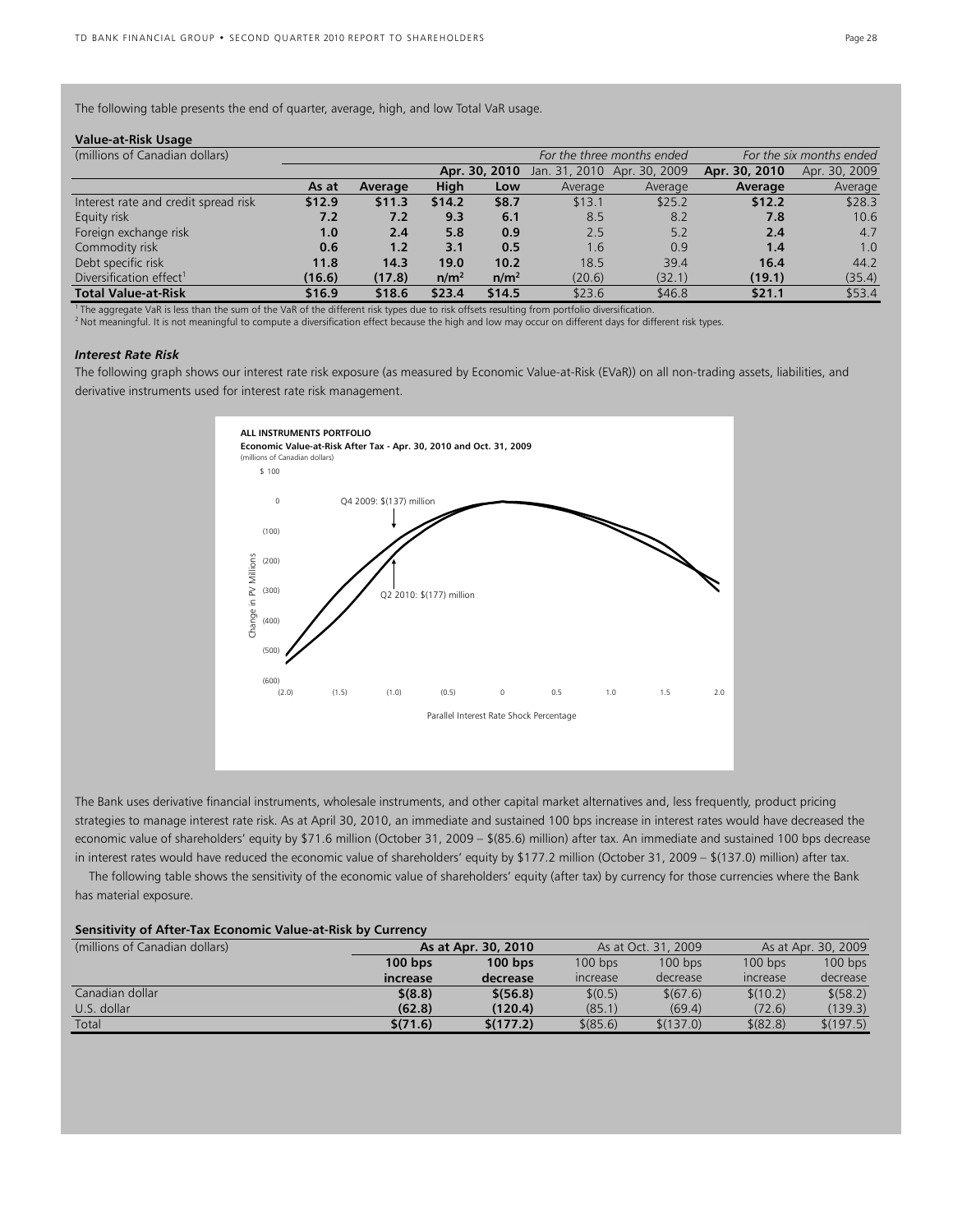The following table presents the end of quarter, average, high, and low Total VaR usage.

**Value-at-Risk Usage**

| (millions of Canadian dollars) | | | | | *For the three months ended* | | *For the six months ended* | |
|---|---|---|---|---|---|---|---|---|
| | | | **Apr. 30, 2010** | | Jan. 31, 2010 | Apr. 30, 2009 | **Apr. 30, 2010** | Apr. 30, 2009 |
| | **As at** | **Average** | **High** | **Low** | Average | Average | **Average** | Average |
| Interest rate and credit spread risk | **$12.9** | **$11.3** | **$14.2** | **$8.7** | $13.1 | $25.2 | **$12.2** | $28.3 |
| Equity risk | **7.2** | **7.2** | **9.3** | **6.1** | 8.5 | 8.2 | **7.8** | 10.6 |
| Foreign exchange risk | **1.0** | **2.4** | **5.8** | **0.9** | 2.5 | 5.2 | **2.4** | 4.7 |
| Commodity risk | **0.6** | **1.2** | **3.1** | **0.5** | 1.6 | 0.9 | **1.4** | 1.0 |
| Debt specific risk | **11.8** | **14.3** | **19.0** | **10.2** | 18.5 | 39.4 | **16.4** | 44.2 |
| Diversification effect[1] | **(16.6)** | **(17.8)** | **n/m[2]** | **n/m[2]** | (20.6) | (32.1) | **(19.1)** | (35.4) |
| **Total Value-at-Risk** | **$16.9** | **$18.6** | **$23.4** | **$14.5** | $23.6 | $46.8 | **$21.1** | $53.4 |

[1] The aggregate VaR is less than the sum of the VaR of the different risk types due to risk offsets resulting from portfolio diversification.
[2] Not meaningful. It is not meaningful to compute a diversification effect because the high and low may occur on different days for different risk types.

### *Interest Rate Risk*

The following graph shows our interest rate risk exposure (as measured by Economic Value-at-Risk (EVaR)) on all non-trading assets, liabilities, and derivative instruments used for interest rate risk management.

**ALL INSTRUMENTS PORTFOLIO**
**Economic Value-at-Risk After Tax - Apr. 30, 2010 and Oct. 31, 2009**
(millions of Canadian dollars)

Q4 2009: $(137) million
Q2 2010: $(177) million

Change in PV Millions / Parallel Interest Rate Shock Percentage

The Bank uses derivative financial instruments, wholesale instruments, and other capital market alternatives and, less frequently, product pricing strategies to manage interest rate risk. As at April 30, 2010, an immediate and sustained 100 bps increase in interest rates would have decreased the economic value of shareholders' equity by $71.6 million (October 31, 2009 – $(85.6) million) after tax. An immediate and sustained 100 bps decrease in interest rates would have reduced the economic value of shareholders' equity by $177.2 million (October 31, 2009 – $(137.0) million) after tax.

The following table shows the sensitivity of the economic value of shareholders' equity (after tax) by currency for those currencies where the Bank has material exposure.

**Sensitivity of After-Tax Economic Value-at-Risk by Currency**

| (millions of Canadian dollars) | **As at Apr. 30, 2010** | | As at Oct. 31, 2009 | | As at Apr. 30, 2009 | |
|---|---|---|---|---|---|---|
| | **100 bps increase** | **100 bps decrease** | 100 bps increase | 100 bps decrease | 100 bps increase | 100 bps decrease |
| Canadian dollar | **$(8.8)** | **$(56.8)** | $(0.5) | $(67.6) | $(10.2) | $(58.2) |
| U.S. dollar | **(62.8)** | **(120.4)** | (85.1) | (69.4) | (72.6) | (139.3) |
| Total | **$(71.6)** | **$(177.2)** | $(85.6) | $(137.0) | $(82.8) | $(197.5) |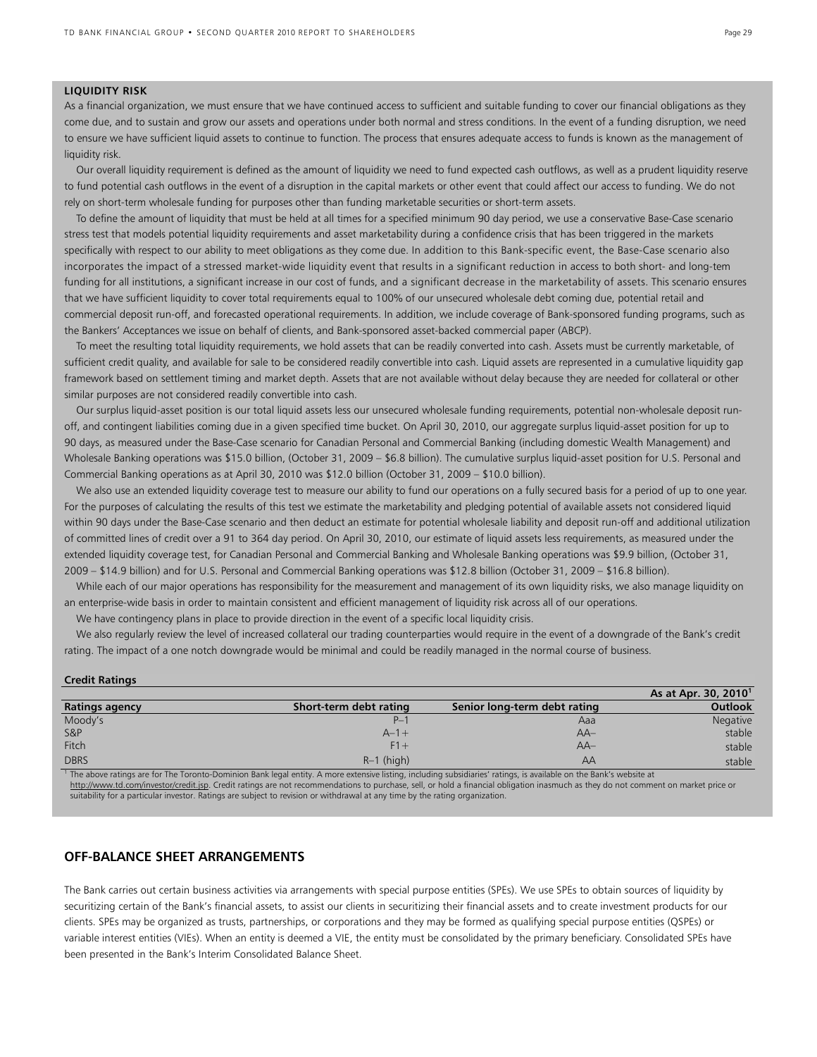### LIQUIDITY RISK

As a financial organization, we must ensure that we have continued access to sufficient and suitable funding to cover our financial obligations as they come due, and to sustain and grow our assets and operations under both normal and stress conditions. In the event of a funding disruption, we need to ensure we have sufficient liquid assets to continue to function. The process that ensures adequate access to funds is known as the management of liquidity risk.

Our overall liquidity requirement is defined as the amount of liquidity we need to fund expected cash outflows, as well as a prudent liquidity reserve to fund potential cash outflows in the event of a disruption in the capital markets or other event that could affect our access to funding. We do not rely on short-term wholesale funding for purposes other than funding marketable securities or short-term assets.

To define the amount of liquidity that must be held at all times for a specified minimum 90 day period, we use a conservative Base-Case scenario stress test that models potential liquidity requirements and asset marketability during a confidence crisis that has been triggered in the markets specifically with respect to our ability to meet obligations as they come due. In addition to this Bank-specific event, the Base-Case scenario also incorporates the impact of a stressed market-wide liquidity event that results in a significant reduction in access to both short- and long-tem funding for all institutions, a significant increase in our cost of funds, and a significant decrease in the marketability of assets. This scenario ensures that we have sufficient liquidity to cover total requirements equal to 100% of our unsecured wholesale debt coming due, potential retail and commercial deposit run-off, and forecasted operational requirements. In addition, we include coverage of Bank-sponsored funding programs, such as the Bankers' Acceptances we issue on behalf of clients, and Bank-sponsored asset-backed commercial paper (ABCP).

To meet the resulting total liquidity requirements, we hold assets that can be readily converted into cash. Assets must be currently marketable, of sufficient credit quality, and available for sale to be considered readily convertible into cash. Liquid assets are represented in a cumulative liquidity gap framework based on settlement timing and market depth. Assets that are not available without delay because they are needed for collateral or other similar purposes are not considered readily convertible into cash.

Our surplus liquid-asset position is our total liquid assets less our unsecured wholesale funding requirements, potential non-wholesale deposit run-off, and contingent liabilities coming due in a given specified time bucket. On April 30, 2010, our aggregate surplus liquid-asset position for up to 90 days, as measured under the Base-Case scenario for Canadian Personal and Commercial Banking (including domestic Wealth Management) and Wholesale Banking operations was $15.0 billion, (October 31, 2009 – $6.8 billion). The cumulative surplus liquid-asset position for U.S. Personal and Commercial Banking operations as at April 30, 2010 was $12.0 billion (October 31, 2009 – $10.0 billion).

We also use an extended liquidity coverage test to measure our ability to fund our operations on a fully secured basis for a period of up to one year. For the purposes of calculating the results of this test we estimate the marketability and pledging potential of available assets not considered liquid within 90 days under the Base-Case scenario and then deduct an estimate for potential wholesale liability and deposit run-off and additional utilization of committed lines of credit over a 91 to 364 day period. On April 30, 2010, our estimate of liquid assets less requirements, as measured under the extended liquidity coverage test, for Canadian Personal and Commercial Banking and Wholesale Banking operations was $9.9 billion, (October 31, 2009 – $14.9 billion) and for U.S. Personal and Commercial Banking operations was $12.8 billion (October 31, 2009 – $16.8 billion).

While each of our major operations has responsibility for the measurement and management of its own liquidity risks, we also manage liquidity on an enterprise-wide basis in order to maintain consistent and efficient management of liquidity risk across all of our operations.

We have contingency plans in place to provide direction in the event of a specific local liquidity crisis.

We also regularly review the level of increased collateral our trading counterparties would require in the event of a downgrade of the Bank's credit rating. The impact of a one notch downgrade would be minimal and could be readily managed in the normal course of business.

**Credit Ratings**

| | | | As at Apr. 30, 2010[1] |
|---|---|---|---|
| **Ratings agency** | **Short-term debt rating** | **Senior long-term debt rating** | **Outlook** |
| Moody's | P–1 | Aaa | Negative |
| S&P | A–1+ | AA– | stable |
| Fitch | F1+ | AA– | stable |
| DBRS | R–1 (high) | AA | stable |

[1] The above ratings are for The Toronto-Dominion Bank legal entity. A more extensive listing, including subsidiaries' ratings, is available on the Bank's website at http://www.td.com/investor/credit.jsp. Credit ratings are not recommendations to purchase, sell, or hold a financial obligation inasmuch as they do not comment on market price or suitability for a particular investor. Ratings are subject to revision or withdrawal at any time by the rating organization.

## OFF-BALANCE SHEET ARRANGEMENTS

The Bank carries out certain business activities via arrangements with special purpose entities (SPEs). We use SPEs to obtain sources of liquidity by securitizing certain of the Bank's financial assets, to assist our clients in securitizing their financial assets and to create investment products for our clients. SPEs may be organized as trusts, partnerships, or corporations and they may be formed as qualifying special purpose entities (QSPEs) or variable interest entities (VIEs). When an entity is deemed a VIE, the entity must be consolidated by the primary beneficiary. Consolidated SPEs have been presented in the Bank's Interim Consolidated Balance Sheet.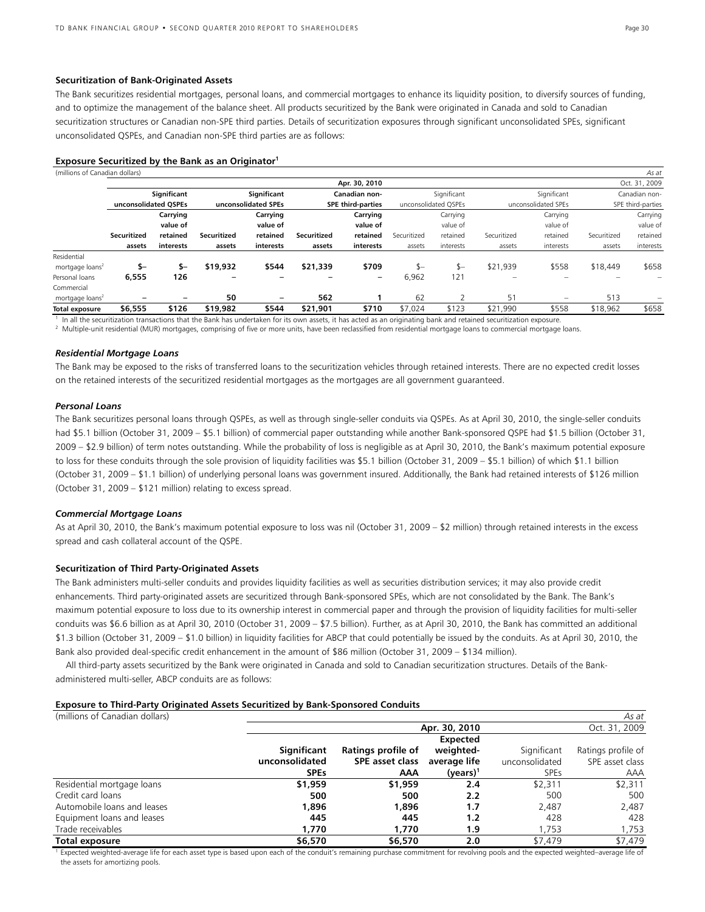### Securitization of Bank-Originated Assets

The Bank securitizes residential mortgages, personal loans, and commercial mortgages to enhance its liquidity position, to diversify sources of funding, and to optimize the management of the balance sheet. All products securitized by the Bank were originated in Canada and sold to Canadian securitization structures or Canadian non-SPE third parties. Details of securitization exposures through significant unconsolidated SPEs, significant unconsolidated QSPEs, and Canadian non-SPE third parties are as follows:

**Exposure Securitized by the Bank as an Originator[1]**

(millions of Canadian dollars) *As at*

| | Apr. 30, 2010 | | | | | | Oct. 31, 2009 | | | | | |
|---|---|---|---|---|---|---|---|---|---|---|---|---|
| | **Significant unconsolidated QSPEs** | | **Significant unconsolidated SPEs** | | **Canadian non-SPE third-parties** | | Significant unconsolidated QSPEs | | Significant unconsolidated SPEs | | Canadian non-SPE third-parties | |
| | **Securitized assets** | **Carrying value of retained interests** | **Securitized assets** | **Carrying value of retained interests** | **Securitized assets** | **Carrying value of retained interests** | Securitized assets | Carrying value of retained interests | Securitized assets | Carrying value of retained interests | Securitized assets | Carrying value of retained interests |
| Residential mortgage loans[2] | **$–** | **$–** | **$19,932** | **$544** | **$21,339** | **$709** | $– | $– | $21,939 | $558 | $18,449 | $658 |
| Personal loans | **6,555** | **126** | **–** | **–** | **–** | **–** | 6,962 | 121 | – | – | – | – |
| Commercial mortgage loans[2] | **–** | **–** | **50** | **–** | **562** | **1** | 62 | 2 | 51 | – | 513 | – |
| **Total exposure** | **$6,555** | **$126** | **$19,982** | **$544** | **$21,901** | **$710** | $7,024 | $123 | $21,990 | $558 | $18,962 | $658 |

[1] In all the securitization transactions that the Bank has undertaken for its own assets, it has acted as an originating bank and retained securitization exposure.
[2] Multiple-unit residential (MUR) mortgages, comprising of five or more units, have been reclassified from residential mortgage loans to commercial mortgage loans.

#### *Residential Mortgage Loans*

The Bank may be exposed to the risks of transferred loans to the securitization vehicles through retained interests. There are no expected credit losses on the retained interests of the securitized residential mortgages as the mortgages are all government guaranteed.

#### *Personal Loans*

The Bank securitizes personal loans through QSPEs, as well as through single-seller conduits via QSPEs. As at April 30, 2010, the single-seller conduits had $5.1 billion (October 31, 2009 – $5.1 billion) of commercial paper outstanding while another Bank-sponsored QSPE had $1.5 billion (October 31, 2009 – $2.9 billion) of term notes outstanding. While the probability of loss is negligible as at April 30, 2010, the Bank's maximum potential exposure to loss for these conduits through the sole provision of liquidity facilities was $5.1 billion (October 31, 2009 – $5.1 billion) of which $1.1 billion (October 31, 2009 – $1.1 billion) of underlying personal loans was government insured. Additionally, the Bank had retained interests of $126 million (October 31, 2009 – $121 million) relating to excess spread.

#### *Commercial Mortgage Loans*

As at April 30, 2010, the Bank's maximum potential exposure to loss was nil (October 31, 2009 – $2 million) through retained interests in the excess spread and cash collateral account of the QSPE.

### Securitization of Third Party-Originated Assets

The Bank administers multi-seller conduits and provides liquidity facilities as well as securities distribution services; it may also provide credit enhancements. Third party-originated assets are securitized through Bank-sponsored SPEs, which are not consolidated by the Bank. The Bank's maximum potential exposure to loss due to its ownership interest in commercial paper and through the provision of liquidity facilities for multi-seller conduits was $6.6 billion as at April 30, 2010 (October 31, 2009 – $7.5 billion). Further, as at April 30, 2010, the Bank has committed an additional $1.3 billion (October 31, 2009 – $1.0 billion) in liquidity facilities for ABCP that could potentially be issued by the conduits. As at April 30, 2010, the Bank also provided deal-specific credit enhancement in the amount of $86 million (October 31, 2009 – $134 million).

All third-party assets securitized by the Bank were originated in Canada and sold to Canadian securitization structures. Details of the Bank-administered multi-seller, ABCP conduits are as follows:

**Exposure to Third-Party Originated Assets Securitized by Bank-Sponsored Conduits**

(millions of Canadian dollars) *As at*

| | Apr. 30, 2010 | | | Oct. 31, 2009 | |
|---|---|---|---|---|---|
| | **Significant unconsolidated SPEs** | **Ratings profile of SPE asset class AAA** | **Expected weighted-average life (years)[1]** | Significant unconsolidated SPEs | Ratings profile of SPE asset class AAA |
| Residential mortgage loans | **$1,959** | **$1,959** | **2.4** | $2,311 | $2,311 |
| Credit card loans | **500** | **500** | **2.2** | 500 | 500 |
| Automobile loans and leases | **1,896** | **1,896** | **1.7** | 2,487 | 2,487 |
| Equipment loans and leases | **445** | **445** | **1.2** | 428 | 428 |
| Trade receivables | **1,770** | **1,770** | **1.9** | 1,753 | 1,753 |
| **Total exposure** | **$6,570** | **$6,570** | **2.0** | $7,479 | $7,479 |

[1] Expected weighted-average life for each asset type is based upon each of the conduit's remaining purchase commitment for revolving pools and the expected weighted–average life of the assets for amortizing pools.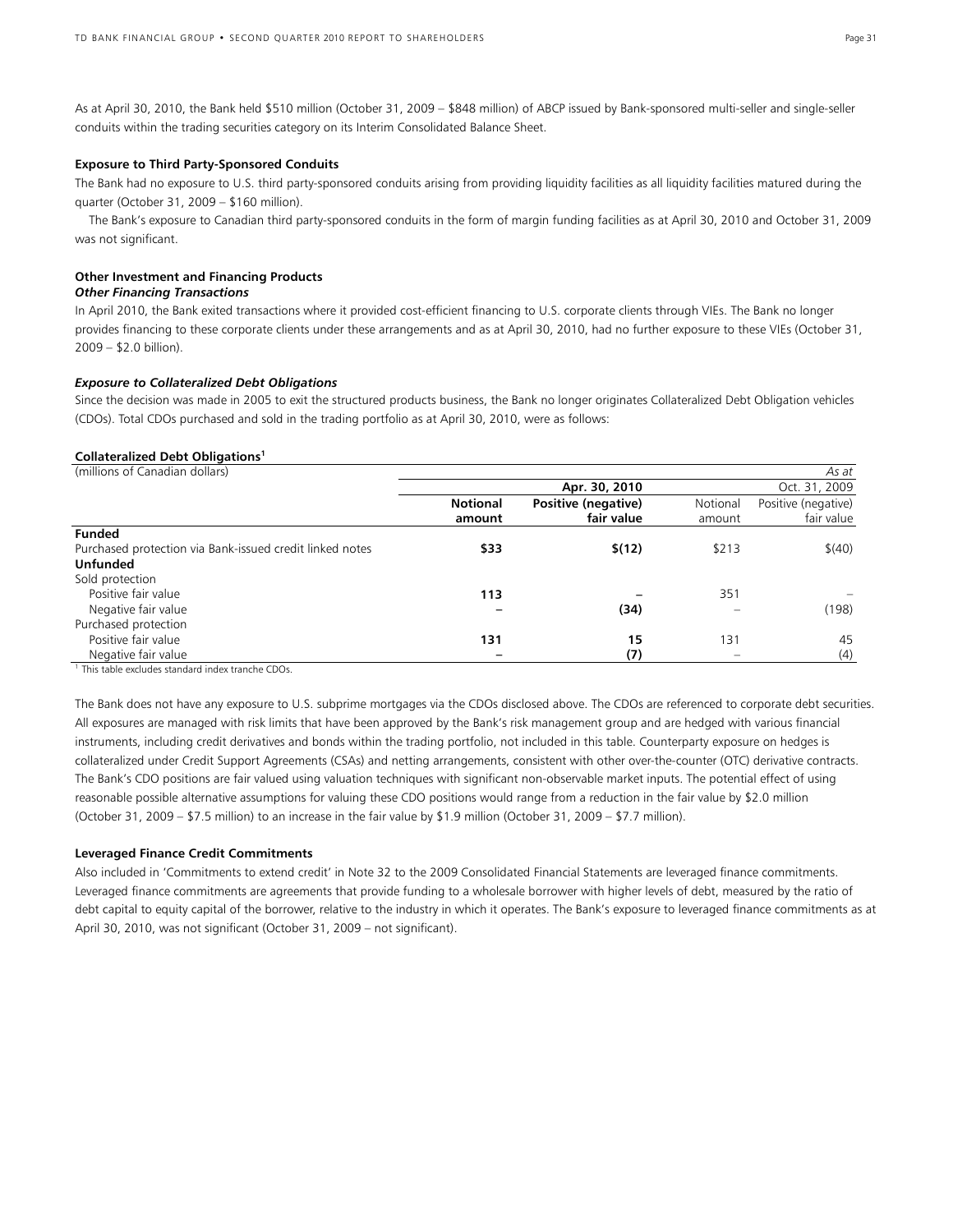As at April 30, 2010, the Bank held $510 million (October 31, 2009 – $848 million) of ABCP issued by Bank-sponsored multi-seller and single-seller conduits within the trading securities category on its Interim Consolidated Balance Sheet.

**Exposure to Third Party-Sponsored Conduits**

The Bank had no exposure to U.S. third party-sponsored conduits arising from providing liquidity facilities as all liquidity facilities matured during the quarter (October 31, 2009 – $160 million).

The Bank's exposure to Canadian third party-sponsored conduits in the form of margin funding facilities as at April 30, 2010 and October 31, 2009 was not significant.

**Other Investment and Financing Products**

***Other Financing Transactions***

In April 2010, the Bank exited transactions where it provided cost-efficient financing to U.S. corporate clients through VIEs. The Bank no longer provides financing to these corporate clients under these arrangements and as at April 30, 2010, had no further exposure to these VIEs (October 31, 2009 – $2.0 billion).

***Exposure to Collateralized Debt Obligations***

Since the decision was made in 2005 to exit the structured products business, the Bank no longer originates Collateralized Debt Obligation vehicles (CDOs). Total CDOs purchased and sold in the trading portfolio as at April 30, 2010, were as follows:

**Collateralized Debt Obligations**[1]

| (millions of Canadian dollars) | | | | *As at* |
|---|---|---|---|---|
| | **Apr. 30, 2010** | | Oct. 31, 2009 | |
| | **Notional amount** | **Positive (negative) fair value** | Notional amount | Positive (negative) fair value |
| **Funded** | | | | |
| Purchased protection via Bank-issued credit linked notes | **$33** | **$(12)** | $213 | $(40) |
| **Unfunded** | | | | |
| Sold protection | | | | |
| Positive fair value | **113** | **–** | 351 | – |
| Negative fair value | **–** | **(34)** | – | (198) |
| Purchased protection | | | | |
| Positive fair value | **131** | **15** | 131 | 45 |
| Negative fair value | **–** | **(7)** | – | (4) |

[1] This table excludes standard index tranche CDOs.

The Bank does not have any exposure to U.S. subprime mortgages via the CDOs disclosed above. The CDOs are referenced to corporate debt securities. All exposures are managed with risk limits that have been approved by the Bank's risk management group and are hedged with various financial instruments, including credit derivatives and bonds within the trading portfolio, not included in this table. Counterparty exposure on hedges is collateralized under Credit Support Agreements (CSAs) and netting arrangements, consistent with other over-the-counter (OTC) derivative contracts. The Bank's CDO positions are fair valued using valuation techniques with significant non-observable market inputs. The potential effect of using reasonable possible alternative assumptions for valuing these CDO positions would range from a reduction in the fair value by $2.0 million (October 31, 2009 – $7.5 million) to an increase in the fair value by $1.9 million (October 31, 2009 – $7.7 million).

**Leveraged Finance Credit Commitments**

Also included in 'Commitments to extend credit' in Note 32 to the 2009 Consolidated Financial Statements are leveraged finance commitments. Leveraged finance commitments are agreements that provide funding to a wholesale borrower with higher levels of debt, measured by the ratio of debt capital to equity capital of the borrower, relative to the industry in which it operates. The Bank's exposure to leveraged finance commitments as at April 30, 2010, was not significant (October 31, 2009 – not significant).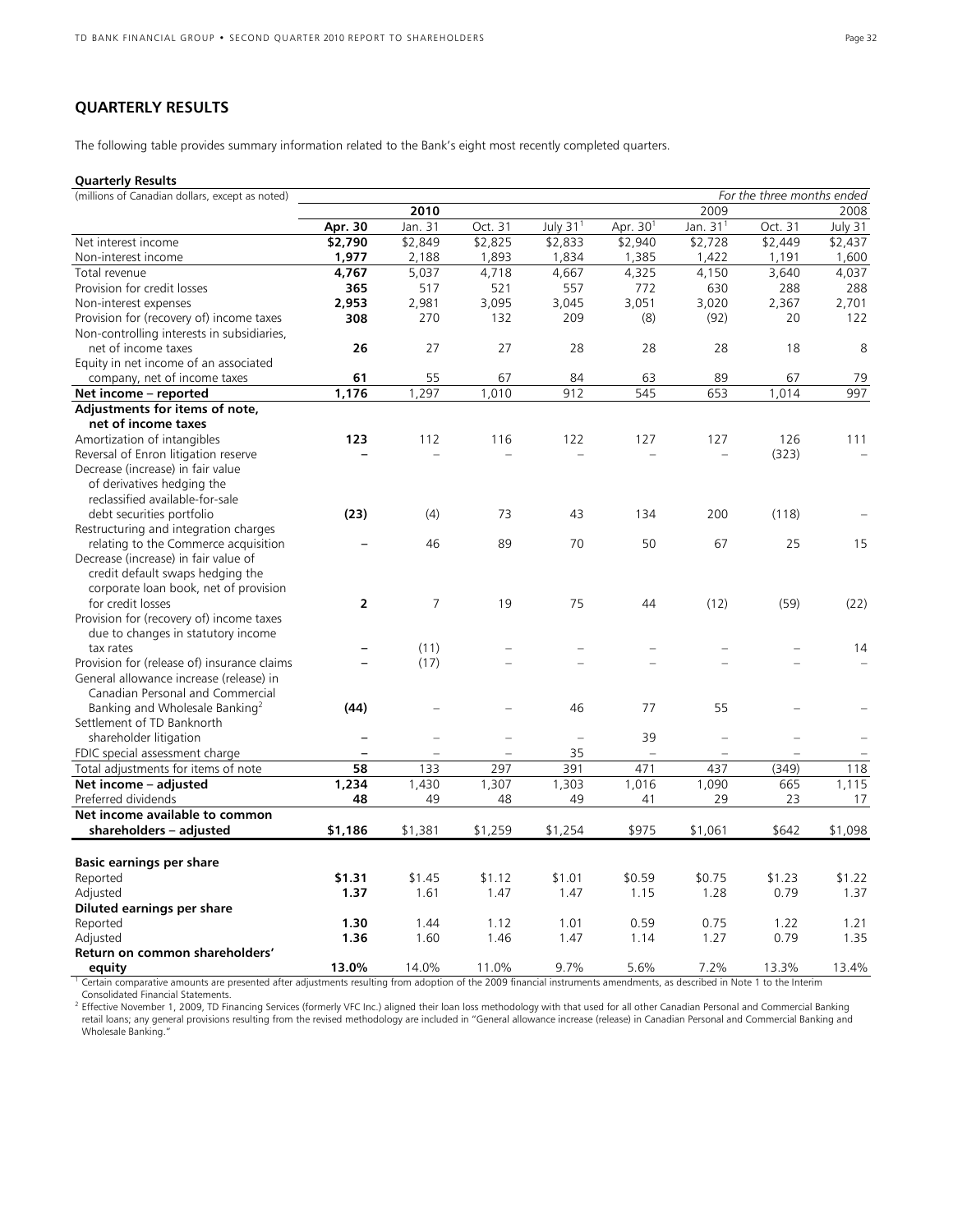## QUARTERLY RESULTS

The following table provides summary information related to the Bank's eight most recently completed quarters.

**Quarterly Results**

| (millions of Canadian dollars, except as noted) | | | | | | | | *For the three months ended* |
|---|---|---|---|---|---|---|---|---|
| | **2010** | | | | | 2009 | | 2008 |
| | **Apr. 30** | Jan. 31 | Oct. 31 | July 31[1] | Apr. 30[1] | Jan. 31[1] | Oct. 31 | July 31 |
| Net interest income | **$2,790** | $2,849 | $2,825 | $2,833 | $2,940 | $2,728 | $2,449 | $2,437 |
| Non-interest income | **1,977** | 2,188 | 1,893 | 1,834 | 1,385 | 1,422 | 1,191 | 1,600 |
| Total revenue | **4,767** | 5,037 | 4,718 | 4,667 | 4,325 | 4,150 | 3,640 | 4,037 |
| Provision for credit losses | **365** | 517 | 521 | 557 | 772 | 630 | 288 | 288 |
| Non-interest expenses | **2,953** | 2,981 | 3,095 | 3,045 | 3,051 | 3,020 | 2,367 | 2,701 |
| Provision for (recovery of) income taxes | **308** | 270 | 132 | 209 | (8) | (92) | 20 | 122 |
| Non-controlling interests in subsidiaries, net of income taxes | **26** | 27 | 27 | 28 | 28 | 28 | 18 | 8 |
| Equity in net income of an associated company, net of income taxes | **61** | 55 | 67 | 84 | 63 | 89 | 67 | 79 |
| **Net income – reported** | **1,176** | 1,297 | 1,010 | 912 | 545 | 653 | 1,014 | 997 |
| **Adjustments for items of note, net of income taxes** | | | | | | | | |
| Amortization of intangibles | **123** | 112 | 116 | 122 | 127 | 127 | 126 | 111 |
| Reversal of Enron litigation reserve | **–** | – | – | – | – | – | (323) | – |
| Decrease (increase) in fair value of derivatives hedging the reclassified available-for-sale debt securities portfolio | **(23)** | (4) | 73 | 43 | 134 | 200 | (118) | – |
| Restructuring and integration charges relating to the Commerce acquisition | **–** | 46 | 89 | 70 | 50 | 67 | 25 | 15 |
| Decrease (increase) in fair value of credit default swaps hedging the corporate loan book, net of provision for credit losses | **2** | 7 | 19 | 75 | 44 | (12) | (59) | (22) |
| Provision for (recovery of) income taxes due to changes in statutory income tax rates | **–** | (11) | – | – | – | – | – | 14 |
| Provision for (release of) insurance claims | **–** | (17) | – | – | – | – | – | – |
| General allowance increase (release) in Canadian Personal and Commercial Banking and Wholesale Banking[2] | **(44)** | – | – | 46 | 77 | 55 | – | – |
| Settlement of TD Banknorth shareholder litigation | **–** | – | – | – | 39 | – | – | – |
| FDIC special assessment charge | **–** | – | – | 35 | – | – | – | – |
| Total adjustments for items of note | **58** | 133 | 297 | 391 | 471 | 437 | (349) | 118 |
| **Net income – adjusted** | **1,234** | 1,430 | 1,307 | 1,303 | 1,016 | 1,090 | 665 | 1,115 |
| Preferred dividends | **48** | 49 | 48 | 49 | 41 | 29 | 23 | 17 |
| **Net income available to common shareholders – adjusted** | **$1,186** | $1,381 | $1,259 | $1,254 | $975 | $1,061 | $642 | $1,098 |
| **Basic earnings per share** | | | | | | | | |
| Reported | **$1.31** | $1.45 | $1.12 | $1.01 | $0.59 | $0.75 | $1.23 | $1.22 |
| Adjusted | **1.37** | 1.61 | 1.47 | 1.47 | 1.15 | 1.28 | 0.79 | 1.37 |
| **Diluted earnings per share** | | | | | | | | |
| Reported | **1.30** | 1.44 | 1.12 | 1.01 | 0.59 | 0.75 | 1.22 | 1.21 |
| Adjusted | **1.36** | 1.60 | 1.46 | 1.47 | 1.14 | 1.27 | 0.79 | 1.35 |
| **Return on common shareholders' equity** | **13.0%** | 14.0% | 11.0% | 9.7% | 5.6% | 7.2% | 13.3% | 13.4% |

[1] Certain comparative amounts are presented after adjustments resulting from adoption of the 2009 financial instruments amendments, as described in Note 1 to the Interim Consolidated Financial Statements.

[2] Effective November 1, 2009, TD Financing Services (formerly VFC Inc.) aligned their loan loss methodology with that used for all other Canadian Personal and Commercial Banking retail loans; any general provisions resulting from the revised methodology are included in "General allowance increase (release) in Canadian Personal and Commercial Banking and Wholesale Banking."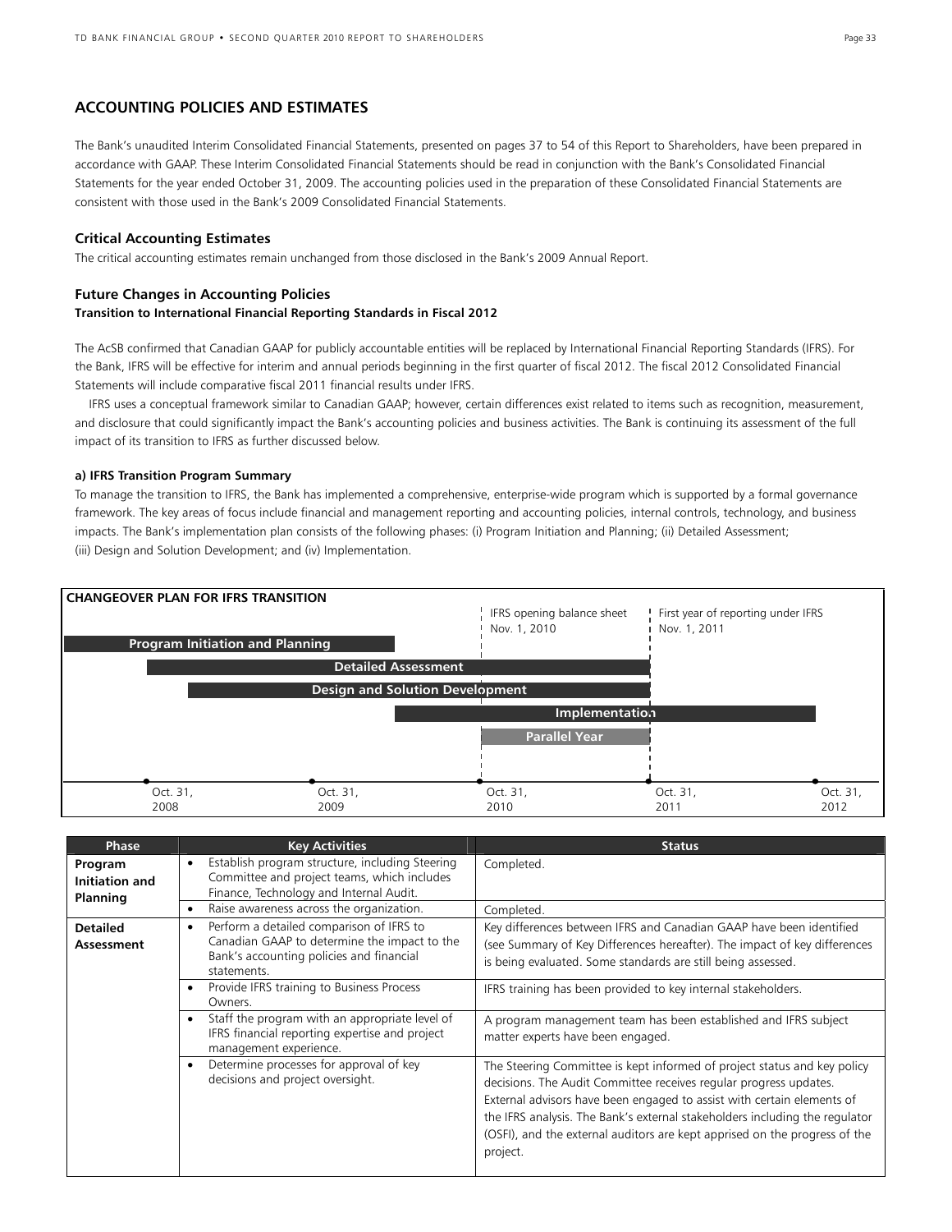## ACCOUNTING POLICIES AND ESTIMATES

The Bank's unaudited Interim Consolidated Financial Statements, presented on pages 37 to 54 of this Report to Shareholders, have been prepared in accordance with GAAP. These Interim Consolidated Financial Statements should be read in conjunction with the Bank's Consolidated Financial Statements for the year ended October 31, 2009. The accounting policies used in the preparation of these Consolidated Financial Statements are consistent with those used in the Bank's 2009 Consolidated Financial Statements.

### Critical Accounting Estimates

The critical accounting estimates remain unchanged from those disclosed in the Bank's 2009 Annual Report.

### Future Changes in Accounting Policies

**Transition to International Financial Reporting Standards in Fiscal 2012**

The AcSB confirmed that Canadian GAAP for publicly accountable entities will be replaced by International Financial Reporting Standards (IFRS). For the Bank, IFRS will be effective for interim and annual periods beginning in the first quarter of fiscal 2012. The fiscal 2012 Consolidated Financial Statements will include comparative fiscal 2011 financial results under IFRS.

IFRS uses a conceptual framework similar to Canadian GAAP; however, certain differences exist related to items such as recognition, measurement, and disclosure that could significantly impact the Bank's accounting policies and business activities. The Bank is continuing its assessment of the full impact of its transition to IFRS as further discussed below.

**a) IFRS Transition Program Summary**

To manage the transition to IFRS, the Bank has implemented a comprehensive, enterprise-wide program which is supported by a formal governance framework. The key areas of focus include financial and management reporting and accounting policies, internal controls, technology, and business impacts. The Bank's implementation plan consists of the following phases: (i) Program Initiation and Planning; (ii) Detailed Assessment; (iii) Design and Solution Development; and (iv) Implementation.

**CHANGEOVER PLAN FOR IFRS TRANSITION**

IFRS opening balance sheet Nov. 1, 2010

First year of reporting under IFRS Nov. 1, 2011

Program Initiation and Planning

Detailed Assessment

Design and Solution Development

Implementation

Parallel Year

Oct. 31, 2008 | Oct. 31, 2009 | Oct. 31, 2010 | Oct. 31, 2011 | Oct. 31, 2012

| Phase | Key Activities | Status |
|---|---|---|
| **Program Initiation and Planning** | • Establish program structure, including Steering Committee and project teams, which includes Finance, Technology and Internal Audit. | Completed. |
| | • Raise awareness across the organization. | Completed. |
| **Detailed Assessment** | • Perform a detailed comparison of IFRS to Canadian GAAP to determine the impact to the Bank's accounting policies and financial statements. | Key differences between IFRS and Canadian GAAP have been identified (see Summary of Key Differences hereafter). The impact of key differences is being evaluated. Some standards are still being assessed. |
| | • Provide IFRS training to Business Process Owners. | IFRS training has been provided to key internal stakeholders. |
| | • Staff the program with an appropriate level of IFRS financial reporting expertise and project management experience. | A program management team has been established and IFRS subject matter experts have been engaged. |
| | • Determine processes for approval of key decisions and project oversight. | The Steering Committee is kept informed of project status and key policy decisions. The Audit Committee receives regular progress updates. External advisors have been engaged to assist with certain elements of the IFRS analysis. The Bank's external stakeholders including the regulator (OSFI), and the external auditors are kept apprised on the progress of the project. |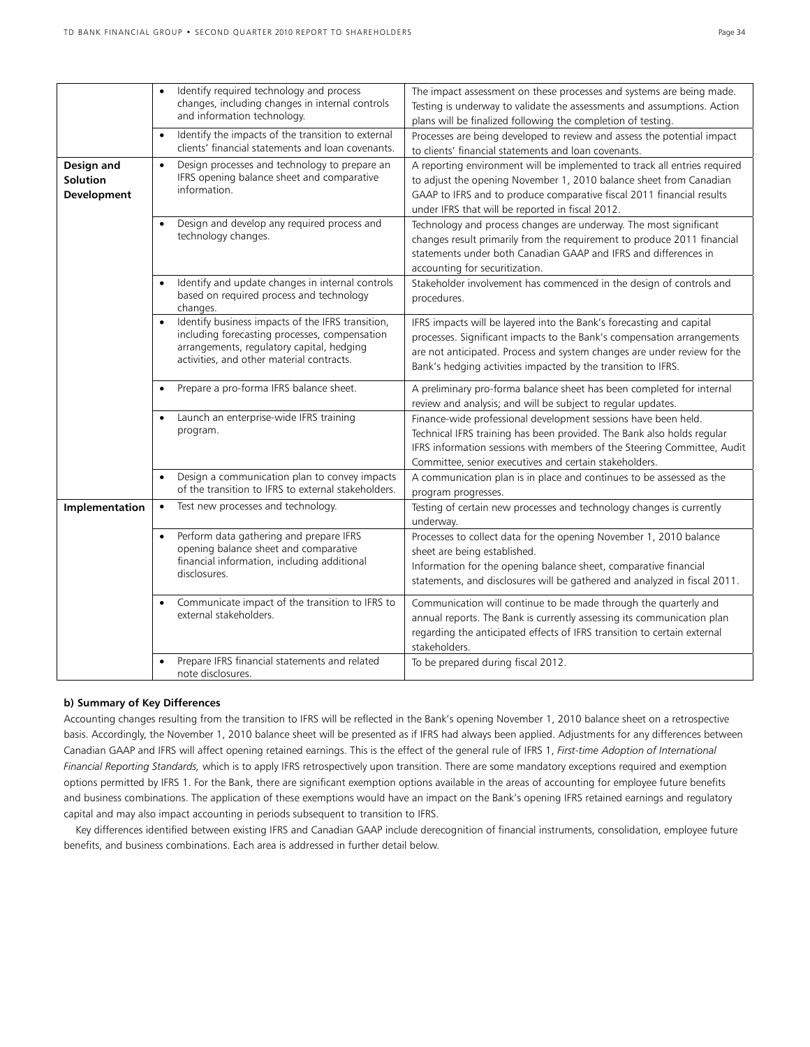| | | |
|---|---|---|
| | • Identify required technology and process changes, including changes in internal controls and information technology. | The impact assessment on these processes and systems are being made. Testing is underway to validate the assessments and assumptions. Action plans will be finalized following the completion of testing. |
| | • Identify the impacts of the transition to external clients' financial statements and loan covenants. | Processes are being developed to review and assess the potential impact to clients' financial statements and loan covenants. |
| **Design and Solution Development** | • Design processes and technology to prepare an IFRS opening balance sheet and comparative information. | A reporting environment will be implemented to track all entries required to adjust the opening November 1, 2010 balance sheet from Canadian GAAP to IFRS and to produce comparative fiscal 2011 financial results under IFRS that will be reported in fiscal 2012. |
| | • Design and develop any required process and technology changes. | Technology and process changes are underway. The most significant changes result primarily from the requirement to produce 2011 financial statements under both Canadian GAAP and IFRS and differences in accounting for securitization. |
| | • Identify and update changes in internal controls based on required process and technology changes. | Stakeholder involvement has commenced in the design of controls and procedures. |
| | • Identify business impacts of the IFRS transition, including forecasting processes, compensation arrangements, regulatory capital, hedging activities, and other material contracts. | IFRS impacts will be layered into the Bank's forecasting and capital processes. Significant impacts to the Bank's compensation arrangements are not anticipated. Process and system changes are under review for the Bank's hedging activities impacted by the transition to IFRS. |
| | • Prepare a pro-forma IFRS balance sheet. | A preliminary pro-forma balance sheet has been completed for internal review and analysis; and will be subject to regular updates. |
| | • Launch an enterprise-wide IFRS training program. | Finance-wide professional development sessions have been held. Technical IFRS training has been provided. The Bank also holds regular IFRS information sessions with members of the Steering Committee, Audit Committee, senior executives and certain stakeholders. |
| | • Design a communication plan to convey impacts of the transition to IFRS to external stakeholders. | A communication plan is in place and continues to be assessed as the program progresses. |
| **Implementation** | • Test new processes and technology. | Testing of certain new processes and technology changes is currently underway. |
| | • Perform data gathering and prepare IFRS opening balance sheet and comparative financial information, including additional disclosures. | Processes to collect data for the opening November 1, 2010 balance sheet are being established. Information for the opening balance sheet, comparative financial statements, and disclosures will be gathered and analyzed in fiscal 2011. |
| | • Communicate impact of the transition to IFRS to external stakeholders. | Communication will continue to be made through the quarterly and annual reports. The Bank is currently assessing its communication plan regarding the anticipated effects of IFRS transition to certain external stakeholders. |
| | • Prepare IFRS financial statements and related note disclosures. | To be prepared during fiscal 2012. |

**b) Summary of Key Differences**

Accounting changes resulting from the transition to IFRS will be reflected in the Bank's opening November 1, 2010 balance sheet on a retrospective basis. Accordingly, the November 1, 2010 balance sheet will be presented as if IFRS had always been applied. Adjustments for any differences between Canadian GAAP and IFRS will affect opening retained earnings. This is the effect of the general rule of IFRS 1, *First-time Adoption of International Financial Reporting Standards,* which is to apply IFRS retrospectively upon transition. There are some mandatory exceptions required and exemption options permitted by IFRS 1. For the Bank, there are significant exemption options available in the areas of accounting for employee future benefits and business combinations. The application of these exemptions would have an impact on the Bank's opening IFRS retained earnings and regulatory capital and may also impact accounting in periods subsequent to transition to IFRS.

Key differences identified between existing IFRS and Canadian GAAP include derecognition of financial instruments, consolidation, employee future benefits, and business combinations. Each area is addressed in further detail below.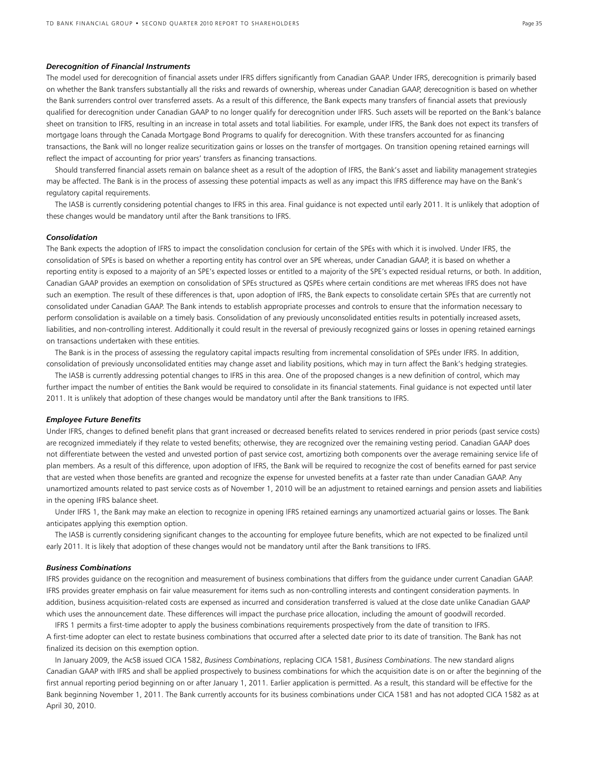### *Derecognition of Financial Instruments*

The model used for derecognition of financial assets under IFRS differs significantly from Canadian GAAP. Under IFRS, derecognition is primarily based on whether the Bank transfers substantially all the risks and rewards of ownership, whereas under Canadian GAAP, derecognition is based on whether the Bank surrenders control over transferred assets. As a result of this difference, the Bank expects many transfers of financial assets that previously qualified for derecognition under Canadian GAAP to no longer qualify for derecognition under IFRS. Such assets will be reported on the Bank's balance sheet on transition to IFRS, resulting in an increase in total assets and total liabilities. For example, under IFRS, the Bank does not expect its transfers of mortgage loans through the Canada Mortgage Bond Programs to qualify for derecognition. With these transfers accounted for as financing transactions, the Bank will no longer realize securitization gains or losses on the transfer of mortgages. On transition opening retained earnings will reflect the impact of accounting for prior years' transfers as financing transactions.

Should transferred financial assets remain on balance sheet as a result of the adoption of IFRS, the Bank's asset and liability management strategies may be affected. The Bank is in the process of assessing these potential impacts as well as any impact this IFRS difference may have on the Bank's regulatory capital requirements.

The IASB is currently considering potential changes to IFRS in this area. Final guidance is not expected until early 2011. It is unlikely that adoption of these changes would be mandatory until after the Bank transitions to IFRS.

### *Consolidation*

The Bank expects the adoption of IFRS to impact the consolidation conclusion for certain of the SPEs with which it is involved. Under IFRS, the consolidation of SPEs is based on whether a reporting entity has control over an SPE whereas, under Canadian GAAP, it is based on whether a reporting entity is exposed to a majority of an SPE's expected losses or entitled to a majority of the SPE's expected residual returns, or both. In addition, Canadian GAAP provides an exemption on consolidation of SPEs structured as QSPEs where certain conditions are met whereas IFRS does not have such an exemption. The result of these differences is that, upon adoption of IFRS, the Bank expects to consolidate certain SPEs that are currently not consolidated under Canadian GAAP. The Bank intends to establish appropriate processes and controls to ensure that the information necessary to perform consolidation is available on a timely basis. Consolidation of any previously unconsolidated entities results in potentially increased assets, liabilities, and non-controlling interest. Additionally it could result in the reversal of previously recognized gains or losses in opening retained earnings on transactions undertaken with these entities.

The Bank is in the process of assessing the regulatory capital impacts resulting from incremental consolidation of SPEs under IFRS. In addition, consolidation of previously unconsolidated entities may change asset and liability positions, which may in turn affect the Bank's hedging strategies.

The IASB is currently addressing potential changes to IFRS in this area. One of the proposed changes is a new definition of control, which may further impact the number of entities the Bank would be required to consolidate in its financial statements. Final guidance is not expected until later 2011. It is unlikely that adoption of these changes would be mandatory until after the Bank transitions to IFRS.

### *Employee Future Benefits*

Under IFRS, changes to defined benefit plans that grant increased or decreased benefits related to services rendered in prior periods (past service costs) are recognized immediately if they relate to vested benefits; otherwise, they are recognized over the remaining vesting period. Canadian GAAP does not differentiate between the vested and unvested portion of past service cost, amortizing both components over the average remaining service life of plan members. As a result of this difference, upon adoption of IFRS, the Bank will be required to recognize the cost of benefits earned for past service that are vested when those benefits are granted and recognize the expense for unvested benefits at a faster rate than under Canadian GAAP. Any unamortized amounts related to past service costs as of November 1, 2010 will be an adjustment to retained earnings and pension assets and liabilities in the opening IFRS balance sheet.

Under IFRS 1, the Bank may make an election to recognize in opening IFRS retained earnings any unamortized actuarial gains or losses. The Bank anticipates applying this exemption option.

The IASB is currently considering significant changes to the accounting for employee future benefits, which are not expected to be finalized until early 2011. It is likely that adoption of these changes would not be mandatory until after the Bank transitions to IFRS.

### *Business Combinations*

IFRS provides guidance on the recognition and measurement of business combinations that differs from the guidance under current Canadian GAAP. IFRS provides greater emphasis on fair value measurement for items such as non-controlling interests and contingent consideration payments. In addition, business acquisition-related costs are expensed as incurred and consideration transferred is valued at the close date unlike Canadian GAAP which uses the announcement date. These differences will impact the purchase price allocation, including the amount of goodwill recorded.

IFRS 1 permits a first-time adopter to apply the business combinations requirements prospectively from the date of transition to IFRS. A first-time adopter can elect to restate business combinations that occurred after a selected date prior to its date of transition. The Bank has not finalized its decision on this exemption option.

In January 2009, the AcSB issued CICA 1582, *Business Combinations*, replacing CICA 1581, *Business Combinations*. The new standard aligns Canadian GAAP with IFRS and shall be applied prospectively to business combinations for which the acquisition date is on or after the beginning of the first annual reporting period beginning on or after January 1, 2011. Earlier application is permitted. As a result, this standard will be effective for the Bank beginning November 1, 2011. The Bank currently accounts for its business combinations under CICA 1581 and has not adopted CICA 1582 as at April 30, 2010.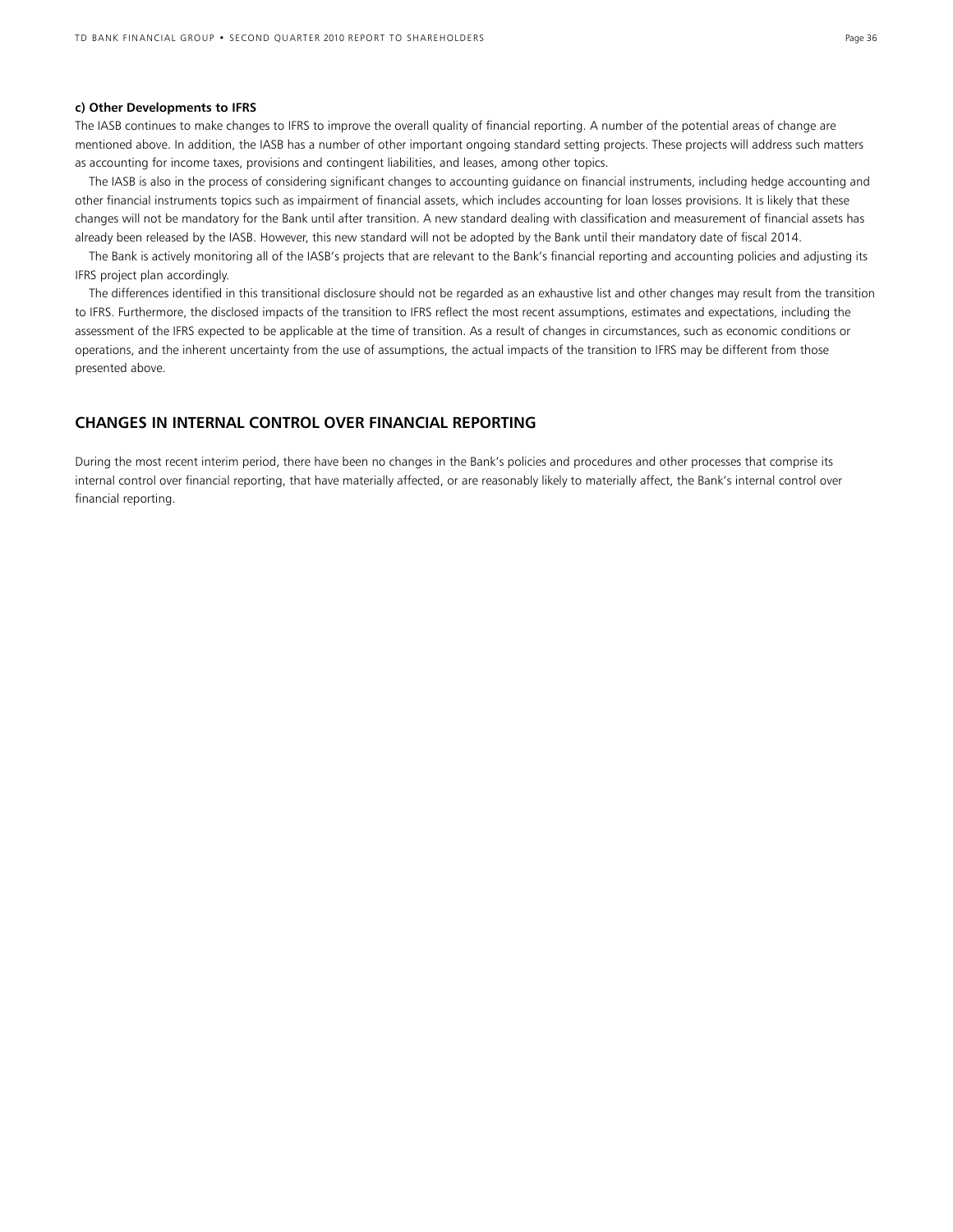**c) Other Developments to IFRS**

The IASB continues to make changes to IFRS to improve the overall quality of financial reporting. A number of the potential areas of change are mentioned above. In addition, the IASB has a number of other important ongoing standard setting projects. These projects will address such matters as accounting for income taxes, provisions and contingent liabilities, and leases, among other topics.

The IASB is also in the process of considering significant changes to accounting guidance on financial instruments, including hedge accounting and other financial instruments topics such as impairment of financial assets, which includes accounting for loan losses provisions. It is likely that these changes will not be mandatory for the Bank until after transition. A new standard dealing with classification and measurement of financial assets has already been released by the IASB. However, this new standard will not be adopted by the Bank until their mandatory date of fiscal 2014.

The Bank is actively monitoring all of the IASB's projects that are relevant to the Bank's financial reporting and accounting policies and adjusting its IFRS project plan accordingly.

The differences identified in this transitional disclosure should not be regarded as an exhaustive list and other changes may result from the transition to IFRS. Furthermore, the disclosed impacts of the transition to IFRS reflect the most recent assumptions, estimates and expectations, including the assessment of the IFRS expected to be applicable at the time of transition. As a result of changes in circumstances, such as economic conditions or operations, and the inherent uncertainty from the use of assumptions, the actual impacts of the transition to IFRS may be different from those presented above.

## CHANGES IN INTERNAL CONTROL OVER FINANCIAL REPORTING

During the most recent interim period, there have been no changes in the Bank's policies and procedures and other processes that comprise its internal control over financial reporting, that have materially affected, or are reasonably likely to materially affect, the Bank's internal control over financial reporting.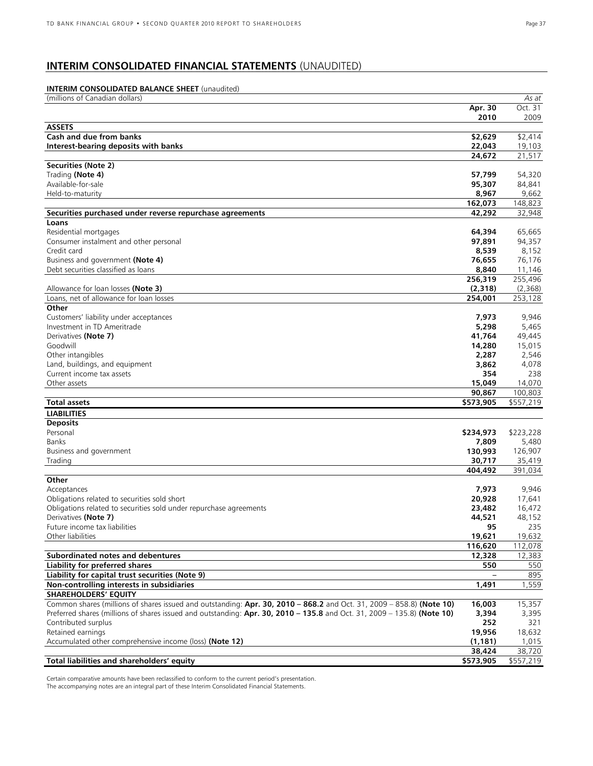## INTERIM CONSOLIDATED FINANCIAL STATEMENTS (UNAUDITED)

**INTERIM CONSOLIDATED BALANCE SHEET** (unaudited)

| (millions of Canadian dollars) | | *As at* |
|---|---|---|
| | **Apr. 30 2010** | Oct. 31 2009 |
| **ASSETS** | | |
| **Cash and due from banks** | **$2,629** | $2,414 |
| **Interest-bearing deposits with banks** | **22,043** | 19,103 |
| | **24,672** | 21,517 |
| **Securities (Note 2)** | | |
| Trading **(Note 4)** | **57,799** | 54,320 |
| Available-for-sale | **95,307** | 84,841 |
| Held-to-maturity | **8,967** | 9,662 |
| | **162,073** | 148,823 |
| **Securities purchased under reverse repurchase agreements** | **42,292** | 32,948 |
| **Loans** | | |
| Residential mortgages | **64,394** | 65,665 |
| Consumer instalment and other personal | **97,891** | 94,357 |
| Credit card | **8,539** | 8,152 |
| Business and government **(Note 4)** | **76,655** | 76,176 |
| Debt securities classified as loans | **8,840** | 11,146 |
| | **256,319** | 255,496 |
| Allowance for loan losses **(Note 3)** | **(2,318)** | (2,368) |
| Loans, net of allowance for loan losses | **254,001** | 253,128 |
| **Other** | | |
| Customers' liability under acceptances | **7,973** | 9,946 |
| Investment in TD Ameritrade | **5,298** | 5,465 |
| Derivatives **(Note 7)** | **41,764** | 49,445 |
| Goodwill | **14,280** | 15,015 |
| Other intangibles | **2,287** | 2,546 |
| Land, buildings, and equipment | **3,862** | 4,078 |
| Current income tax assets | **354** | 238 |
| Other assets | **15,049** | 14,070 |
| | **90,867** | 100,803 |
| **Total assets** | **$573,905** | $557,219 |
| **LIABILITIES** | | |
| **Deposits** | | |
| Personal | **$234,973** | $223,228 |
| Banks | **7,809** | 5,480 |
| Business and government | **130,993** | 126,907 |
| Trading | **30,717** | 35,419 |
| | **404,492** | 391,034 |
| **Other** | | |
| Acceptances | **7,973** | 9,946 |
| Obligations related to securities sold short | **20,928** | 17,641 |
| Obligations related to securities sold under repurchase agreements | **23,482** | 16,472 |
| Derivatives **(Note 7)** | **44,521** | 48,152 |
| Future income tax liabilities | **95** | 235 |
| Other liabilities | **19,621** | 19,632 |
| | **116,620** | 112,078 |
| **Subordinated notes and debentures** | **12,328** | 12,383 |
| **Liability for preferred shares** | **550** | 550 |
| **Liability for capital trust securities (Note 9)** | **–** | 895 |
| **Non-controlling interests in subsidiaries** | **1,491** | 1,559 |
| **SHAREHOLDERS' EQUITY** | | |
| Common shares (millions of shares issued and outstanding: **Apr. 30, 2010 – 868.2** and Oct. 31, 2009 – 858.8) **(Note 10)** | **16,003** | 15,357 |
| Preferred shares (millions of shares issued and outstanding: **Apr. 30, 2010 – 135.8** and Oct. 31, 2009 – 135.8) **(Note 10)** | **3,394** | 3,395 |
| Contributed surplus | **252** | 321 |
| Retained earnings | **19,956** | 18,632 |
| Accumulated other comprehensive income (loss) **(Note 12)** | **(1,181)** | 1,015 |
| | **38,424** | 38,720 |
| **Total liabilities and shareholders' equity** | **$573,905** | $557,219 |

Certain comparative amounts have been reclassified to conform to the current period's presentation.
The accompanying notes are an integral part of these Interim Consolidated Financial Statements.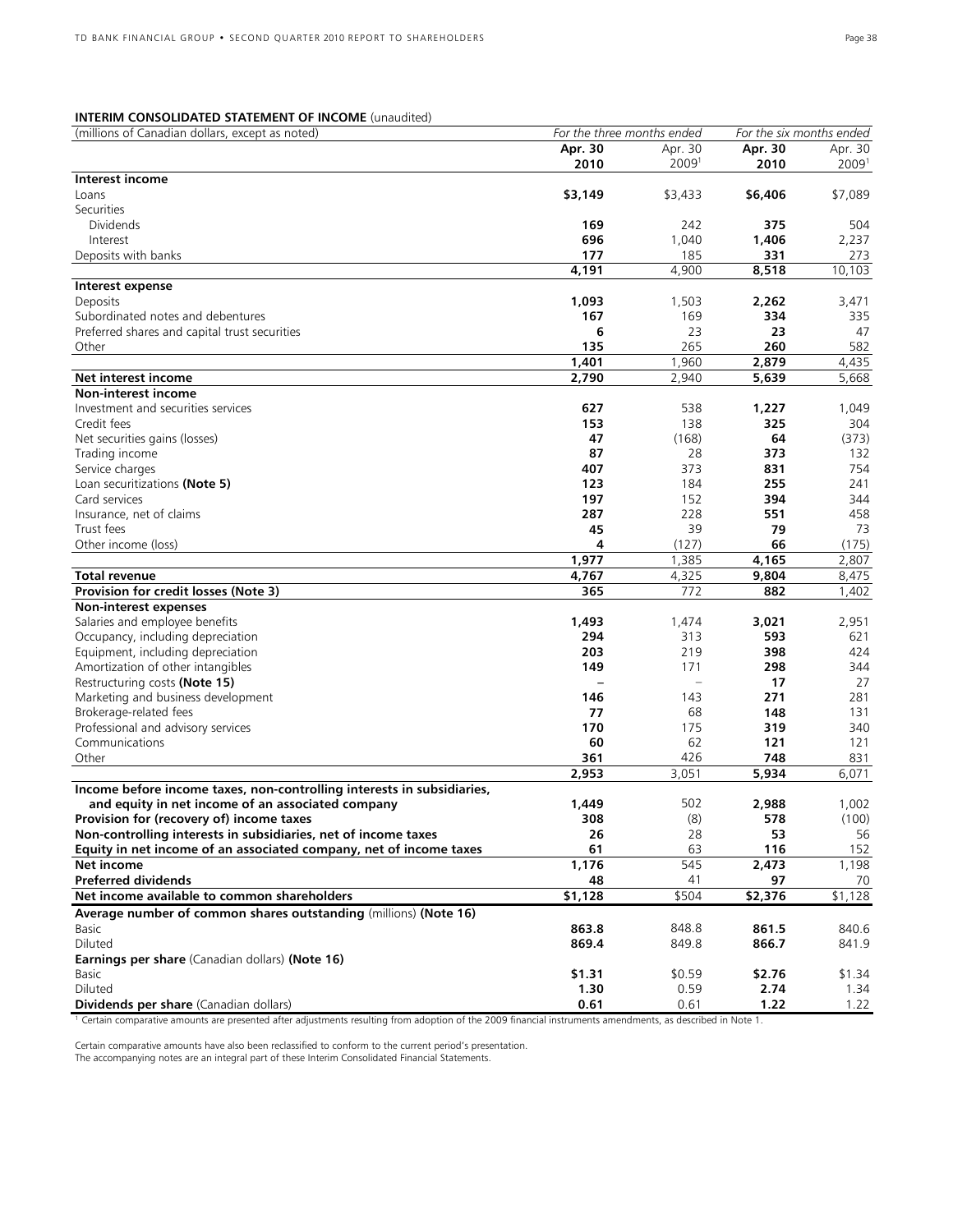**INTERIM CONSOLIDATED STATEMENT OF INCOME** (unaudited)

| (millions of Canadian dollars, except as noted) | *For the three months ended* | | *For the six months ended* | |
|---|---|---|---|---|
| | **Apr. 30 2010** | Apr. 30 2009[1] | **Apr. 30 2010** | Apr. 30 2009[1] |
| **Interest income** | | | | |
| Loans | **$3,149** | $3,433 | **$6,406** | $7,089 |
| Securities | | | | |
| Dividends | **169** | 242 | **375** | 504 |
| Interest | **696** | 1,040 | **1,406** | 2,237 |
| Deposits with banks | **177** | 185 | **331** | 273 |
| | **4,191** | 4,900 | **8,518** | 10,103 |
| **Interest expense** | | | | |
| Deposits | **1,093** | 1,503 | **2,262** | 3,471 |
| Subordinated notes and debentures | **167** | 169 | **334** | 335 |
| Preferred shares and capital trust securities | **6** | 23 | **23** | 47 |
| Other | **135** | 265 | **260** | 582 |
| | **1,401** | 1,960 | **2,879** | 4,435 |
| **Net interest income** | **2,790** | 2,940 | **5,639** | 5,668 |
| **Non-interest income** | | | | |
| Investment and securities services | **627** | 538 | **1,227** | 1,049 |
| Credit fees | **153** | 138 | **325** | 304 |
| Net securities gains (losses) | **47** | (168) | **64** | (373) |
| Trading income | **87** | 28 | **373** | 132 |
| Service charges | **407** | 373 | **831** | 754 |
| Loan securitizations **(Note 5)** | **123** | 184 | **255** | 241 |
| Card services | **197** | 152 | **394** | 344 |
| Insurance, net of claims | **287** | 228 | **551** | 458 |
| Trust fees | **45** | 39 | **79** | 73 |
| Other income (loss) | **4** | (127) | **66** | (175) |
| | **1,977** | 1,385 | **4,165** | 2,807 |
| **Total revenue** | **4,767** | 4,325 | **9,804** | 8,475 |
| **Provision for credit losses (Note 3)** | **365** | 772 | **882** | 1,402 |
| **Non-interest expenses** | | | | |
| Salaries and employee benefits | **1,493** | 1,474 | **3,021** | 2,951 |
| Occupancy, including depreciation | **294** | 313 | **593** | 621 |
| Equipment, including depreciation | **203** | 219 | **398** | 424 |
| Amortization of other intangibles | **149** | 171 | **298** | 344 |
| Restructuring costs **(Note 15)** | **–** | – | **17** | 27 |
| Marketing and business development | **146** | 143 | **271** | 281 |
| Brokerage-related fees | **77** | 68 | **148** | 131 |
| Professional and advisory services | **170** | 175 | **319** | 340 |
| Communications | **60** | 62 | **121** | 121 |
| Other | **361** | 426 | **748** | 831 |
| | **2,953** | 3,051 | **5,934** | 6,071 |
| **Income before income taxes, non-controlling interests in subsidiaries, and equity in net income of an associated company** | **1,449** | 502 | **2,988** | 1,002 |
| **Provision for (recovery of) income taxes** | **308** | (8) | **578** | (100) |
| **Non-controlling interests in subsidiaries, net of income taxes** | **26** | 28 | **53** | 56 |
| **Equity in net income of an associated company, net of income taxes** | **61** | 63 | **116** | 152 |
| **Net income** | **1,176** | 545 | **2,473** | 1,198 |
| **Preferred dividends** | **48** | 41 | **97** | 70 |
| **Net income available to common shareholders** | **$1,128** | $504 | **$2,376** | $1,128 |
| **Average number of common shares outstanding** (millions) **(Note 16)** | | | | |
| Basic | **863.8** | 848.8 | **861.5** | 840.6 |
| Diluted | **869.4** | 849.8 | **866.7** | 841.9 |
| **Earnings per share** (Canadian dollars) **(Note 16)** | | | | |
| Basic | **$1.31** | $0.59 | **$2.76** | $1.34 |
| Diluted | **1.30** | 0.59 | **2.74** | 1.34 |
| **Dividends per share** (Canadian dollars) | **0.61** | 0.61 | **1.22** | 1.22 |

[1] Certain comparative amounts are presented after adjustments resulting from adoption of the 2009 financial instruments amendments, as described in Note 1.

Certain comparative amounts have also been reclassified to conform to the current period's presentation.
The accompanying notes are an integral part of these Interim Consolidated Financial Statements.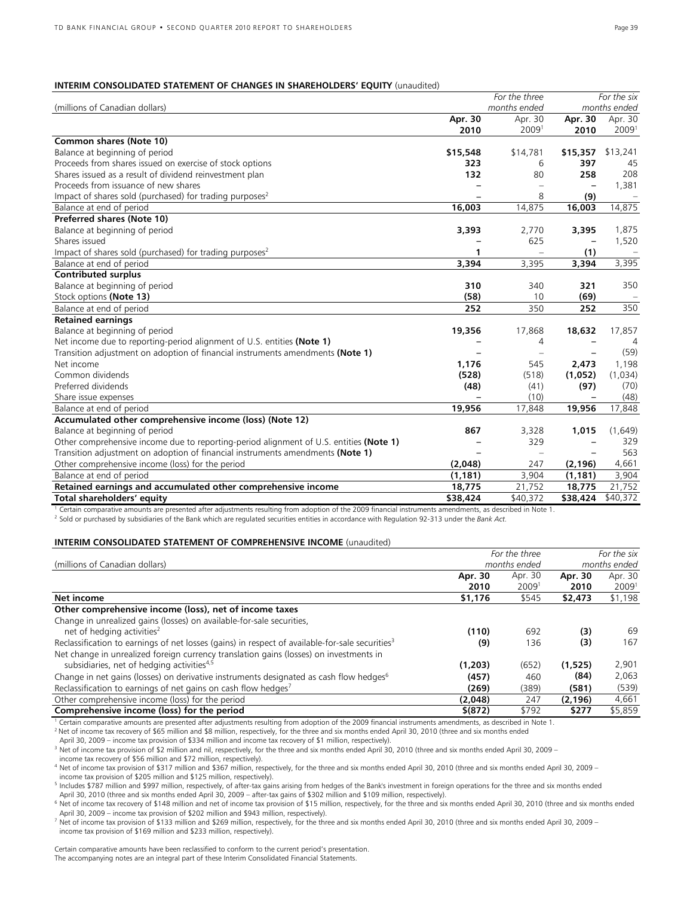**INTERIM CONSOLIDATED STATEMENT OF CHANGES IN SHAREHOLDERS' EQUITY** (unaudited)

| (millions of Canadian dollars) | For the three months ended | | For the six months ended | |
|---|---|---|---|---|
| | **Apr. 30 2010** | Apr. 30 2009[1] | **Apr. 30 2010** | Apr. 30 2009[1] |
| **Common shares (Note 10)** | | | | |
| Balance at beginning of period | **$15,548** | $14,781 | **$15,357** | $13,241 |
| Proceeds from shares issued on exercise of stock options | **323** | 6 | **397** | 45 |
| Shares issued as a result of dividend reinvestment plan | **132** | 80 | **258** | 208 |
| Proceeds from issuance of new shares | **–** | – | **–** | 1,381 |
| Impact of shares sold (purchased) for trading purposes[2] | **–** | 8 | **(9)** | – |
| Balance at end of period | **16,003** | 14,875 | **16,003** | 14,875 |
| **Preferred shares (Note 10)** | | | | |
| Balance at beginning of period | **3,393** | 2,770 | **3,395** | 1,875 |
| Shares issued | **–** | 625 | **–** | 1,520 |
| Impact of shares sold (purchased) for trading purposes[2] | **1** | – | **(1)** | – |
| Balance at end of period | **3,394** | 3,395 | **3,394** | 3,395 |
| **Contributed surplus** | | | | |
| Balance at beginning of period | **310** | 340 | **321** | 350 |
| Stock options **(Note 13)** | **(58)** | 10 | **(69)** | – |
| Balance at end of period | **252** | 350 | **252** | 350 |
| **Retained earnings** | | | | |
| Balance at beginning of period | **19,356** | 17,868 | **18,632** | 17,857 |
| Net income due to reporting-period alignment of U.S. entities **(Note 1)** | **–** | 4 | **–** | 4 |
| Transition adjustment on adoption of financial instruments amendments **(Note 1)** | **–** | – | **–** | (59) |
| Net income | **1,176** | 545 | **2,473** | 1,198 |
| Common dividends | **(528)** | (518) | **(1,052)** | (1,034) |
| Preferred dividends | **(48)** | (41) | **(97)** | (70) |
| Share issue expenses | **–** | (10) | **–** | (48) |
| Balance at end of period | **19,956** | 17,848 | **19,956** | 17,848 |
| **Accumulated other comprehensive income (loss) (Note 12)** | | | | |
| Balance at beginning of period | **867** | 3,328 | **1,015** | (1,649) |
| Other comprehensive income due to reporting-period alignment of U.S. entities **(Note 1)** | **–** | 329 | **–** | 329 |
| Transition adjustment on adoption of financial instruments amendments **(Note 1)** | **–** | – | **–** | 563 |
| Other comprehensive income (loss) for the period | **(2,048)** | 247 | **(2,196)** | 4,661 |
| Balance at end of period | **(1,181)** | 3,904 | **(1,181)** | 3,904 |
| **Retained earnings and accumulated other comprehensive income** | **18,775** | 21,752 | **18,775** | 21,752 |
| **Total shareholders' equity** | **$38,424** | $40,372 | **$38,424** | $40,372 |

[1] Certain comparative amounts are presented after adjustments resulting from adoption of the 2009 financial instruments amendments, as described in Note 1.
[2] Sold or purchased by subsidiaries of the Bank which are regulated securities entities in accordance with Regulation 92-313 under the *Bank Act*.

**INTERIM CONSOLIDATED STATEMENT OF COMPREHENSIVE INCOME** (unaudited)

| (millions of Canadian dollars) | For the three months ended | | For the six months ended | |
|---|---|---|---|---|
| | **Apr. 30 2010** | Apr. 30 2009[1] | **Apr. 30 2010** | Apr. 30 2009[1] |
| **Net income** | **$1,176** | $545 | **$2,473** | $1,198 |
| **Other comprehensive income (loss), net of income taxes** | | | | |
| Change in unrealized gains (losses) on available-for-sale securities, net of hedging activities[2] | **(110)** | 692 | **(3)** | 69 |
| Reclassification to earnings of net losses (gains) in respect of available-for-sale securities[3] | **(9)** | 136 | **(3)** | 167 |
| Net change in unrealized foreign currency translation gains (losses) on investments in subsidiaries, net of hedging activities[4,5] | **(1,203)** | (652) | **(1,525)** | 2,901 |
| Change in net gains (losses) on derivative instruments designated as cash flow hedges[6] | **(457)** | 460 | **(84)** | 2,063 |
| Reclassification to earnings of net gains on cash flow hedges[7] | **(269)** | (389) | **(581)** | (539) |
| Other comprehensive income (loss) for the period | **(2,048)** | 247 | **(2,196)** | 4,661 |
| **Comprehensive income (loss) for the period** | **$(872)** | $792 | **$277** | $5,859 |

[1] Certain comparative amounts are presented after adjustments resulting from adoption of the 2009 financial instruments amendments, as described in Note 1.
[2] Net of income tax recovery of $65 million and $8 million, respectively, for the three and six months ended April 30, 2010 (three and six months ended April 30, 2009 – income tax provision of $334 million and income tax recovery of $1 million, respectively).
[3] Net of income tax provision of $2 million and nil, respectively, for the three and six months ended April 30, 2010 (three and six months ended April 30, 2009 – income tax recovery of $56 million and $72 million, respectively).
[4] Net of income tax provision of $317 million and $367 million, respectively, for the three and six months ended April 30, 2010 (three and six months ended April 30, 2009 – income tax provision of $205 million and $125 million, respectively).
[5] Includes $787 million and $997 million, respectively, of after-tax gains arising from hedges of the Bank's investment in foreign operations for the three and six months ended April 30, 2010 (three and six months ended April 30, 2009 – after-tax gains of $302 million and $109 million, respectively).
[6] Net of income tax recovery of $148 million and net of income tax provision of $15 million, respectively, for the three and six months ended April 30, 2010 (three and six months ended April 30, 2009 – income tax provision of $202 million and $943 million, respectively).
[7] Net of income tax provision of $133 million and $269 million, respectively, for the three and six months ended April 30, 2010 (three and six months ended April 30, 2009 – income tax provision of $169 million and $233 million, respectively).

Certain comparative amounts have been reclassified to conform to the current period's presentation.
The accompanying notes are an integral part of these Interim Consolidated Financial Statements.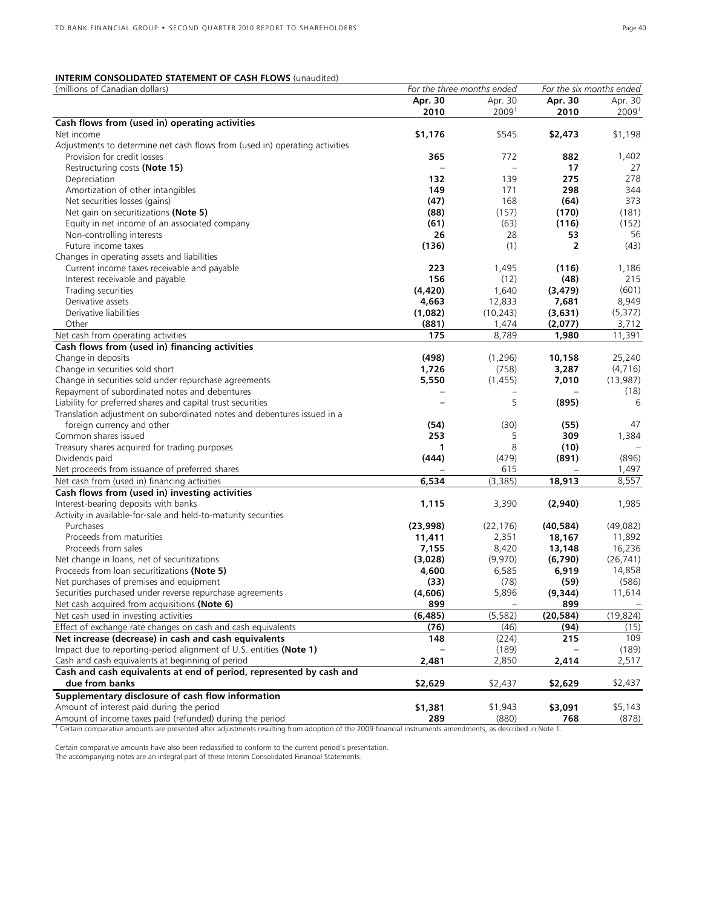**INTERIM CONSOLIDATED STATEMENT OF CASH FLOWS** (unaudited)

| (millions of Canadian dollars) | *For the three months ended* | | *For the six months ended* | |
|---|---|---|---|---|
| | **Apr. 30 2010** | Apr. 30 2009[1] | **Apr. 30 2010** | Apr. 30 2009[1] |
| **Cash flows from (used in) operating activities** | | | | |
| Net income | **$1,176** | $545 | **$2,473** | $1,198 |
| Adjustments to determine net cash flows from (used in) operating activities | | | | |
| Provision for credit losses | **365** | 772 | **882** | 1,402 |
| Restructuring costs **(Note 15)** | **–** | – | **17** | 27 |
| Depreciation | **132** | 139 | **275** | 278 |
| Amortization of other intangibles | **149** | 171 | **298** | 344 |
| Net securities losses (gains) | **(47)** | 168 | **(64)** | 373 |
| Net gain on securitizations **(Note 5)** | **(88)** | (157) | **(170)** | (181) |
| Equity in net income of an associated company | **(61)** | (63) | **(116)** | (152) |
| Non-controlling interests | **26** | 28 | **53** | 56 |
| Future income taxes | **(136)** | (1) | **2** | (43) |
| Changes in operating assets and liabilities | | | | |
| Current income taxes receivable and payable | **223** | 1,495 | **(116)** | 1,186 |
| Interest receivable and payable | **156** | (12) | **(48)** | 215 |
| Trading securities | **(4,420)** | 1,640 | **(3,479)** | (601) |
| Derivative assets | **4,663** | 12,833 | **7,681** | 8,949 |
| Derivative liabilities | **(1,082)** | (10,243) | **(3,631)** | (5,372) |
| Other | **(881)** | 1,474 | **(2,077)** | 3,712 |
| Net cash from operating activities | **175** | 8,789 | **1,980** | 11,391 |
| **Cash flows from (used in) financing activities** | | | | |
| Change in deposits | **(498)** | (1,296) | **10,158** | 25,240 |
| Change in securities sold short | **1,726** | (758) | **3,287** | (4,716) |
| Change in securities sold under repurchase agreements | **5,550** | (1,455) | **7,010** | (13,987) |
| Repayment of subordinated notes and debentures | **–** | – | **–** | (18) |
| Liability for preferred shares and capital trust securities | **–** | 5 | **(895)** | 6 |
| Translation adjustment on subordinated notes and debentures issued in a foreign currency and other | **(54)** | (30) | **(55)** | 47 |
| Common shares issued | **253** | 5 | **309** | 1,384 |
| Treasury shares acquired for trading purposes | **1** | 8 | **(10)** | – |
| Dividends paid | **(444)** | (479) | **(891)** | (896) |
| Net proceeds from issuance of preferred shares | **–** | 615 | **–** | 1,497 |
| Net cash from (used in) financing activities | **6,534** | (3,385) | **18,913** | 8,557 |
| **Cash flows from (used in) investing activities** | | | | |
| Interest-bearing deposits with banks | **1,115** | 3,390 | **(2,940)** | 1,985 |
| Activity in available-for-sale and held-to-maturity securities | | | | |
| Purchases | **(23,998)** | (22,176) | **(40,584)** | (49,082) |
| Proceeds from maturities | **11,411** | 2,351 | **18,167** | 11,892 |
| Proceeds from sales | **7,155** | 8,420 | **13,148** | 16,236 |
| Net change in loans, net of securitizations | **(3,028)** | (9,970) | **(6,790)** | (26,741) |
| Proceeds from loan securitizations **(Note 5)** | **4,600** | 6,585 | **6,919** | 14,858 |
| Net purchases of premises and equipment | **(33)** | (78) | **(59)** | (586) |
| Securities purchased under reverse repurchase agreements | **(4,606)** | 5,896 | **(9,344)** | 11,614 |
| Net cash acquired from acquisitions **(Note 6)** | **899** | – | **899** | – |
| Net cash used in investing activities | **(6,485)** | (5,582) | **(20,584)** | (19,824) |
| Effect of exchange rate changes on cash and cash equivalents | **(76)** | (46) | **(94)** | (15) |
| **Net increase (decrease) in cash and cash equivalents** | **148** | (224) | **215** | 109 |
| Impact due to reporting-period alignment of U.S. entities **(Note 1)** | **–** | (189) | **–** | (189) |
| Cash and cash equivalents at beginning of period | **2,481** | 2,850 | **2,414** | 2,517 |
| **Cash and cash equivalents at end of period, represented by cash and due from banks** | **$2,629** | $2,437 | **$2,629** | $2,437 |
| **Supplementary disclosure of cash flow information** | | | | |
| Amount of interest paid during the period | **$1,381** | $1,943 | **$3,091** | $5,143 |
| Amount of income taxes paid (refunded) during the period | **289** | (880) | **768** | (878) |

[1] Certain comparative amounts are presented after adjustments resulting from adoption of the 2009 financial instruments amendments, as described in Note 1.

Certain comparative amounts have also been reclassified to conform to the current period's presentation.
The accompanying notes are an integral part of these Interim Consolidated Financial Statements.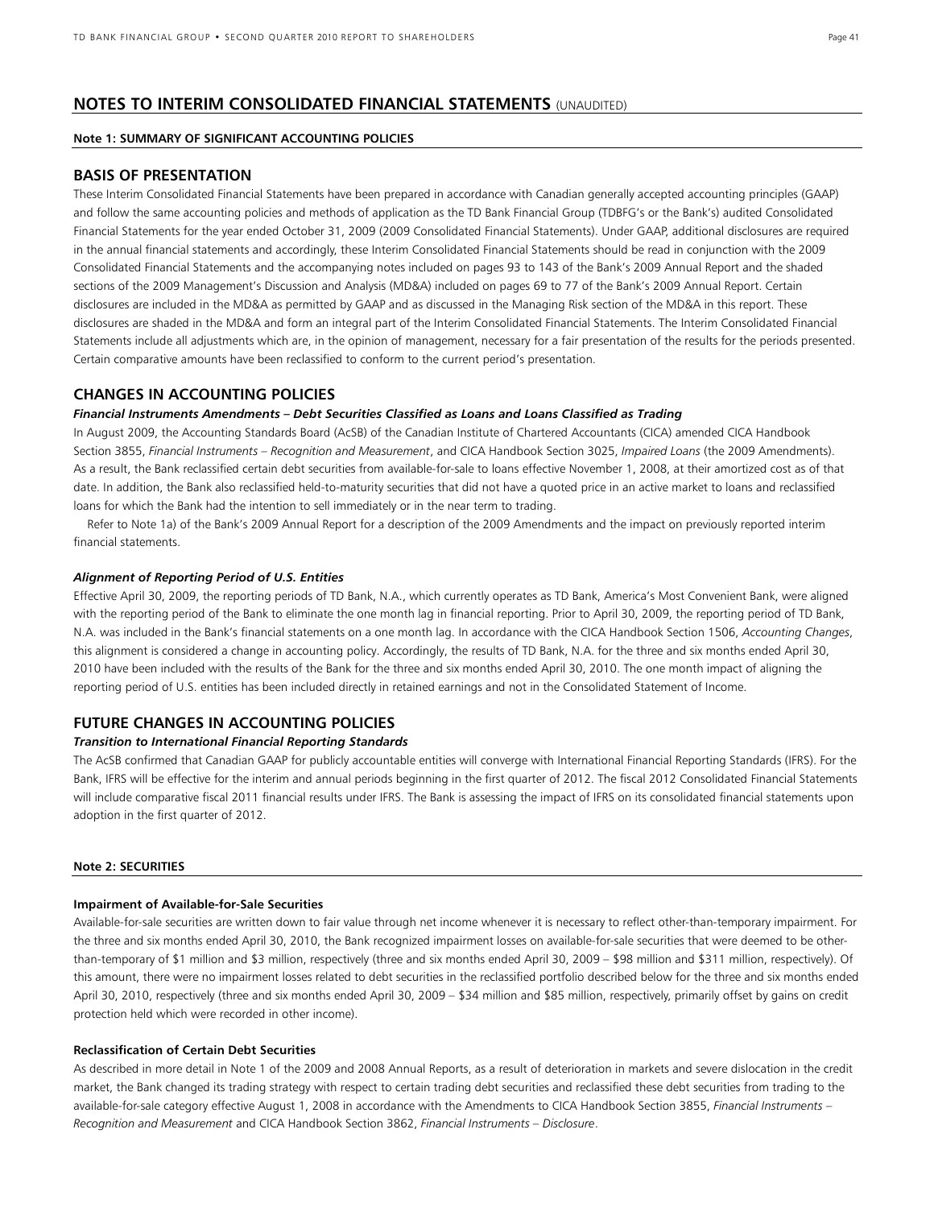# NOTES TO INTERIM CONSOLIDATED FINANCIAL STATEMENTS (UNAUDITED)

**Note 1: SUMMARY OF SIGNIFICANT ACCOUNTING POLICIES**

## BASIS OF PRESENTATION

These Interim Consolidated Financial Statements have been prepared in accordance with Canadian generally accepted accounting principles (GAAP) and follow the same accounting policies and methods of application as the TD Bank Financial Group (TDBFG's or the Bank's) audited Consolidated Financial Statements for the year ended October 31, 2009 (2009 Consolidated Financial Statements). Under GAAP, additional disclosures are required in the annual financial statements and accordingly, these Interim Consolidated Financial Statements should be read in conjunction with the 2009 Consolidated Financial Statements and the accompanying notes included on pages 93 to 143 of the Bank's 2009 Annual Report and the shaded sections of the 2009 Management's Discussion and Analysis (MD&A) included on pages 69 to 77 of the Bank's 2009 Annual Report. Certain disclosures are included in the MD&A as permitted by GAAP and as discussed in the Managing Risk section of the MD&A in this report. These disclosures are shaded in the MD&A and form an integral part of the Interim Consolidated Financial Statements. The Interim Consolidated Financial Statements include all adjustments which are, in the opinion of management, necessary for a fair presentation of the results for the periods presented. Certain comparative amounts have been reclassified to conform to the current period's presentation.

## CHANGES IN ACCOUNTING POLICIES

***Financial Instruments Amendments – Debt Securities Classified as Loans and Loans Classified as Trading***

In August 2009, the Accounting Standards Board (AcSB) of the Canadian Institute of Chartered Accountants (CICA) amended CICA Handbook Section 3855, *Financial Instruments – Recognition and Measurement*, and CICA Handbook Section 3025, *Impaired Loans* (the 2009 Amendments). As a result, the Bank reclassified certain debt securities from available-for-sale to loans effective November 1, 2008, at their amortized cost as of that date. In addition, the Bank also reclassified held-to-maturity securities that did not have a quoted price in an active market to loans and reclassified loans for which the Bank had the intention to sell immediately or in the near term to trading.

Refer to Note 1a) of the Bank's 2009 Annual Report for a description of the 2009 Amendments and the impact on previously reported interim financial statements.

***Alignment of Reporting Period of U.S. Entities***

Effective April 30, 2009, the reporting periods of TD Bank, N.A., which currently operates as TD Bank, America's Most Convenient Bank, were aligned with the reporting period of the Bank to eliminate the one month lag in financial reporting. Prior to April 30, 2009, the reporting period of TD Bank, N.A. was included in the Bank's financial statements on a one month lag. In accordance with the CICA Handbook Section 1506, *Accounting Changes*, this alignment is considered a change in accounting policy. Accordingly, the results of TD Bank, N.A. for the three and six months ended April 30, 2010 have been included with the results of the Bank for the three and six months ended April 30, 2010. The one month impact of aligning the reporting period of U.S. entities has been included directly in retained earnings and not in the Consolidated Statement of Income.

## FUTURE CHANGES IN ACCOUNTING POLICIES

***Transition to International Financial Reporting Standards***

The AcSB confirmed that Canadian GAAP for publicly accountable entities will converge with International Financial Reporting Standards (IFRS). For the Bank, IFRS will be effective for the interim and annual periods beginning in the first quarter of 2012. The fiscal 2012 Consolidated Financial Statements will include comparative fiscal 2011 financial results under IFRS. The Bank is assessing the impact of IFRS on its consolidated financial statements upon adoption in the first quarter of 2012.

**Note 2: SECURITIES**

**Impairment of Available-for-Sale Securities**

Available-for-sale securities are written down to fair value through net income whenever it is necessary to reflect other-than-temporary impairment. For the three and six months ended April 30, 2010, the Bank recognized impairment losses on available-for-sale securities that were deemed to be other-than-temporary of $1 million and $3 million, respectively (three and six months ended April 30, 2009 – $98 million and $311 million, respectively). Of this amount, there were no impairment losses related to debt securities in the reclassified portfolio described below for the three and six months ended April 30, 2010, respectively (three and six months ended April 30, 2009 – $34 million and $85 million, respectively, primarily offset by gains on credit protection held which were recorded in other income).

**Reclassification of Certain Debt Securities**

As described in more detail in Note 1 of the 2009 and 2008 Annual Reports, as a result of deterioration in markets and severe dislocation in the credit market, the Bank changed its trading strategy with respect to certain trading debt securities and reclassified these debt securities from trading to the available-for-sale category effective August 1, 2008 in accordance with the Amendments to CICA Handbook Section 3855, *Financial Instruments – Recognition and Measurement* and CICA Handbook Section 3862, *Financial Instruments – Disclosure*.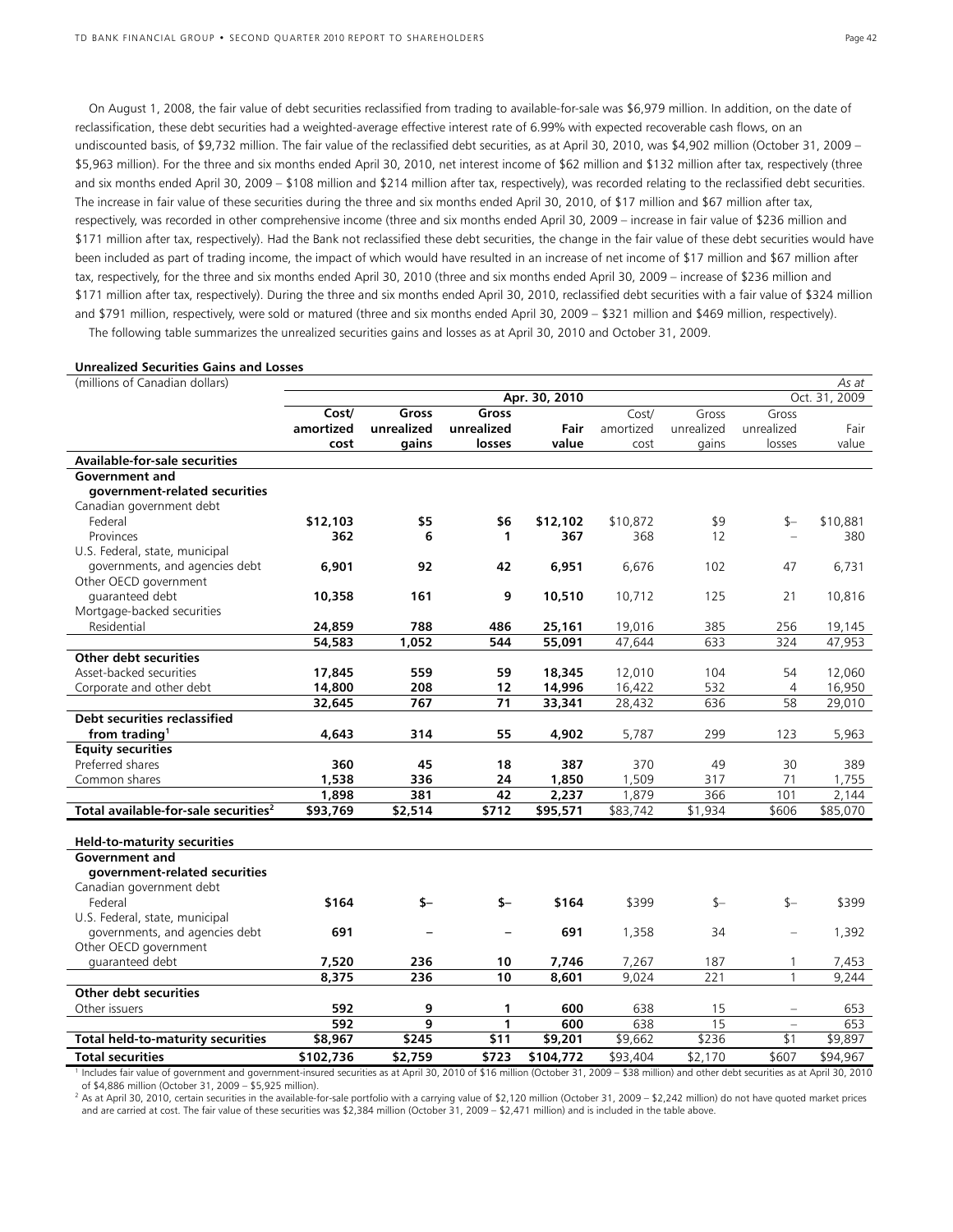On August 1, 2008, the fair value of debt securities reclassified from trading to available-for-sale was $6,979 million. In addition, on the date of reclassification, these debt securities had a weighted-average effective interest rate of 6.99% with expected recoverable cash flows, on an undiscounted basis, of $9,732 million. The fair value of the reclassified debt securities, as at April 30, 2010, was $4,902 million (October 31, 2009 – $5,963 million). For the three and six months ended April 30, 2010, net interest income of $62 million and $132 million after tax, respectively (three and six months ended April 30, 2009 – $108 million and $214 million after tax, respectively), was recorded relating to the reclassified debt securities. The increase in fair value of these securities during the three and six months ended April 30, 2010, of $17 million and $67 million after tax, respectively, was recorded in other comprehensive income (three and six months ended April 30, 2009 – increase in fair value of $236 million and $171 million after tax, respectively). Had the Bank not reclassified these debt securities, the change in the fair value of these debt securities would have been included as part of trading income, the impact of which would have resulted in an increase of net income of $17 million and $67 million after tax, respectively, for the three and six months ended April 30, 2010 (three and six months ended April 30, 2009 – increase of $236 million and $171 million after tax, respectively). During the three and six months ended April 30, 2010, reclassified debt securities with a fair value of $324 million and $791 million, respectively, were sold or matured (three and six months ended April 30, 2009 – $321 million and $469 million, respectively).

The following table summarizes the unrealized securities gains and losses as at April 30, 2010 and October 31, 2009.

**Unrealized Securities Gains and Losses**

(millions of Canadian dollars) *As at*

| | Apr. 30, 2010 | | | | Oct. 31, 2009 | | | |
|---|---|---|---|---|---|---|---|---|
| | **Cost/ amortized cost** | **Gross unrealized gains** | **Gross unrealized losses** | **Fair value** | Cost/ amortized cost | Gross unrealized gains | Gross unrealized losses | Fair value |
| **Available-for-sale securities** | | | | | | | | |
| **Government and government-related securities** | | | | | | | | |
| Canadian government debt | | | | | | | | |
| Federal | **$12,103** | **$5** | **$6** | **$12,102** | $10,872 | $9 | $– | $10,881 |
| Provinces | **362** | **6** | **1** | **367** | 368 | 12 | – | 380 |
| U.S. Federal, state, municipal governments, and agencies debt | **6,901** | **92** | **42** | **6,951** | 6,676 | 102 | 47 | 6,731 |
| Other OECD government guaranteed debt | **10,358** | **161** | **9** | **10,510** | 10,712 | 125 | 21 | 10,816 |
| Mortgage-backed securities | | | | | | | | |
| Residential | **24,859** | **788** | **486** | **25,161** | 19,016 | 385 | 256 | 19,145 |
| | **54,583** | **1,052** | **544** | **55,091** | 47,644 | 633 | 324 | 47,953 |
| **Other debt securities** | | | | | | | | |
| Asset-backed securities | **17,845** | **559** | **59** | **18,345** | 12,010 | 104 | 54 | 12,060 |
| Corporate and other debt | **14,800** | **208** | **12** | **14,996** | 16,422 | 532 | 4 | 16,950 |
| | **32,645** | **767** | **71** | **33,341** | 28,432 | 636 | 58 | 29,010 |
| **Debt securities reclassified from trading[1]** | **4,643** | **314** | **55** | **4,902** | 5,787 | 299 | 123 | 5,963 |
| **Equity securities** | | | | | | | | |
| Preferred shares | **360** | **45** | **18** | **387** | 370 | 49 | 30 | 389 |
| Common shares | **1,538** | **336** | **24** | **1,850** | 1,509 | 317 | 71 | 1,755 |
| | **1,898** | **381** | **42** | **2,237** | 1,879 | 366 | 101 | 2,144 |
| **Total available-for-sale securities[2]** | **$93,769** | **$2,514** | **$712** | **$95,571** | $83,742 | $1,934 | $606 | $85,070 |
| **Held-to-maturity securities** | | | | | | | | |
| **Government and government-related securities** | | | | | | | | |
| Canadian government debt | | | | | | | | |
| Federal | **$164** | **$–** | **$–** | **$164** | $399 | $– | $– | $399 |
| U.S. Federal, state, municipal governments, and agencies debt | **691** | **–** | **–** | **691** | 1,358 | 34 | – | 1,392 |
| Other OECD government guaranteed debt | **7,520** | **236** | **10** | **7,746** | 7,267 | 187 | 1 | 7,453 |
| | **8,375** | **236** | **10** | **8,601** | 9,024 | 221 | 1 | 9,244 |
| **Other debt securities** | | | | | | | | |
| Other issuers | **592** | **9** | **1** | **600** | 638 | 15 | – | 653 |
| | **592** | **9** | **1** | **600** | 638 | 15 | – | 653 |
| **Total held-to-maturity securities** | **$8,967** | **$245** | **$11** | **$9,201** | $9,662 | $236 | $1 | $9,897 |
| **Total securities** | **$102,736** | **$2,759** | **$723** | **$104,772** | $93,404 | $2,170 | $607 | $94,967 |

[1] Includes fair value of government and government-insured securities as at April 30, 2010 of $16 million (October 31, 2009 – $38 million) and other debt securities as at April 30, 2010 of $4,886 million (October 31, 2009 – $5,925 million).

[2] As at April 30, 2010, certain securities in the available-for-sale portfolio with a carrying value of $2,120 million (October 31, 2009 – $2,242 million) do not have quoted market prices and are carried at cost. The fair value of these securities was $2,384 million (October 31, 2009 – $2,471 million) and is included in the table above.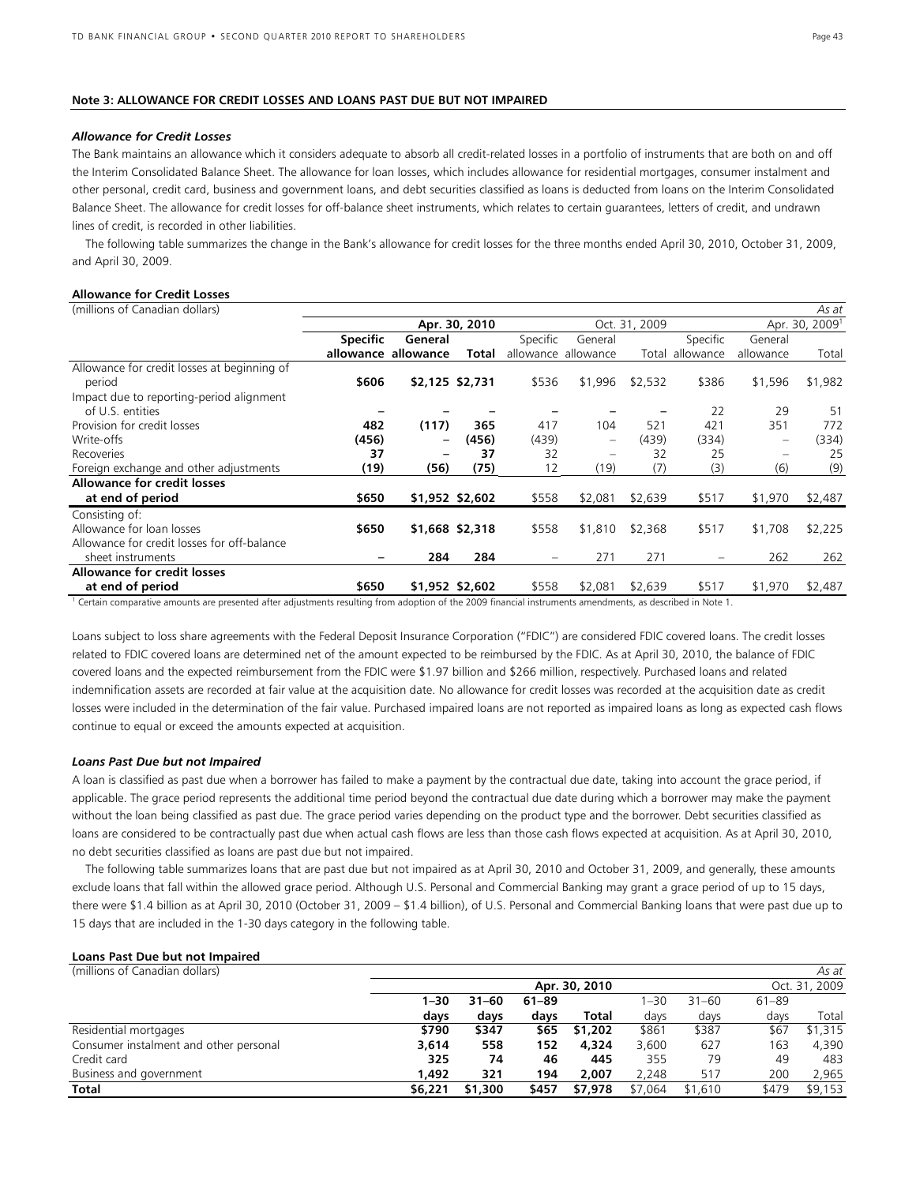### Note 3: ALLOWANCE FOR CREDIT LOSSES AND LOANS PAST DUE BUT NOT IMPAIRED

***Allowance for Credit Losses***

The Bank maintains an allowance which it considers adequate to absorb all credit-related losses in a portfolio of instruments that are both on and off the Interim Consolidated Balance Sheet. The allowance for loan losses, which includes allowance for residential mortgages, consumer instalment and other personal, credit card, business and government loans, and debt securities classified as loans is deducted from loans on the Interim Consolidated Balance Sheet. The allowance for credit losses for off-balance sheet instruments, which relates to certain guarantees, letters of credit, and undrawn lines of credit, is recorded in other liabilities.

The following table summarizes the change in the Bank's allowance for credit losses for the three months ended April 30, 2010, October 31, 2009, and April 30, 2009.

**Allowance for Credit Losses**

| (millions of Canadian dollars) | | | | | | | | | As at |
|---|---|---|---|---|---|---|---|---|---|
| | | Apr. 30, 2010 | | | Oct. 31, 2009 | | | Apr. 30, 2009[1] | |
| | **Specific allowance** | **General allowance** | **Total** | Specific allowance | General allowance | Total | Specific allowance | General allowance | Total |
| Allowance for credit losses at beginning of period | **\$606** | **\$2,125** | **\$2,731** | \$536 | \$1,996 | \$2,532 | \$386 | \$1,596 | \$1,982 |
| Impact due to reporting-period alignment of U.S. entities | **–** | **–** | **–** | – | – | – | 22 | 29 | 51 |
| Provision for credit losses | **482** | **(117)** | **365** | 417 | 104 | 521 | 421 | 351 | 772 |
| Write-offs | **(456)** | **–** | **(456)** | (439) | – | (439) | (334) | – | (334) |
| Recoveries | **37** | **–** | **37** | 32 | – | 32 | 25 | – | 25 |
| Foreign exchange and other adjustments | **(19)** | **(56)** | **(75)** | 12 | (19) | (7) | (3) | (6) | (9) |
| **Allowance for credit losses at end of period** | **\$650** | **\$1,952** | **\$2,602** | \$558 | \$2,081 | \$2,639 | \$517 | \$1,970 | \$2,487 |
| Consisting of: | | | | | | | | | |
| Allowance for loan losses | **\$650** | **\$1,668** | **\$2,318** | \$558 | \$1,810 | \$2,368 | \$517 | \$1,708 | \$2,225 |
| Allowance for credit losses for off-balance sheet instruments | **–** | **284** | **284** | – | 271 | 271 | – | 262 | 262 |
| **Allowance for credit losses at end of period** | **\$650** | **\$1,952** | **\$2,602** | \$558 | \$2,081 | \$2,639 | \$517 | \$1,970 | \$2,487 |

[1] Certain comparative amounts are presented after adjustments resulting from adoption of the 2009 financial instruments amendments, as described in Note 1.

Loans subject to loss share agreements with the Federal Deposit Insurance Corporation ("FDIC") are considered FDIC covered loans. The credit losses related to FDIC covered loans are determined net of the amount expected to be reimbursed by the FDIC. As at April 30, 2010, the balance of FDIC covered loans and the expected reimbursement from the FDIC were \$1.97 billion and \$266 million, respectively. Purchased loans and related indemnification assets are recorded at fair value at the acquisition date. No allowance for credit losses was recorded at the acquisition date as credit losses were included in the determination of the fair value. Purchased impaired loans are not reported as impaired loans as long as expected cash flows continue to equal or exceed the amounts expected at acquisition.

***Loans Past Due but not Impaired***

A loan is classified as past due when a borrower has failed to make a payment by the contractual due date, taking into account the grace period, if applicable. The grace period represents the additional time period beyond the contractual due date during which a borrower may make the payment without the loan being classified as past due. The grace period varies depending on the product type and the borrower. Debt securities classified as loans are considered to be contractually past due when actual cash flows are less than those cash flows expected at acquisition. As at April 30, 2010, no debt securities classified as loans are past due but not impaired.

The following table summarizes loans that are past due but not impaired as at April 30, 2010 and October 31, 2009, and generally, these amounts exclude loans that fall within the allowed grace period. Although U.S. Personal and Commercial Banking may grant a grace period of up to 15 days, there were \$1.4 billion as at April 30, 2010 (October 31, 2009 – \$1.4 billion), of U.S. Personal and Commercial Banking loans that were past due up to 15 days that are included in the 1-30 days category in the following table.

**Loans Past Due but not Impaired**

| (millions of Canadian dollars) | | | | | | | | As at |
|---|---|---|---|---|---|---|---|---|
| | | | Apr. 30, 2010 | | | | Oct. 31, 2009 | |
| | **1–30 days** | **31–60 days** | **61–89 days** | **Total** | 1–30 days | 31–60 days | 61–89 days | Total |
| Residential mortgages | **\$790** | **\$347** | **\$65** | **\$1,202** | \$861 | \$387 | \$67 | \$1,315 |
| Consumer instalment and other personal | **3,614** | **558** | **152** | **4,324** | 3,600 | 627 | 163 | 4,390 |
| Credit card | **325** | **74** | **46** | **445** | 355 | 79 | 49 | 483 |
| Business and government | **1,492** | **321** | **194** | **2,007** | 2,248 | 517 | 200 | 2,965 |
| **Total** | **\$6,221** | **\$1,300** | **\$457** | **\$7,978** | \$7,064 | \$1,610 | \$479 | \$9,153 |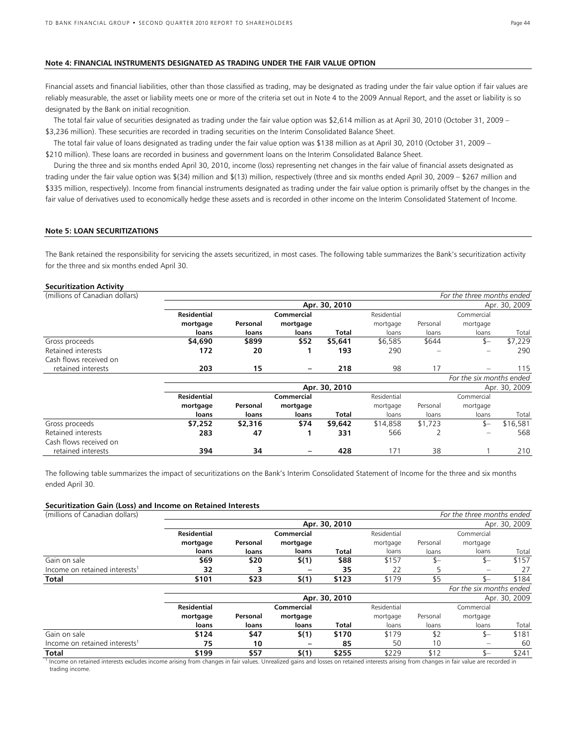### Note 4: FINANCIAL INSTRUMENTS DESIGNATED AS TRADING UNDER THE FAIR VALUE OPTION

Financial assets and financial liabilities, other than those classified as trading, may be designated as trading under the fair value option if fair values are reliably measurable, the asset or liability meets one or more of the criteria set out in Note 4 to the 2009 Annual Report, and the asset or liability is so designated by the Bank on initial recognition.

The total fair value of securities designated as trading under the fair value option was $2,614 million as at April 30, 2010 (October 31, 2009 – $3,236 million). These securities are recorded in trading securities on the Interim Consolidated Balance Sheet.

The total fair value of loans designated as trading under the fair value option was $138 million as at April 30, 2010 (October 31, 2009 – $210 million). These loans are recorded in business and government loans on the Interim Consolidated Balance Sheet.

During the three and six months ended April 30, 2010, income (loss) representing net changes in the fair value of financial assets designated as trading under the fair value option was $(34) million and $(13) million, respectively (three and six months ended April 30, 2009 – $267 million and $335 million, respectively). Income from financial instruments designated as trading under the fair value option is primarily offset by the changes in the fair value of derivatives used to economically hedge these assets and is recorded in other income on the Interim Consolidated Statement of Income.

### Note 5: LOAN SECURITIZATIONS

The Bank retained the responsibility for servicing the assets securitized, in most cases. The following table summarizes the Bank's securitization activity for the three and six months ended April 30.

**Securitization Activity**

| (millions of Canadian dollars) | | | | | | | | *For the three months ended* |
|---|---|---|---|---|---|---|---|---|
| | | | | **Apr. 30, 2010** | | | | Apr. 30, 2009 |
| | **Residential mortgage loans** | **Personal loans** | **Commercial mortgage loans** | **Total** | Residential mortgage loans | Personal loans | Commercial mortgage loans | Total |
| Gross proceeds | **$4,690** | **$899** | **$52** | **$5,641** | $6,585 | $644 | $– | $7,229 |
| Retained interests | **172** | **20** | **1** | **193** | 290 | – | – | 290 |
| Cash flows received on retained interests | **203** | **15** | **–** | **218** | 98 | 17 | – | 115 |
| | | | | | | | | *For the six months ended* |
| | | | | **Apr. 30, 2010** | | | | Apr. 30, 2009 |
| | **Residential mortgage loans** | **Personal loans** | **Commercial mortgage loans** | **Total** | Residential mortgage loans | Personal loans | Commercial mortgage loans | Total |
| Gross proceeds | **$7,252** | **$2,316** | **$74** | **$9,642** | $14,858 | $1,723 | $– | $16,581 |
| Retained interests | **283** | **47** | **1** | **331** | 566 | 2 | – | 568 |
| Cash flows received on retained interests | **394** | **34** | **–** | **428** | 171 | 38 | 1 | 210 |

The following table summarizes the impact of securitizations on the Bank's Interim Consolidated Statement of Income for the three and six months ended April 30.

**Securitization Gain (Loss) and Income on Retained Interests**

| (millions of Canadian dollars) | | | | | | | | *For the three months ended* |
|---|---|---|---|---|---|---|---|---|
| | | | | **Apr. 30, 2010** | | | | Apr. 30, 2009 |
| | **Residential mortgage loans** | **Personal loans** | **Commercial mortgage loans** | **Total** | Residential mortgage loans | Personal loans | Commercial mortgage loans | Total |
| Gain on sale | **$69** | **$20** | **$(1)** | **$88** | $157 | $– | $– | $157 |
| Income on retained interests[1] | **32** | **3** | **–** | **35** | 22 | 5 | – | 27 |
| **Total** | **$101** | **$23** | **$(1)** | **$123** | $179 | $5 | $– | $184 |
| | | | | | | | | *For the six months ended* |
| | | | | **Apr. 30, 2010** | | | | Apr. 30, 2009 |
| | **Residential mortgage loans** | **Personal loans** | **Commercial mortgage loans** | **Total** | Residential mortgage loans | Personal loans | Commercial mortgage loans | Total |
| Gain on sale | **$124** | **$47** | **$(1)** | **$170** | $179 | $2 | $– | $181 |
| Income on retained interests[1] | **75** | **10** | **–** | **85** | 50 | 10 | – | 60 |
| **Total** | **$199** | **$57** | **$(1)** | **$255** | $229 | $12 | $– | $241 |

[1] Income on retained interests excludes income arising from changes in fair values. Unrealized gains and losses on retained interests arising from changes in fair value are recorded in trading income.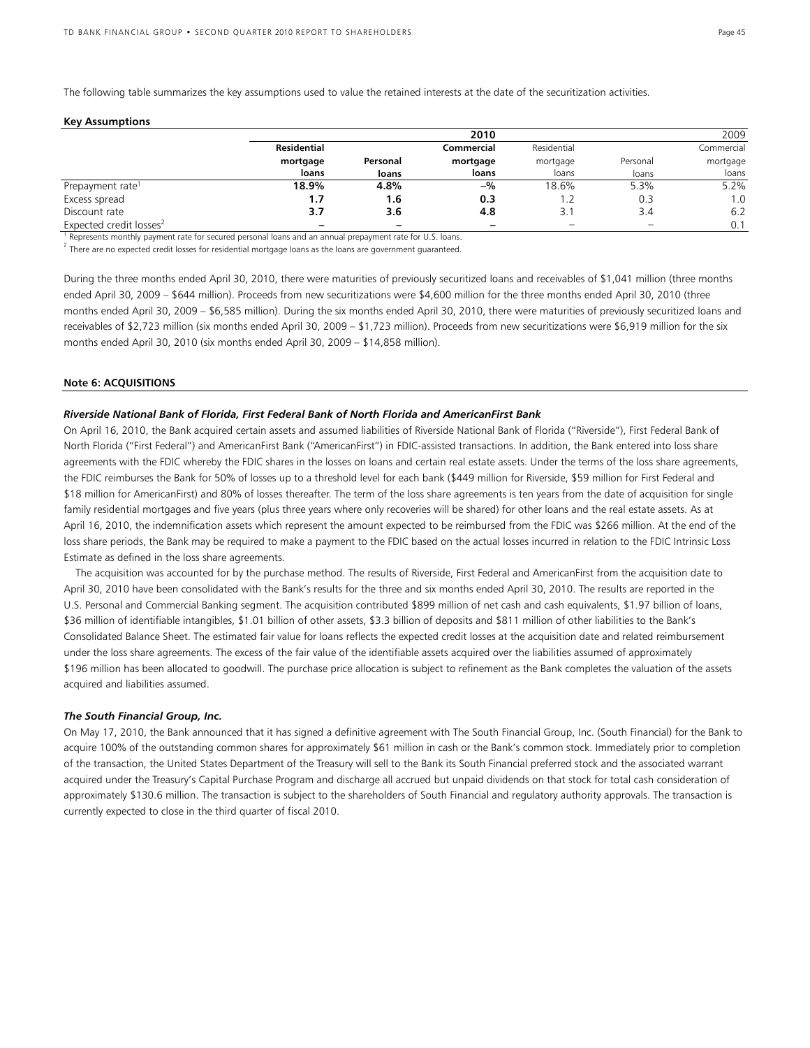The following table summarizes the key assumptions used to value the retained interests at the date of the securitization activities.

**Key Assumptions**

| | **2010** | | | 2009 | | |
|---|---|---|---|---|---|---|
| | **Residential mortgage loans** | **Personal loans** | **Commercial mortgage loans** | Residential mortgage loans | Personal loans | Commercial mortgage loans |
| Prepayment rate[1] | **18.9%** | **4.8%** | **–%** | 18.6% | 5.3% | 5.2% |
| Excess spread | **1.7** | **1.6** | **0.3** | 1.2 | 0.3 | 1.0 |
| Discount rate | **3.7** | **3.6** | **4.8** | 3.1 | 3.4 | 6.2 |
| Expected credit losses[2] | **–** | **–** | **–** | – | – | 0.1 |

[1] Represents monthly payment rate for secured personal loans and an annual prepayment rate for U.S. loans.
[2] There are no expected credit losses for residential mortgage loans as the loans are government guaranteed.

During the three months ended April 30, 2010, there were maturities of previously securitized loans and receivables of $1,041 million (three months ended April 30, 2009 – $644 million). Proceeds from new securitizations were $4,600 million for the three months ended April 30, 2010 (three months ended April 30, 2009 – $6,585 million). During the six months ended April 30, 2010, there were maturities of previously securitized loans and receivables of $2,723 million (six months ended April 30, 2009 – $1,723 million). Proceeds from new securitizations were $6,919 million for the six months ended April 30, 2010 (six months ended April 30, 2009 – $14,858 million).

**Note 6: ACQUISITIONS**

***Riverside National Bank of Florida, First Federal Bank of North Florida and AmericanFirst Bank***

On April 16, 2010, the Bank acquired certain assets and assumed liabilities of Riverside National Bank of Florida ("Riverside"), First Federal Bank of North Florida ("First Federal") and AmericanFirst Bank ("AmericanFirst") in FDIC-assisted transactions. In addition, the Bank entered into loss share agreements with the FDIC whereby the FDIC shares in the losses on loans and certain real estate assets. Under the terms of the loss share agreements, the FDIC reimburses the Bank for 50% of losses up to a threshold level for each bank ($449 million for Riverside, $59 million for First Federal and $18 million for AmericanFirst) and 80% of losses thereafter. The term of the loss share agreements is ten years from the date of acquisition for single family residential mortgages and five years (plus three years where only recoveries will be shared) for other loans and the real estate assets. As at April 16, 2010, the indemnification assets which represent the amount expected to be reimbursed from the FDIC was $266 million. At the end of the loss share periods, the Bank may be required to make a payment to the FDIC based on the actual losses incurred in relation to the FDIC Intrinsic Loss Estimate as defined in the loss share agreements.

The acquisition was accounted for by the purchase method. The results of Riverside, First Federal and AmericanFirst from the acquisition date to April 30, 2010 have been consolidated with the Bank's results for the three and six months ended April 30, 2010. The results are reported in the U.S. Personal and Commercial Banking segment. The acquisition contributed $899 million of net cash and cash equivalents, $1.97 billion of loans, $36 million of identifiable intangibles, $1.01 billion of other assets, $3.3 billion of deposits and $811 million of other liabilities to the Bank's Consolidated Balance Sheet. The estimated fair value for loans reflects the expected credit losses at the acquisition date and related reimbursement under the loss share agreements. The excess of the fair value of the identifiable assets acquired over the liabilities assumed of approximately $196 million has been allocated to goodwill. The purchase price allocation is subject to refinement as the Bank completes the valuation of the assets acquired and liabilities assumed.

***The South Financial Group, Inc.***

On May 17, 2010, the Bank announced that it has signed a definitive agreement with The South Financial Group, Inc. (South Financial) for the Bank to acquire 100% of the outstanding common shares for approximately $61 million in cash or the Bank's common stock. Immediately prior to completion of the transaction, the United States Department of the Treasury will sell to the Bank its South Financial preferred stock and the associated warrant acquired under the Treasury's Capital Purchase Program and discharge all accrued but unpaid dividends on that stock for total cash consideration of approximately $130.6 million. The transaction is subject to the shareholders of South Financial and regulatory authority approvals. The transaction is currently expected to close in the third quarter of fiscal 2010.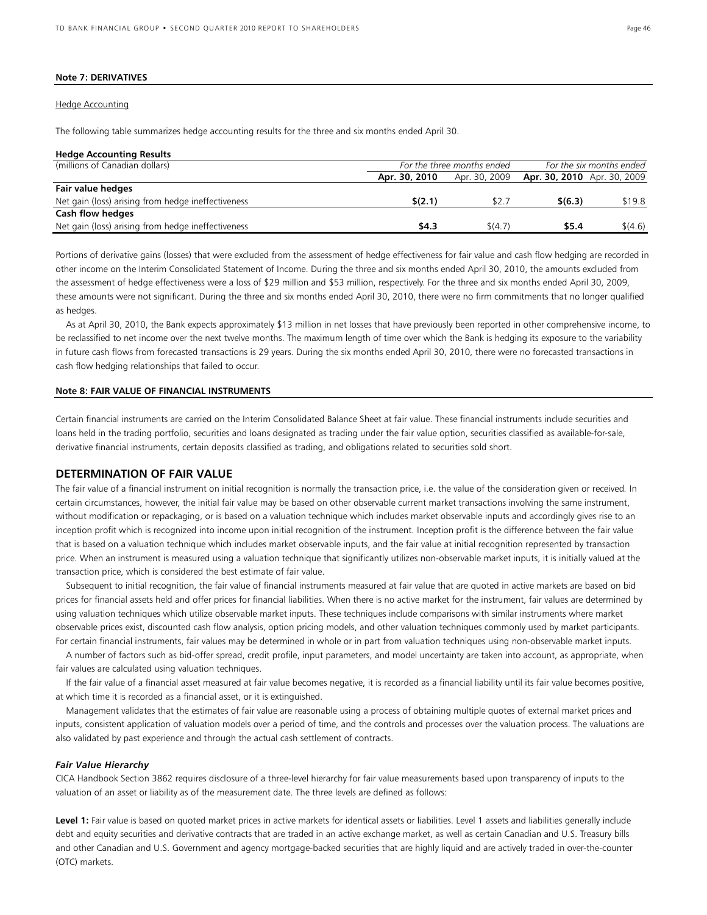**Note 7: DERIVATIVES**

Hedge Accounting

The following table summarizes hedge accounting results for the three and six months ended April 30.

**Hedge Accounting Results**

| (millions of Canadian dollars) | *For the three months ended* | | *For the six months ended* | |
|---|---|---|---|---|
| | **Apr. 30, 2010** | Apr. 30, 2009 | **Apr. 30, 2010** | Apr. 30, 2009 |
| **Fair value hedges** | | | | |
| Net gain (loss) arising from hedge ineffectiveness | **$(2.1)** | $2.7 | **$(6.3)** | $19.8 |
| **Cash flow hedges** | | | | |
| Net gain (loss) arising from hedge ineffectiveness | **$4.3** | $(4.7) | **$5.4** | $(4.6) |

Portions of derivative gains (losses) that were excluded from the assessment of hedge effectiveness for fair value and cash flow hedging are recorded in other income on the Interim Consolidated Statement of Income. During the three and six months ended April 30, 2010, the amounts excluded from the assessment of hedge effectiveness were a loss of $29 million and $53 million, respectively. For the three and six months ended April 30, 2009, these amounts were not significant. During the three and six months ended April 30, 2010, there were no firm commitments that no longer qualified as hedges.

As at April 30, 2010, the Bank expects approximately $13 million in net losses that have previously been reported in other comprehensive income, to be reclassified to net income over the next twelve months. The maximum length of time over which the Bank is hedging its exposure to the variability in future cash flows from forecasted transactions is 29 years. During the six months ended April 30, 2010, there were no forecasted transactions in cash flow hedging relationships that failed to occur.

**Note 8: FAIR VALUE OF FINANCIAL INSTRUMENTS**

Certain financial instruments are carried on the Interim Consolidated Balance Sheet at fair value. These financial instruments include securities and loans held in the trading portfolio, securities and loans designated as trading under the fair value option, securities classified as available-for-sale, derivative financial instruments, certain deposits classified as trading, and obligations related to securities sold short.

## DETERMINATION OF FAIR VALUE

The fair value of a financial instrument on initial recognition is normally the transaction price, i.e. the value of the consideration given or received. In certain circumstances, however, the initial fair value may be based on other observable current market transactions involving the same instrument, without modification or repackaging, or is based on a valuation technique which includes market observable inputs and accordingly gives rise to an inception profit which is recognized into income upon initial recognition of the instrument. Inception profit is the difference between the fair value that is based on a valuation technique which includes market observable inputs, and the fair value at initial recognition represented by transaction price. When an instrument is measured using a valuation technique that significantly utilizes non-observable market inputs, it is initially valued at the transaction price, which is considered the best estimate of fair value.

Subsequent to initial recognition, the fair value of financial instruments measured at fair value that are quoted in active markets are based on bid prices for financial assets held and offer prices for financial liabilities. When there is no active market for the instrument, fair values are determined by using valuation techniques which utilize observable market inputs. These techniques include comparisons with similar instruments where market observable prices exist, discounted cash flow analysis, option pricing models, and other valuation techniques commonly used by market participants. For certain financial instruments, fair values may be determined in whole or in part from valuation techniques using non-observable market inputs.

A number of factors such as bid-offer spread, credit profile, input parameters, and model uncertainty are taken into account, as appropriate, when fair values are calculated using valuation techniques.

If the fair value of a financial asset measured at fair value becomes negative, it is recorded as a financial liability until its fair value becomes positive, at which time it is recorded as a financial asset, or it is extinguished.

Management validates that the estimates of fair value are reasonable using a process of obtaining multiple quotes of external market prices and inputs, consistent application of valuation models over a period of time, and the controls and processes over the valuation process. The valuations are also validated by past experience and through the actual cash settlement of contracts.

***Fair Value Hierarchy***

CICA Handbook Section 3862 requires disclosure of a three-level hierarchy for fair value measurements based upon transparency of inputs to the valuation of an asset or liability as of the measurement date. The three levels are defined as follows:

**Level 1:** Fair value is based on quoted market prices in active markets for identical assets or liabilities. Level 1 assets and liabilities generally include debt and equity securities and derivative contracts that are traded in an active exchange market, as well as certain Canadian and U.S. Treasury bills and other Canadian and U.S. Government and agency mortgage-backed securities that are highly liquid and are actively traded in over-the-counter (OTC) markets.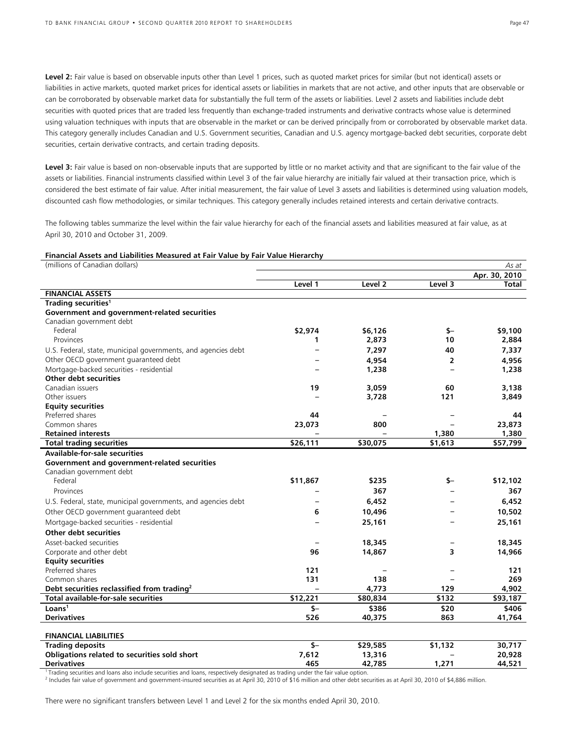**Level 2:** Fair value is based on observable inputs other than Level 1 prices, such as quoted market prices for similar (but not identical) assets or liabilities in active markets, quoted market prices for identical assets or liabilities in markets that are not active, and other inputs that are observable or can be corroborated by observable market data for substantially the full term of the assets or liabilities. Level 2 assets and liabilities include debt securities with quoted prices that are traded less frequently than exchange-traded instruments and derivative contracts whose value is determined using valuation techniques with inputs that are observable in the market or can be derived principally from or corroborated by observable market data. This category generally includes Canadian and U.S. Government securities, Canadian and U.S. agency mortgage-backed debt securities, corporate debt securities, certain derivative contracts, and certain trading deposits.

**Level 3:** Fair value is based on non-observable inputs that are supported by little or no market activity and that are significant to the fair value of the assets or liabilities. Financial instruments classified within Level 3 of the fair value hierarchy are initially fair valued at their transaction price, which is considered the best estimate of fair value. After initial measurement, the fair value of Level 3 assets and liabilities is determined using valuation models, discounted cash flow methodologies, or similar techniques. This category generally includes retained interests and certain derivative contracts.

The following tables summarize the level within the fair value hierarchy for each of the financial assets and liabilities measured at fair value, as at April 30, 2010 and October 31, 2009.

**Financial Assets and Liabilities Measured at Fair Value by Fair Value Hierarchy**

| (millions of Canadian dollars) | | | | *As at* |
|---|---|---|---|---|
| | | | | **Apr. 30, 2010** |
| | **Level 1** | **Level 2** | **Level 3** | **Total** |
| **FINANCIAL ASSETS** | | | | |
| **Trading securities**[1] | | | | |
| **Government and government-related securities** | | | | |
| Canadian government debt | | | | |
| Federal | **$2,974** | **$6,126** | **$–** | **$9,100** |
| Provinces | **1** | **2,873** | **10** | **2,884** |
| U.S. Federal, state, municipal governments, and agencies debt | **–** | **7,297** | **40** | **7,337** |
| Other OECD government guaranteed debt | **–** | **4,954** | **2** | **4,956** |
| Mortgage-backed securities - residential | **–** | **1,238** | **–** | **1,238** |
| **Other debt securities** | | | | |
| Canadian issuers | **19** | **3,059** | **60** | **3,138** |
| Other issuers | **–** | **3,728** | **121** | **3,849** |
| **Equity securities** | | | | |
| Preferred shares | **44** | **–** | **–** | **44** |
| Common shares | **23,073** | **800** | **–** | **23,873** |
| **Retained interests** | **–** | **–** | **1,380** | **1,380** |
| **Total trading securities** | **$26,111** | **$30,075** | **$1,613** | **$57,799** |
| **Available-for-sale securities** | | | | |
| **Government and government-related securities** | | | | |
| Canadian government debt | | | | |
| Federal | **$11,867** | **$235** | **$–** | **$12,102** |
| Provinces | **–** | **367** | **–** | **367** |
| U.S. Federal, state, municipal governments, and agencies debt | **–** | **6,452** | **–** | **6,452** |
| Other OECD government guaranteed debt | **6** | **10,496** | **–** | **10,502** |
| Mortgage-backed securities - residential | **–** | **25,161** | **–** | **25,161** |
| **Other debt securities** | | | | |
| Asset-backed securities | **–** | **18,345** | **–** | **18,345** |
| Corporate and other debt | **96** | **14,867** | **3** | **14,966** |
| **Equity securities** | | | | |
| Preferred shares | **121** | **–** | **–** | **121** |
| Common shares | **131** | **138** | **–** | **269** |
| **Debt securities reclassified from trading**[2] | **–** | **4,773** | **129** | **4,902** |
| **Total available-for-sale securities** | **$12,221** | **$80,834** | **$132** | **$93,187** |
| **Loans**[1] | **$–** | **$386** | **$20** | **$406** |
| **Derivatives** | **526** | **40,375** | **863** | **41,764** |
| | | | | |
| **FINANCIAL LIABILITIES** | | | | |
| **Trading deposits** | **$–** | **$29,585** | **$1,132** | **30,717** |
| **Obligations related to securities sold short** | **7,612** | **13,316** | **–** | **20,928** |
| **Derivatives** | **465** | **42,785** | **1,271** | **44,521** |

[1] Trading securities and loans also include securities and loans, respectively designated as trading under the fair value option.

[2] Includes fair value of government and government-insured securities as at April 30, 2010 of $16 million and other debt securities as at April 30, 2010 of $4,886 million.

There were no significant transfers between Level 1 and Level 2 for the six months ended April 30, 2010.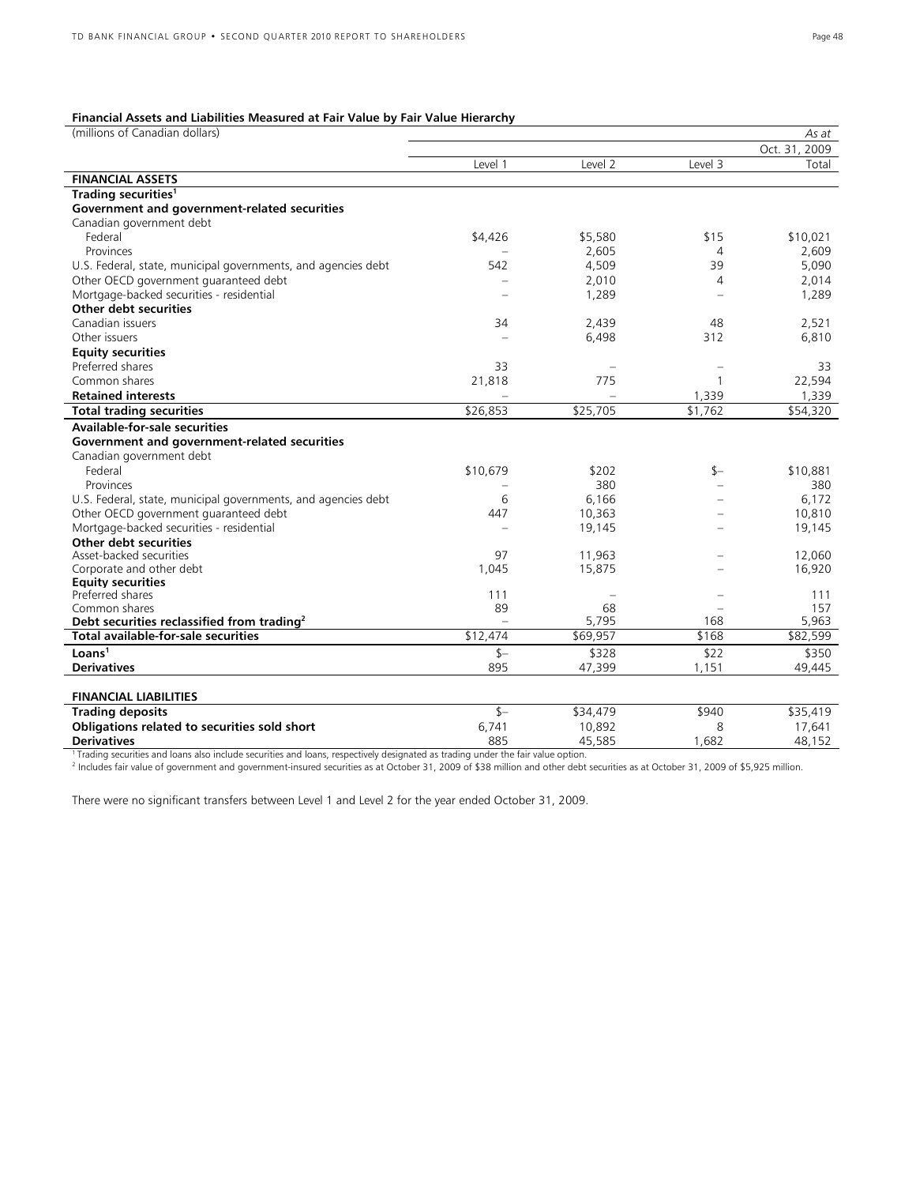**Financial Assets and Liabilities Measured at Fair Value by Fair Value Hierarchy**

| (millions of Canadian dollars) | | | | *As at* |
|---|---|---|---|---|
| | | | | Oct. 31, 2009 |
| | Level 1 | Level 2 | Level 3 | Total |
| **FINANCIAL ASSETS** | | | | |
| **Trading securities**[1] | | | | |
| **Government and government-related securities** | | | | |
| Canadian government debt | | | | |
| Federal | $4,426 | $5,580 | $15 | $10,021 |
| Provinces | – | 2,605 | 4 | 2,609 |
| U.S. Federal, state, municipal governments, and agencies debt | 542 | 4,509 | 39 | 5,090 |
| Other OECD government guaranteed debt | – | 2,010 | 4 | 2,014 |
| Mortgage-backed securities - residential | – | 1,289 | – | 1,289 |
| **Other debt securities** | | | | |
| Canadian issuers | 34 | 2,439 | 48 | 2,521 |
| Other issuers | – | 6,498 | 312 | 6,810 |
| **Equity securities** | | | | |
| Preferred shares | 33 | – | – | 33 |
| Common shares | 21,818 | 775 | 1 | 22,594 |
| **Retained interests** | – | – | 1,339 | 1,339 |
| **Total trading securities** | $26,853 | $25,705 | $1,762 | $54,320 |
| **Available-for-sale securities** | | | | |
| **Government and government-related securities** | | | | |
| Canadian government debt | | | | |
| Federal | $10,679 | $202 | $– | $10,881 |
| Provinces | – | 380 | – | 380 |
| U.S. Federal, state, municipal governments, and agencies debt | 6 | 6,166 | – | 6,172 |
| Other OECD government guaranteed debt | 447 | 10,363 | – | 10,810 |
| Mortgage-backed securities - residential | – | 19,145 | – | 19,145 |
| **Other debt securities** | | | | |
| Asset-backed securities | 97 | 11,963 | – | 12,060 |
| Corporate and other debt | 1,045 | 15,875 | – | 16,920 |
| **Equity securities** | | | | |
| Preferred shares | 111 | – | – | 111 |
| Common shares | 89 | 68 | – | 157 |
| **Debt securities reclassified from trading**[2] | – | 5,795 | 168 | 5,963 |
| **Total available-for-sale securities** | $12,474 | $69,957 | $168 | $82,599 |
| **Loans**[1] | $– | $328 | $22 | $350 |
| **Derivatives** | 895 | 47,399 | 1,151 | 49,445 |
| **FINANCIAL LIABILITIES** | | | | |
| **Trading deposits** | $– | $34,479 | $940 | $35,419 |
| **Obligations related to securities sold short** | 6,741 | 10,892 | 8 | 17,641 |
| **Derivatives** | 885 | 45,585 | 1,682 | 48,152 |

[1] Trading securities and loans also include securities and loans, respectively designated as trading under the fair value option.
[2] Includes fair value of government and government-insured securities as at October 31, 2009 of $38 million and other debt securities as at October 31, 2009 of $5,925 million.

There were no significant transfers between Level 1 and Level 2 for the year ended October 31, 2009.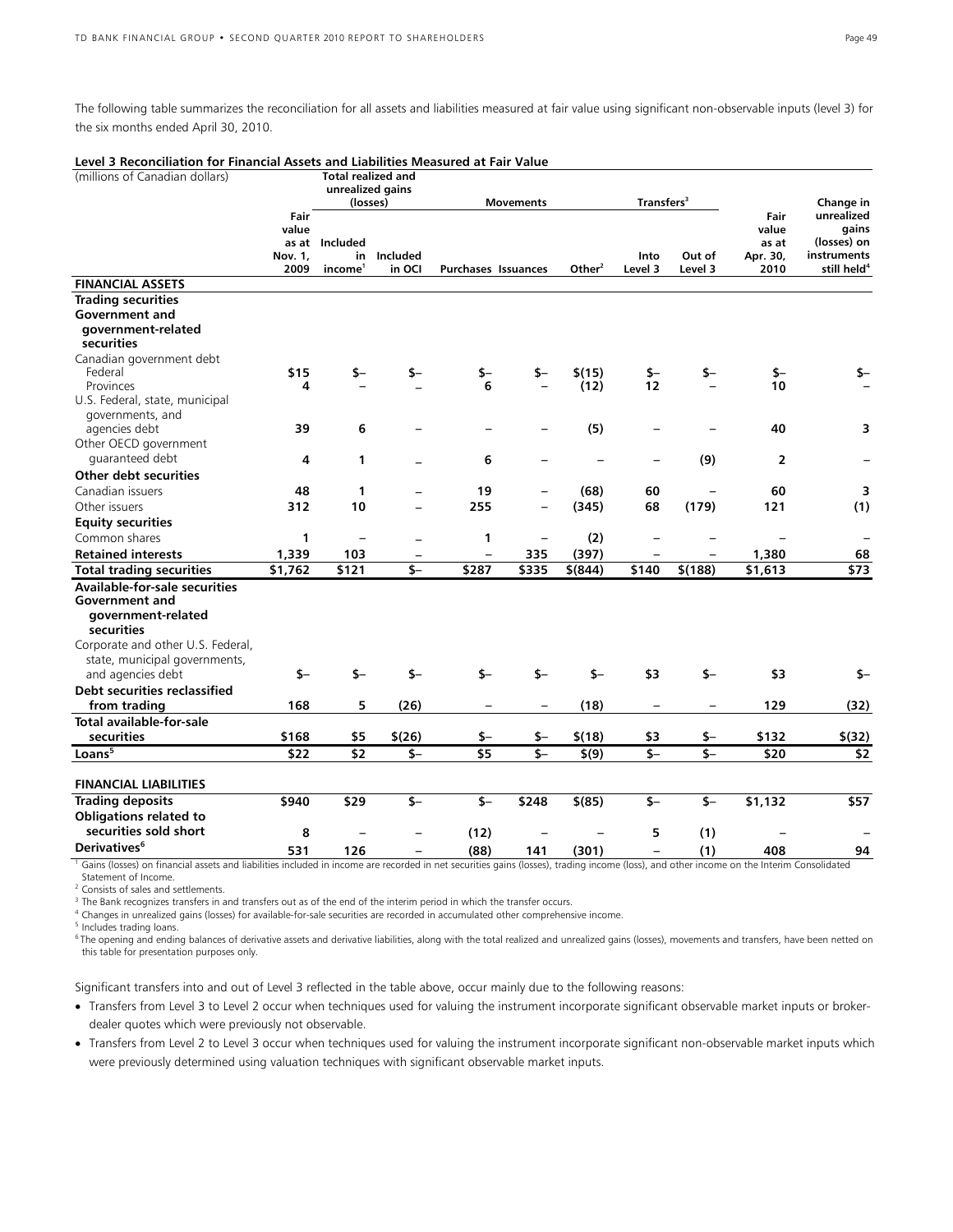The following table summarizes the reconciliation for all assets and liabilities measured at fair value using significant non-observable inputs (level 3) for the six months ended April 30, 2010.

**Level 3 Reconciliation for Financial Assets and Liabilities Measured at Fair Value**

| (millions of Canadian dollars) | | Total realized and unrealized gains (losses) | | Movements | | | Transfers[3] | | | |
|---|---|---|---|---|---|---|---|---|---|---|
| | Fair value as at Nov. 1, 2009 | Included in income[1] | Included in OCI | Purchases | Issuances | Other[2] | Into Level 3 | Out of Level 3 | Fair value as at Apr. 30, 2010 | Change in unrealized gains (losses) on instruments still held[4] |
| **FINANCIAL ASSETS** | | | | | | | | | | |
| **Trading securities** | | | | | | | | | | |
| **Government and government-related securities** | | | | | | | | | | |
| Canadian government debt | | | | | | | | | | |
| Federal | $15 | $– | $– | $– | $– | $(15) | $– | $– | $– | $– |
| Provinces | 4 | – | – | 6 | – | (12) | 12 | – | 10 | – |
| U.S. Federal, state, municipal governments, and agencies debt | 39 | 6 | – | – | – | (5) | – | – | 40 | 3 |
| Other OECD government guaranteed debt | 4 | 1 | – | 6 | – | – | – | (9) | 2 | – |
| **Other debt securities** | | | | | | | | | | |
| Canadian issuers | 48 | 1 | – | 19 | – | (68) | 60 | – | 60 | 3 |
| Other issuers | 312 | 10 | – | 255 | – | (345) | 68 | (179) | 121 | (1) |
| **Equity securities** | | | | | | | | | | |
| Common shares | 1 | – | – | 1 | – | (2) | – | – | – | – |
| **Retained interests** | 1,339 | 103 | – | – | 335 | (397) | – | – | 1,380 | 68 |
| **Total trading securities** | $1,762 | $121 | $– | $287 | $335 | $(844) | $140 | $(188) | $1,613 | $73 |
| **Available-for-sale securities** | | | | | | | | | | |
| **Government and government-related securities** | | | | | | | | | | |
| Corporate and other U.S. Federal, state, municipal governments, and agencies debt | $– | $– | $– | $– | $– | $– | $3 | $– | $3 | $– |
| **Debt securities reclassified from trading** | 168 | 5 | (26) | – | – | (18) | – | – | 129 | (32) |
| **Total available-for-sale securities** | $168 | $5 | $(26) | $– | $– | $(18) | $3 | $– | $132 | $(32) |
| **Loans[5]** | $22 | $2 | $– | $5 | $– | $(9) | $– | $– | $20 | $2 |
| **FINANCIAL LIABILITIES** | | | | | | | | | | |
| **Trading deposits** | $940 | $29 | $– | $– | $248 | $(85) | $– | $– | $1,132 | $57 |
| **Obligations related to securities sold short** | 8 | – | – | (12) | – | – | 5 | (1) | – | – |
| **Derivatives[6]** | 531 | 126 | – | (88) | 141 | (301) | – | (1) | 408 | 94 |

[1] Gains (losses) on financial assets and liabilities included in income are recorded in net securities gains (losses), trading income (loss), and other income on the Interim Consolidated Statement of Income.
[2] Consists of sales and settlements.
[3] The Bank recognizes transfers in and transfers out as of the end of the interim period in which the transfer occurs.
[4] Changes in unrealized gains (losses) for available-for-sale securities are recorded in accumulated other comprehensive income.
[5] Includes trading loans.
[6] The opening and ending balances of derivative assets and derivative liabilities, along with the total realized and unrealized gains (losses), movements and transfers, have been netted on this table for presentation purposes only.

Significant transfers into and out of Level 3 reflected in the table above, occur mainly due to the following reasons:

- Transfers from Level 3 to Level 2 occur when techniques used for valuing the instrument incorporate significant observable market inputs or broker-dealer quotes which were previously not observable.
- Transfers from Level 2 to Level 3 occur when techniques used for valuing the instrument incorporate significant non-observable market inputs which were previously determined using valuation techniques with significant observable market inputs.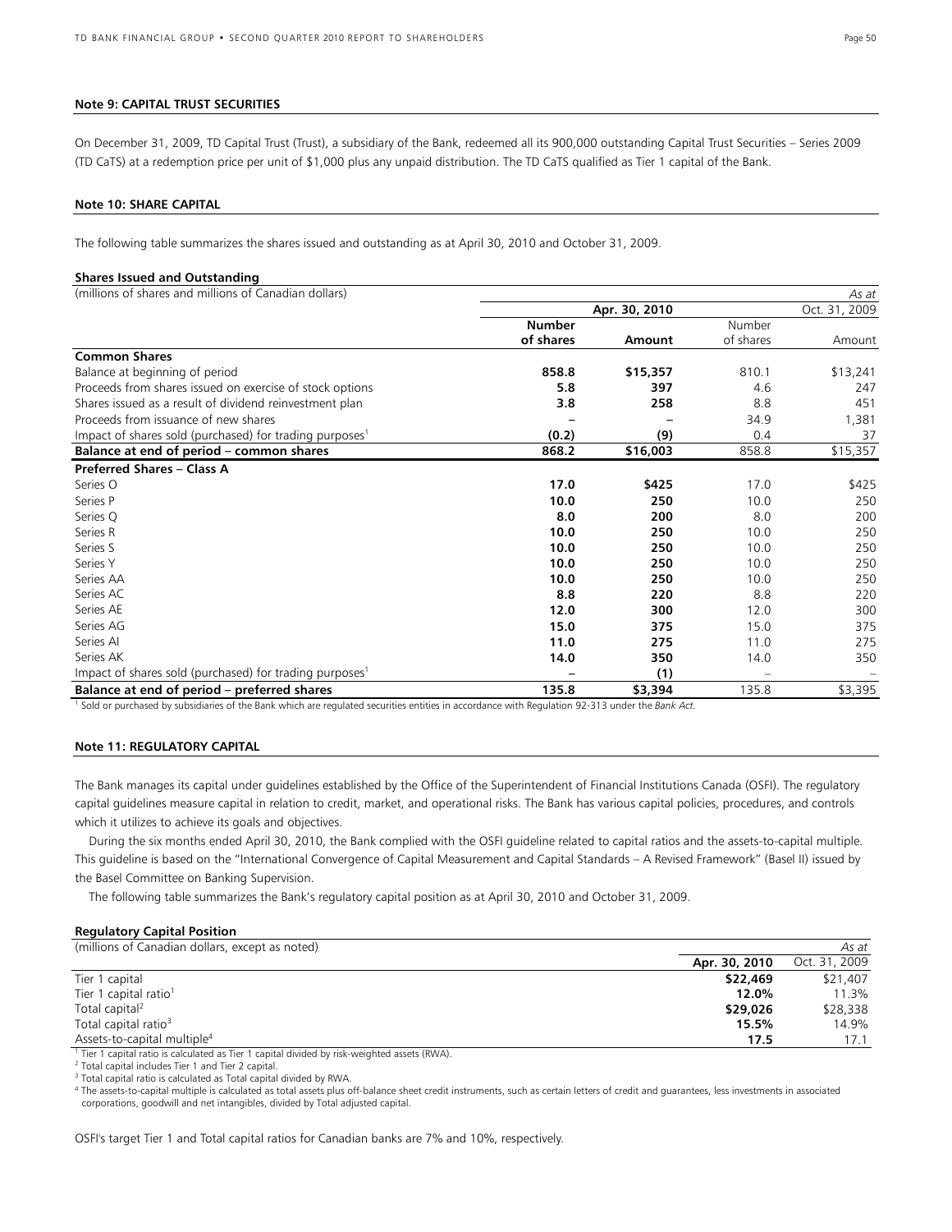### Note 9: CAPITAL TRUST SECURITIES

On December 31, 2009, TD Capital Trust (Trust), a subsidiary of the Bank, redeemed all its 900,000 outstanding Capital Trust Securities – Series 2009 (TD CaTS) at a redemption price per unit of $1,000 plus any unpaid distribution. The TD CaTS qualified as Tier 1 capital of the Bank.

### Note 10: SHARE CAPITAL

The following table summarizes the shares issued and outstanding as at April 30, 2010 and October 31, 2009.

**Shares Issued and Outstanding**

| (millions of shares and millions of Canadian dollars) | | | | *As at* |
|---|---|---|---|---|
| | **Apr. 30, 2010** | | Oct. 31, 2009 | |
| | **Number of shares** | **Amount** | Number of shares | Amount |
| **Common Shares** | | | | |
| Balance at beginning of period | **858.8** | **$15,357** | 810.1 | $13,241 |
| Proceeds from shares issued on exercise of stock options | **5.8** | **397** | 4.6 | 247 |
| Shares issued as a result of dividend reinvestment plan | **3.8** | **258** | 8.8 | 451 |
| Proceeds from issuance of new shares | **–** | **–** | 34.9 | 1,381 |
| Impact of shares sold (purchased) for trading purposes[1] | **(0.2)** | **(9)** | 0.4 | 37 |
| **Balance at end of period – common shares** | **868.2** | **$16,003** | 858.8 | $15,357 |
| **Preferred Shares – Class A** | | | | |
| Series O | **17.0** | **$425** | 17.0 | $425 |
| Series P | **10.0** | **250** | 10.0 | 250 |
| Series Q | **8.0** | **200** | 8.0 | 200 |
| Series R | **10.0** | **250** | 10.0 | 250 |
| Series S | **10.0** | **250** | 10.0 | 250 |
| Series Y | **10.0** | **250** | 10.0 | 250 |
| Series AA | **10.0** | **250** | 10.0 | 250 |
| Series AC | **8.8** | **220** | 8.8 | 220 |
| Series AE | **12.0** | **300** | 12.0 | 300 |
| Series AG | **15.0** | **375** | 15.0 | 375 |
| Series AI | **11.0** | **275** | 11.0 | 275 |
| Series AK | **14.0** | **350** | 14.0 | 350 |
| Impact of shares sold (purchased) for trading purposes[1] | **–** | **(1)** | – | – |
| **Balance at end of period – preferred shares** | **135.8** | **$3,394** | 135.8 | $3,395 |

[1] Sold or purchased by subsidiaries of the Bank which are regulated securities entities in accordance with Regulation 92-313 under the *Bank Act*.

### Note 11: REGULATORY CAPITAL

The Bank manages its capital under guidelines established by the Office of the Superintendent of Financial Institutions Canada (OSFI). The regulatory capital guidelines measure capital in relation to credit, market, and operational risks. The Bank has various capital policies, procedures, and controls which it utilizes to achieve its goals and objectives.

During the six months ended April 30, 2010, the Bank complied with the OSFI guideline related to capital ratios and the assets-to-capital multiple. This guideline is based on the "International Convergence of Capital Measurement and Capital Standards – A Revised Framework" (Basel II) issued by the Basel Committee on Banking Supervision.

The following table summarizes the Bank's regulatory capital position as at April 30, 2010 and October 31, 2009.

**Regulatory Capital Position**

| (millions of Canadian dollars, except as noted) | | *As at* |
|---|---|---|
| | **Apr. 30, 2010** | Oct. 31, 2009 |
| Tier 1 capital | **$22,469** | $21,407 |
| Tier 1 capital ratio[1] | **12.0%** | 11.3% |
| Total capital[2] | **$29,026** | $28,338 |
| Total capital ratio[3] | **15.5%** | 14.9% |
| Assets-to-capital multiple[4] | **17.5** | 17.1 |

[1] Tier 1 capital ratio is calculated as Tier 1 capital divided by risk-weighted assets (RWA).
[2] Total capital includes Tier 1 and Tier 2 capital.
[3] Total capital ratio is calculated as Total capital divided by RWA.
[4] The assets-to-capital multiple is calculated as total assets plus off-balance sheet credit instruments, such as certain letters of credit and guarantees, less investments in associated corporations, goodwill and net intangibles, divided by Total adjusted capital.

OSFI's target Tier 1 and Total capital ratios for Canadian banks are 7% and 10%, respectively.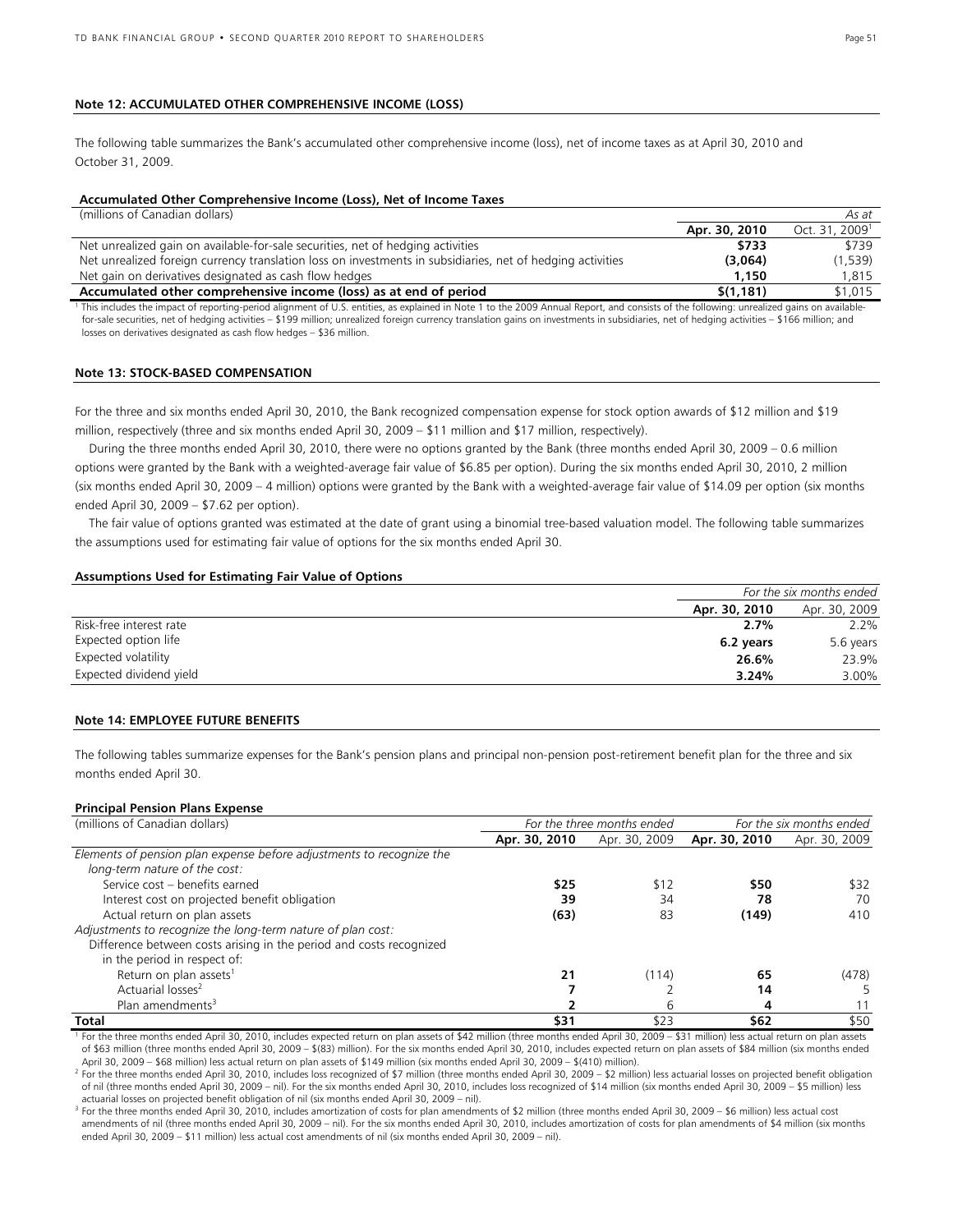### Note 12: ACCUMULATED OTHER COMPREHENSIVE INCOME (LOSS)

The following table summarizes the Bank's accumulated other comprehensive income (loss), net of income taxes as at April 30, 2010 and October 31, 2009.

**Accumulated Other Comprehensive Income (Loss), Net of Income Taxes**

| (millions of Canadian dollars) | | *As at* |
|---|---|---|
| | **Apr. 30, 2010** | Oct. 31, 2009[1] |
| Net unrealized gain on available-for-sale securities, net of hedging activities | **$733** | $739 |
| Net unrealized foreign currency translation loss on investments in subsidiaries, net of hedging activities | **(3,064)** | (1,539) |
| Net gain on derivatives designated as cash flow hedges | **1,150** | 1,815 |
| **Accumulated other comprehensive income (loss) as at end of period** | **$(1,181)** | $1,015 |

[1] This includes the impact of reporting-period alignment of U.S. entities, as explained in Note 1 to the 2009 Annual Report, and consists of the following: unrealized gains on available-for-sale securities, net of hedging activities – $199 million; unrealized foreign currency translation gains on investments in subsidiaries, net of hedging activities – $166 million; and losses on derivatives designated as cash flow hedges – $36 million.

### Note 13: STOCK-BASED COMPENSATION

For the three and six months ended April 30, 2010, the Bank recognized compensation expense for stock option awards of $12 million and $19 million, respectively (three and six months ended April 30, 2009 – $11 million and $17 million, respectively).

During the three months ended April 30, 2010, there were no options granted by the Bank (three months ended April 30, 2009 – 0.6 million options were granted by the Bank with a weighted-average fair value of $6.85 per option). During the six months ended April 30, 2010, 2 million (six months ended April 30, 2009 – 4 million) options were granted by the Bank with a weighted-average fair value of $14.09 per option (six months ended April 30, 2009 – $7.62 per option).

The fair value of options granted was estimated at the date of grant using a binomial tree-based valuation model. The following table summarizes the assumptions used for estimating fair value of options for the six months ended April 30.

**Assumptions Used for Estimating Fair Value of Options**

| | *For the six months ended* | |
|---|---|---|
| | **Apr. 30, 2010** | Apr. 30, 2009 |
| Risk-free interest rate | **2.7%** | 2.2% |
| Expected option life | **6.2 years** | 5.6 years |
| Expected volatility | **26.6%** | 23.9% |
| Expected dividend yield | **3.24%** | 3.00% |

### Note 14: EMPLOYEE FUTURE BENEFITS

The following tables summarize expenses for the Bank's pension plans and principal non-pension post-retirement benefit plan for the three and six months ended April 30.

**Principal Pension Plans Expense**

| (millions of Canadian dollars) | *For the three months ended* | | *For the six months ended* | |
|---|---|---|---|---|
| | **Apr. 30, 2010** | Apr. 30, 2009 | **Apr. 30, 2010** | Apr. 30, 2009 |
| *Elements of pension plan expense before adjustments to recognize the long-term nature of the cost:* | | | | |
| Service cost – benefits earned | **$25** | $12 | **$50** | $32 |
| Interest cost on projected benefit obligation | **39** | 34 | **78** | 70 |
| Actual return on plan assets | **(63)** | 83 | **(149)** | 410 |
| *Adjustments to recognize the long-term nature of plan cost:* | | | | |
| Difference between costs arising in the period and costs recognized in the period in respect of: | | | | |
| Return on plan assets[1] | **21** | (114) | **65** | (478) |
| Actuarial losses[2] | **7** | 2 | **14** | 5 |
| Plan amendments[3] | **2** | 6 | **4** | 11 |
| **Total** | **$31** | $23 | **$62** | $50 |

[1] For the three months ended April 30, 2010, includes expected return on plan assets of $42 million (three months ended April 30, 2009 – $31 million) less actual return on plan assets of $63 million (three months ended April 30, 2009 – $(83) million). For the six months ended April 30, 2010, includes expected return on plan assets of $84 million (six months ended April 30, 2009 – $68 million) less actual return on plan assets of $149 million (six months ended April 30, 2009 – $(410) million).

[2] For the three months ended April 30, 2010, includes loss recognized of $7 million (three months ended April 30, 2009 – $2 million) less actuarial losses on projected benefit obligation of nil (three months ended April 30, 2009 – nil). For the six months ended April 30, 2010, includes loss recognized of $14 million (six months ended April 30, 2009 – $5 million) less actuarial losses on projected benefit obligation of nil (six months ended April 30, 2009 – nil).

[3] For the three months ended April 30, 2010, includes amortization of costs for plan amendments of $2 million (three months ended April 30, 2009 – $6 million) less actual cost amendments of nil (three months ended April 30, 2009 – nil). For the six months ended April 30, 2010, includes amortization of costs for plan amendments of $4 million (six months ended April 30, 2009 – $11 million) less actual cost amendments of nil (six months ended April 30, 2009 – nil).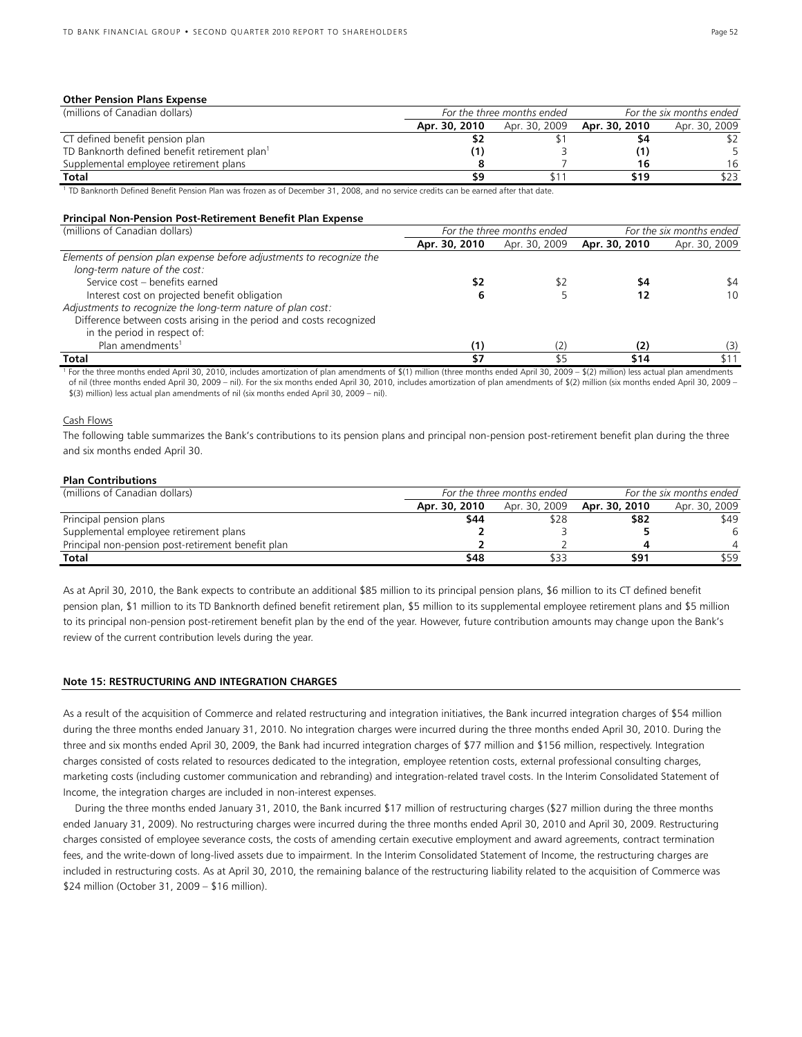**Other Pension Plans Expense**

| (millions of Canadian dollars) | For the three months ended | | For the six months ended | |
|---|---|---|---|---|
| | **Apr. 30, 2010** | Apr. 30, 2009 | **Apr. 30, 2010** | Apr. 30, 2009 |
| CT defined benefit pension plan | **$2** | $1 | **$4** | $2 |
| TD Banknorth defined benefit retirement plan[1] | **(1)** | 3 | **(1)** | 5 |
| Supplemental employee retirement plans | **8** | 7 | **16** | 16 |
| **Total** | **$9** | $11 | **$19** | $23 |

[1] TD Banknorth Defined Benefit Pension Plan was frozen as of December 31, 2008, and no service credits can be earned after that date.

**Principal Non-Pension Post-Retirement Benefit Plan Expense**

| (millions of Canadian dollars) | For the three months ended | | For the six months ended | |
|---|---|---|---|---|
| | **Apr. 30, 2010** | Apr. 30, 2009 | **Apr. 30, 2010** | Apr. 30, 2009 |
| *Elements of pension plan expense before adjustments to recognize the long-term nature of the cost:* | | | | |
| Service cost – benefits earned | **$2** | $2 | **$4** | $4 |
| Interest cost on projected benefit obligation | **6** | 5 | **12** | 10 |
| *Adjustments to recognize the long-term nature of plan cost:* | | | | |
| Difference between costs arising in the period and costs recognized in the period in respect of: | | | | |
| Plan amendments[1] | **(1)** | (2) | **(2)** | (3) |
| **Total** | **$7** | $5 | **$14** | $11 |

[1] For the three months ended April 30, 2010, includes amortization of plan amendments of $(1) million (three months ended April 30, 2009 – $(2) million) less actual plan amendments of nil (three months ended April 30, 2009 – nil). For the six months ended April 30, 2010, includes amortization of plan amendments of $(2) million (six months ended April 30, 2009 – $(3) million) less actual plan amendments of nil (six months ended April 30, 2009 – nil).

Cash Flows

The following table summarizes the Bank's contributions to its pension plans and principal non-pension post-retirement benefit plan during the three and six months ended April 30.

**Plan Contributions**

| (millions of Canadian dollars) | For the three months ended | | For the six months ended | |
|---|---|---|---|---|
| | **Apr. 30, 2010** | Apr. 30, 2009 | **Apr. 30, 2010** | Apr. 30, 2009 |
| Principal pension plans | **$44** | $28 | **$82** | $49 |
| Supplemental employee retirement plans | **2** | 3 | **5** | 6 |
| Principal non-pension post-retirement benefit plan | **2** | 2 | **4** | 4 |
| **Total** | **$48** | $33 | **$91** | $59 |

As at April 30, 2010, the Bank expects to contribute an additional $85 million to its principal pension plans, $6 million to its CT defined benefit pension plan, $1 million to its TD Banknorth defined benefit retirement plan, $5 million to its supplemental employee retirement plans and $5 million to its principal non-pension post-retirement benefit plan by the end of the year. However, future contribution amounts may change upon the Bank's review of the current contribution levels during the year.

**Note 15: RESTRUCTURING AND INTEGRATION CHARGES**

As a result of the acquisition of Commerce and related restructuring and integration initiatives, the Bank incurred integration charges of $54 million during the three months ended January 31, 2010. No integration charges were incurred during the three months ended April 30, 2010. During the three and six months ended April 30, 2009, the Bank had incurred integration charges of $77 million and $156 million, respectively. Integration charges consisted of costs related to resources dedicated to the integration, employee retention costs, external professional consulting charges, marketing costs (including customer communication and rebranding) and integration-related travel costs. In the Interim Consolidated Statement of Income, the integration charges are included in non-interest expenses.

During the three months ended January 31, 2010, the Bank incurred $17 million of restructuring charges ($27 million during the three months ended January 31, 2009). No restructuring charges were incurred during the three months ended April 30, 2010 and April 30, 2009. Restructuring charges consisted of employee severance costs, the costs of amending certain executive employment and award agreements, contract termination fees, and the write-down of long-lived assets due to impairment. In the Interim Consolidated Statement of Income, the restructuring charges are included in restructuring costs. As at April 30, 2010, the remaining balance of the restructuring liability related to the acquisition of Commerce was $24 million (October 31, 2009 – $16 million).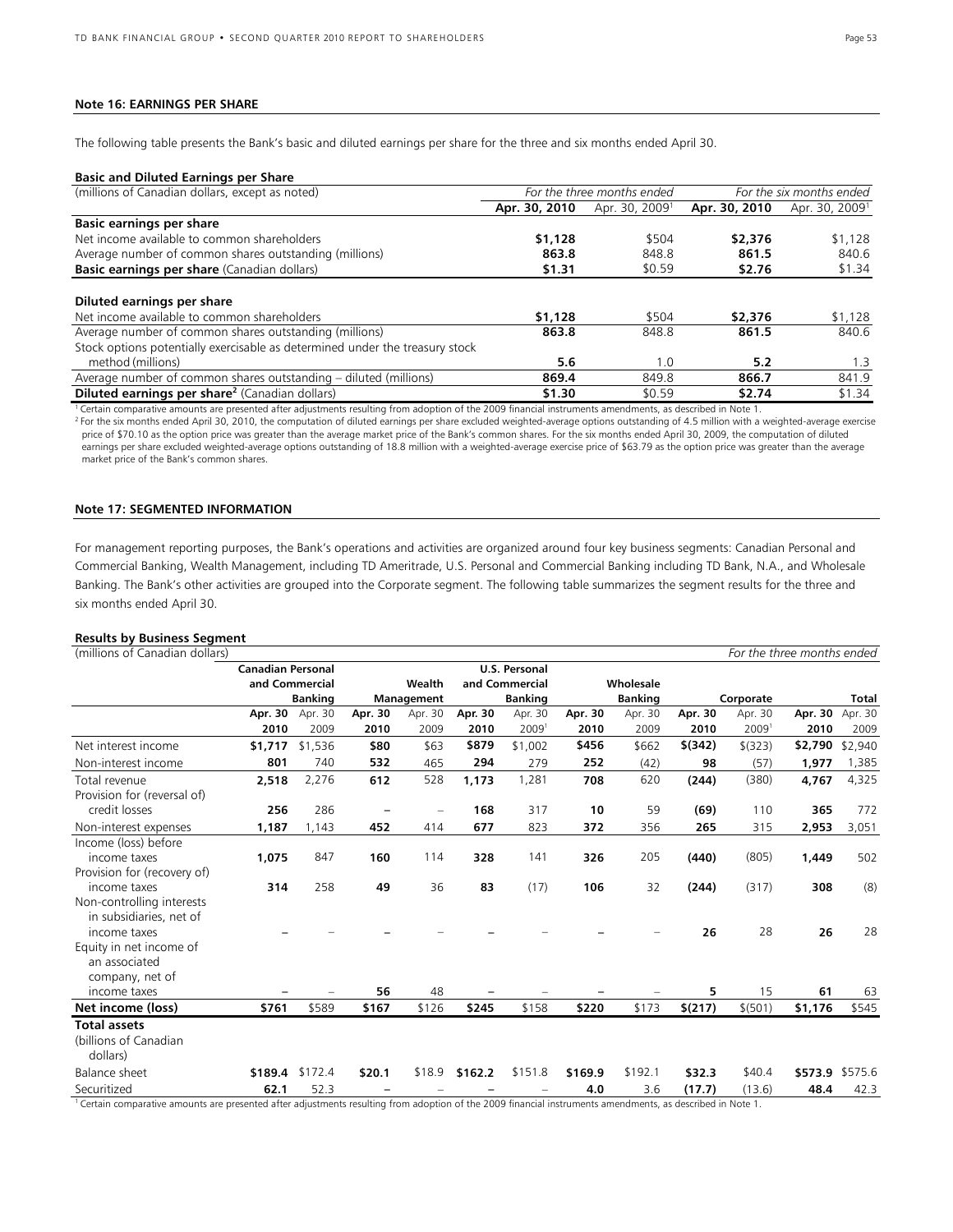## Note 16: EARNINGS PER SHARE

The following table presents the Bank's basic and diluted earnings per share for the three and six months ended April 30.

**Basic and Diluted Earnings per Share**

| (millions of Canadian dollars, except as noted) | *For the three months ended* | | *For the six months ended* | |
|---|---|---|---|---|
| | **Apr. 30, 2010** | Apr. 30, 2009[1] | **Apr. 30, 2010** | Apr. 30, 2009[1] |
| **Basic earnings per share** | | | | |
| Net income available to common shareholders | **$1,128** | $504 | **$2,376** | $1,128 |
| Average number of common shares outstanding (millions) | **863.8** | 848.8 | **861.5** | 840.6 |
| **Basic earnings per share** (Canadian dollars) | **$1.31** | $0.59 | **$2.76** | $1.34 |
| **Diluted earnings per share** | | | | |
| Net income available to common shareholders | **$1,128** | $504 | **$2,376** | $1,128 |
| Average number of common shares outstanding (millions) | **863.8** | 848.8 | **861.5** | 840.6 |
| Stock options potentially exercisable as determined under the treasury stock method (millions) | **5.6** | 1.0 | **5.2** | 1.3 |
| Average number of common shares outstanding – diluted (millions) | **869.4** | 849.8 | **866.7** | 841.9 |
| **Diluted earnings per share**[2] (Canadian dollars) | **$1.30** | $0.59 | **$2.74** | $1.34 |

[1] Certain comparative amounts are presented after adjustments resulting from adoption of the 2009 financial instruments amendments, as described in Note 1.

[2] For the six months ended April 30, 2010, the computation of diluted earnings per share excluded weighted-average options outstanding of 4.5 million with a weighted-average exercise price of $70.10 as the option price was greater than the average market price of the Bank's common shares. For the six months ended April 30, 2009, the computation of diluted earnings per share excluded weighted-average options outstanding of 18.8 million with a weighted-average exercise price of $63.79 as the option price was greater than the average market price of the Bank's common shares.

## Note 17: SEGMENTED INFORMATION

For management reporting purposes, the Bank's operations and activities are organized around four key business segments: Canadian Personal and Commercial Banking, Wealth Management, including TD Ameritrade, U.S. Personal and Commercial Banking including TD Bank, N.A., and Wholesale Banking. The Bank's other activities are grouped into the Corporate segment. The following table summarizes the segment results for the three and six months ended April 30.

**Results by Business Segment**

| (millions of Canadian dollars) | Canadian Personal and Commercial Banking | | Wealth Management | | U.S. Personal and Commercial Banking | | Wholesale Banking | | Corporate | | Total | |
|---|---|---|---|---|---|---|---|---|---|---|---|---|
| *For the three months ended* | **Apr. 30 2010** | Apr. 30 2009 | **Apr. 30 2010** | Apr. 30 2009 | **Apr. 30 2010** | Apr. 30 2009[1] | **Apr. 30 2010** | Apr. 30 2009 | **Apr. 30 2010** | Apr. 30 2009[1] | **Apr. 30 2010** | Apr. 30 2009 |
| Net interest income | **$1,717** | $1,536 | **$80** | $63 | **$879** | $1,002 | **$456** | $662 | **$(342)** | $(323) | **$2,790** | $2,940 |
| Non-interest income | **801** | 740 | **532** | 465 | **294** | 279 | **252** | (42) | **98** | (57) | **1,977** | 1,385 |
| Total revenue | **2,518** | 2,276 | **612** | 528 | **1,173** | 1,281 | **708** | 620 | **(244)** | (380) | **4,767** | 4,325 |
| Provision for (reversal of) credit losses | **256** | 286 | **–** | – | **168** | 317 | **10** | 59 | **(69)** | 110 | **365** | 772 |
| Non-interest expenses | **1,187** | 1,143 | **452** | 414 | **677** | 823 | **372** | 356 | **265** | 315 | **2,953** | 3,051 |
| Income (loss) before income taxes | **1,075** | 847 | **160** | 114 | **328** | 141 | **326** | 205 | **(440)** | (805) | **1,449** | 502 |
| Provision for (recovery of) income taxes | **314** | 258 | **49** | 36 | **83** | (17) | **106** | 32 | **(244)** | (317) | **308** | (8) |
| Non-controlling interests in subsidiaries, net of income taxes | **–** | – | **–** | – | **–** | – | **–** | – | **26** | 28 | **26** | 28 |
| Equity in net income of an associated company, net of income taxes | **–** | – | **56** | 48 | **–** | – | **–** | – | **5** | 15 | **61** | 63 |
| **Net income (loss)** | **$761** | $589 | **$167** | $126 | **$245** | $158 | **$220** | $173 | **$(217)** | $(501) | **$1,176** | $545 |
| **Total assets** (billions of Canadian dollars) | | | | | | | | | | | | |
| Balance sheet | **$189.4** | $172.4 | **$20.1** | $18.9 | **$162.2** | $151.8 | **$169.9** | $192.1 | **$32.3** | $40.4 | **$573.9** | $575.6 |
| Securitized | **62.1** | 52.3 | **–** | – | **–** | – | **4.0** | 3.6 | **(17.7)** | (13.6) | **48.4** | 42.3 |

[1] Certain comparative amounts are presented after adjustments resulting from adoption of the 2009 financial instruments amendments, as described in Note 1.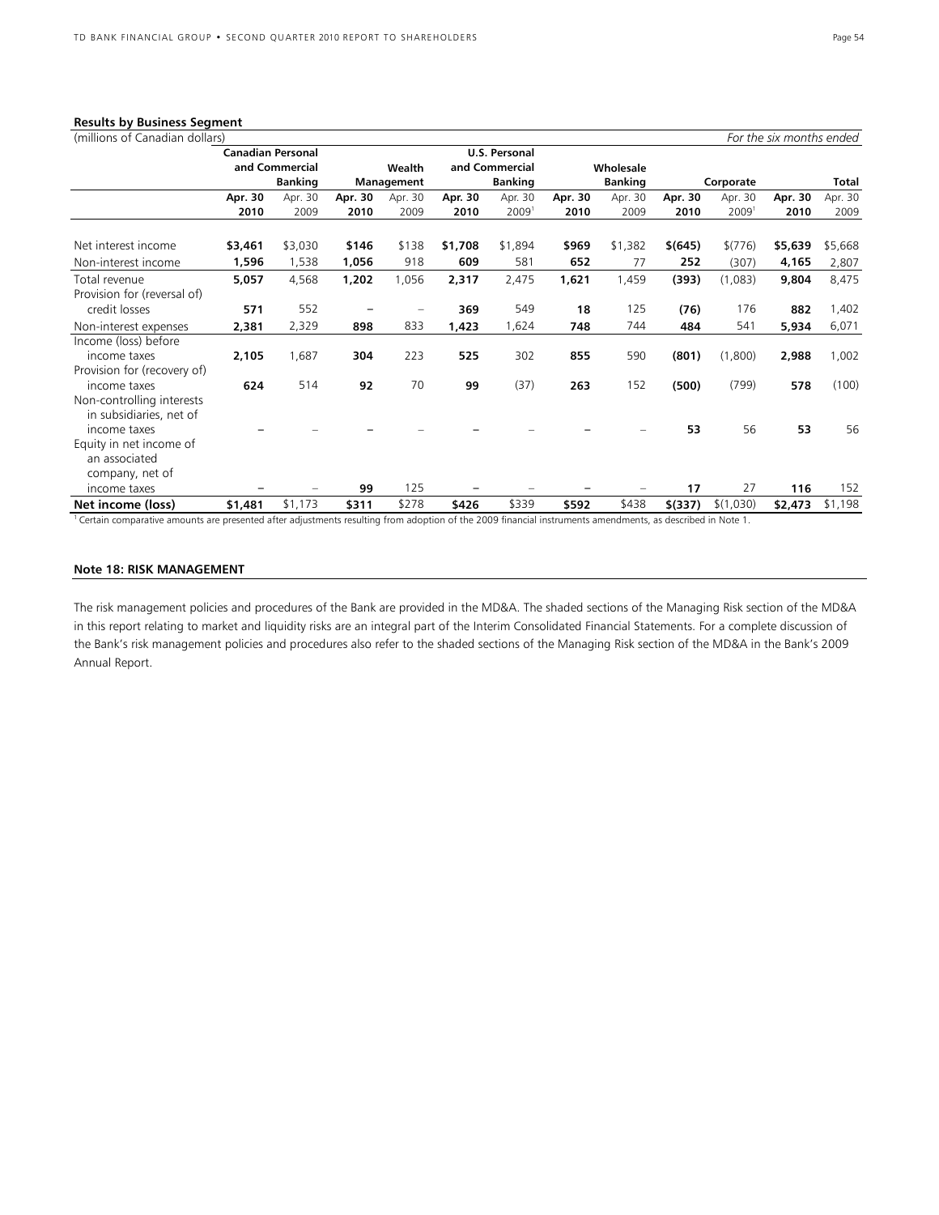**Results by Business Segment**

(millions of Canadian dollars) *For the six months ended*

| | Canadian Personal and Commercial Banking | | Wealth Management | | U.S. Personal and Commercial Banking | | Wholesale Banking | | Corporate | | Total | |
|---|---|---|---|---|---|---|---|---|---|---|---|---|
| | **Apr. 30 2010** | Apr. 30 2009 | **Apr. 30 2010** | Apr. 30 2009 | **Apr. 30 2010** | Apr. 30 2009[1] | **Apr. 30 2010** | Apr. 30 2009 | **Apr. 30 2010** | Apr. 30 2009[1] | **Apr. 30 2010** | Apr. 30 2009 |
| Net interest income | **$3,461** | $3,030 | **$146** | $138 | **$1,708** | $1,894 | **$969** | $1,382 | **$(645)** | $(776) | **$5,639** | $5,668 |
| Non-interest income | **1,596** | 1,538 | **1,056** | 918 | **609** | 581 | **652** | 77 | **252** | (307) | **4,165** | 2,807 |
| Total revenue | **5,057** | 4,568 | **1,202** | 1,056 | **2,317** | 2,475 | **1,621** | 1,459 | **(393)** | (1,083) | **9,804** | 8,475 |
| Provision for (reversal of) credit losses | **571** | 552 | **–** | – | **369** | 549 | **18** | 125 | **(76)** | 176 | **882** | 1,402 |
| Non-interest expenses | **2,381** | 2,329 | **898** | 833 | **1,423** | 1,624 | **748** | 744 | **484** | 541 | **5,934** | 6,071 |
| Income (loss) before income taxes | **2,105** | 1,687 | **304** | 223 | **525** | 302 | **855** | 590 | **(801)** | (1,800) | **2,988** | 1,002 |
| Provision for (recovery of) income taxes | **624** | 514 | **92** | 70 | **99** | (37) | **263** | 152 | **(500)** | (799) | **578** | (100) |
| Non-controlling interests in subsidiaries, net of income taxes | **–** | – | **–** | – | **–** | – | **–** | – | **53** | 56 | **53** | 56 |
| Equity in net income of an associated company, net of income taxes | **–** | – | **99** | 125 | **–** | – | **–** | – | **17** | 27 | **116** | 152 |
| **Net income (loss)** | **$1,481** | $1,173 | **$311** | $278 | **$426** | $339 | **$592** | $438 | **$(337)** | $(1,030) | **$2,473** | $1,198 |

[1] Certain comparative amounts are presented after adjustments resulting from adoption of the 2009 financial instruments amendments, as described in Note 1.

## Note 18: RISK MANAGEMENT

The risk management policies and procedures of the Bank are provided in the MD&A. The shaded sections of the Managing Risk section of the MD&A in this report relating to market and liquidity risks are an integral part of the Interim Consolidated Financial Statements. For a complete discussion of the Bank's risk management policies and procedures also refer to the shaded sections of the Managing Risk section of the MD&A in the Bank's 2009 Annual Report.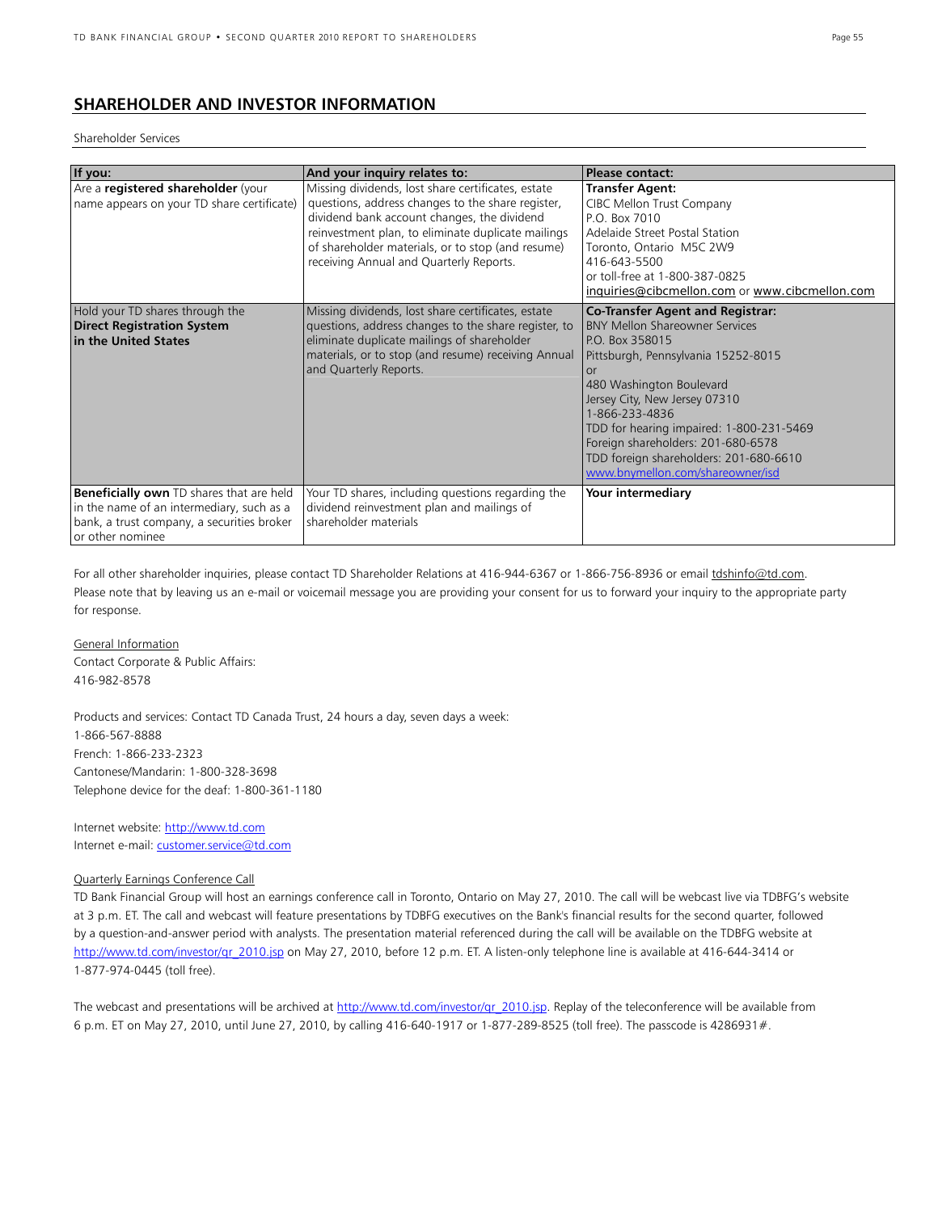## SHAREHOLDER AND INVESTOR INFORMATION

Shareholder Services

| If you: | And your inquiry relates to: | Please contact: |
|---|---|---|
| Are a **registered shareholder** (your name appears on your TD share certificate) | Missing dividends, lost share certificates, estate questions, address changes to the share register, dividend bank account changes, the dividend reinvestment plan, to eliminate duplicate mailings of shareholder materials, or to stop (and resume) receiving Annual and Quarterly Reports. | **Transfer Agent:**<br>CIBC Mellon Trust Company<br>P.O. Box 7010<br>Adelaide Street Postal Station<br>Toronto, Ontario M5C 2W9<br>416-643-5500<br>or toll-free at 1-800-387-0825<br>inquiries@cibcmellon.com or www.cibcmellon.com |
| Hold your TD shares through the **Direct Registration System in the United States** | Missing dividends, lost share certificates, estate questions, address changes to the share register, to eliminate duplicate mailings of shareholder materials, or to stop (and resume) receiving Annual and Quarterly Reports. | **Co-Transfer Agent and Registrar:**<br>BNY Mellon Shareowner Services<br>P.O. Box 358015<br>Pittsburgh, Pennsylvania 15252-8015<br>or<br>480 Washington Boulevard<br>Jersey City, New Jersey 07310<br>1-866-233-4836<br>TDD for hearing impaired: 1-800-231-5469<br>Foreign shareholders: 201-680-6578<br>TDD foreign shareholders: 201-680-6610<br>www.bnymellon.com/shareowner/isd |
| **Beneficially own** TD shares that are held in the name of an intermediary, such as a bank, a trust company, a securities broker or other nominee | Your TD shares, including questions regarding the dividend reinvestment plan and mailings of shareholder materials | **Your intermediary** |

For all other shareholder inquiries, please contact TD Shareholder Relations at 416-944-6367 or 1-866-756-8936 or email tdshinfo@td.com. Please note that by leaving us an e-mail or voicemail message you are providing your consent for us to forward your inquiry to the appropriate party for response.

General Information

Contact Corporate & Public Affairs:
416-982-8578

Products and services: Contact TD Canada Trust, 24 hours a day, seven days a week:
1-866-567-8888
French: 1-866-233-2323
Cantonese/Mandarin: 1-800-328-3698
Telephone device for the deaf: 1-800-361-1180

Internet website: http://www.td.com
Internet e-mail: customer.service@td.com

Quarterly Earnings Conference Call

TD Bank Financial Group will host an earnings conference call in Toronto, Ontario on May 27, 2010. The call will be webcast live via TDBFG's website at 3 p.m. ET. The call and webcast will feature presentations by TDBFG executives on the Bank's financial results for the second quarter, followed by a question-and-answer period with analysts. The presentation material referenced during the call will be available on the TDBFG website at http://www.td.com/investor/qr_2010.jsp on May 27, 2010, before 12 p.m. ET. A listen-only telephone line is available at 416-644-3414 or 1-877-974-0445 (toll free).

The webcast and presentations will be archived at http://www.td.com/investor/qr_2010.jsp. Replay of the teleconference will be available from 6 p.m. ET on May 27, 2010, until June 27, 2010, by calling 416-640-1917 or 1-877-289-8525 (toll free). The passcode is 4286931#.